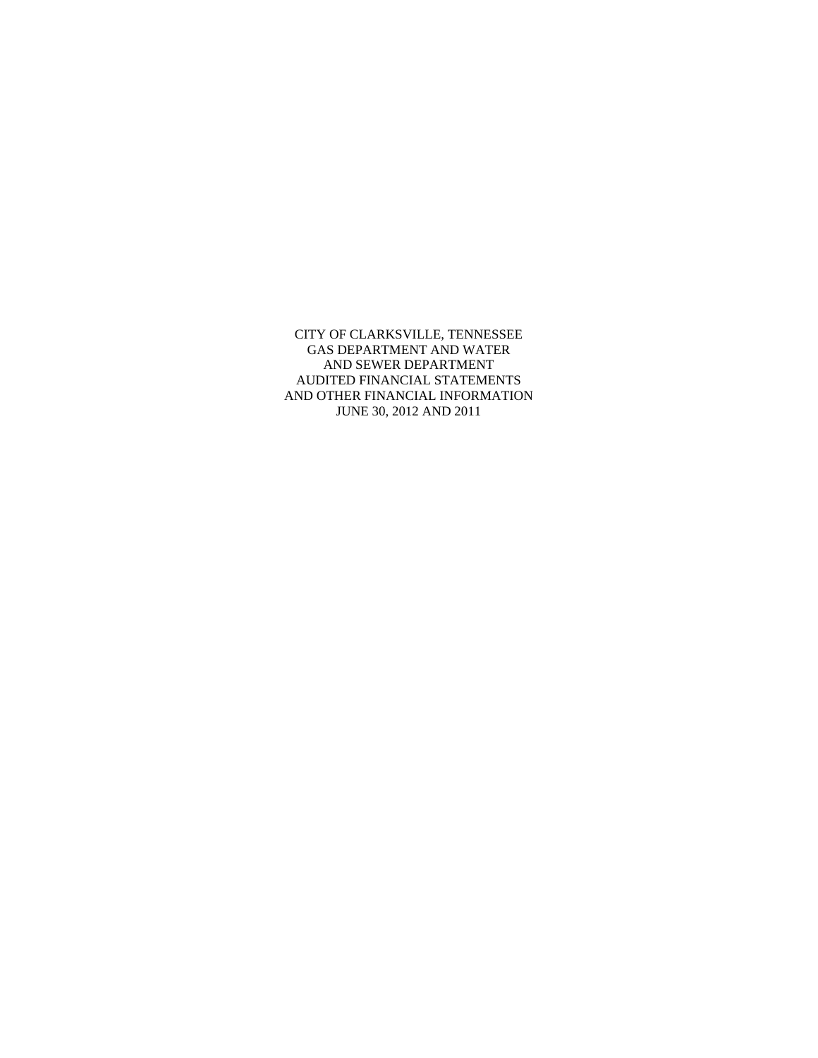# CITY OF CLARKSVILLE, TENNESSEE
# GAS DEPARTMENT AND WATER AND SEWER DEPARTMENT
# AUDITED FINANCIAL STATEMENTS AND OTHER FINANCIAL INFORMATION
# JUNE 30, 2012 AND 2011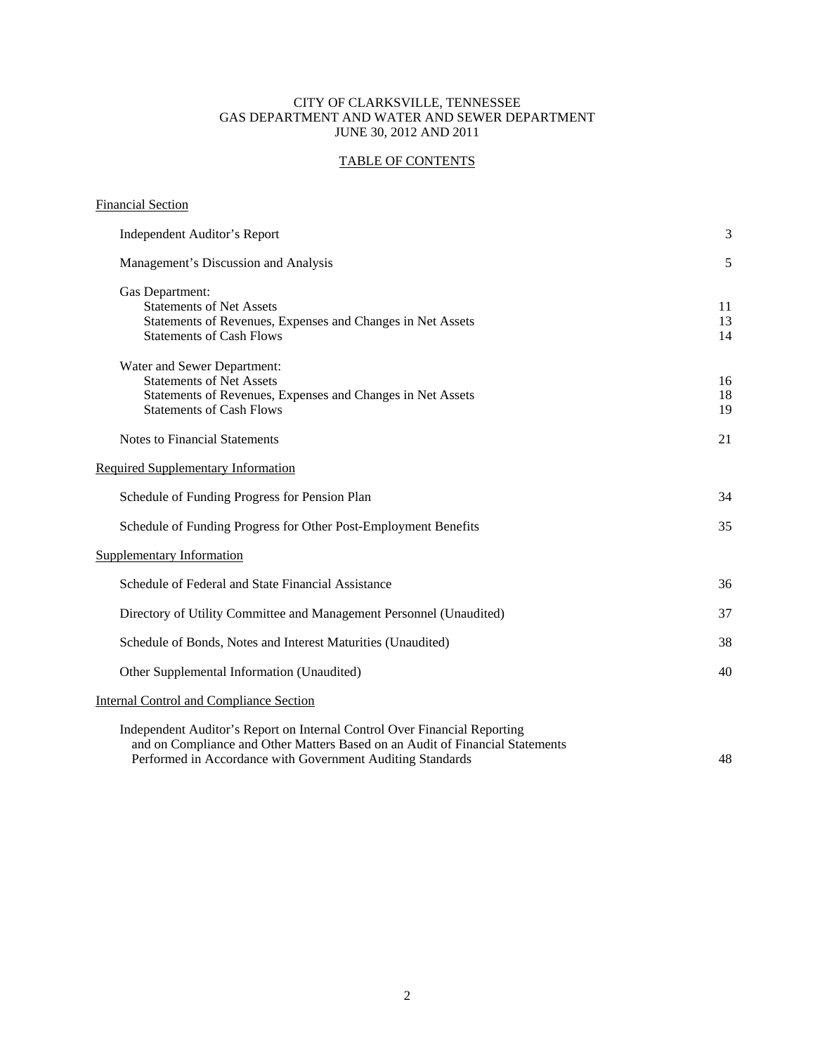CITY OF CLARKSVILLE, TENNESSEE
GAS DEPARTMENT AND WATER AND SEWER DEPARTMENT
JUNE 30, 2012 AND 2011

# TABLE OF CONTENTS

| | |
|---|---|
| **Financial Section** | |
| Independent Auditor's Report | 3 |
| Management's Discussion and Analysis | 5 |
| Gas Department: | |
| Statements of Net Assets | 11 |
| Statements of Revenues, Expenses and Changes in Net Assets | 13 |
| Statements of Cash Flows | 14 |
| Water and Sewer Department: | |
| Statements of Net Assets | 16 |
| Statements of Revenues, Expenses and Changes in Net Assets | 18 |
| Statements of Cash Flows | 19 |
| Notes to Financial Statements | 21 |
| **Required Supplementary Information** | |
| Schedule of Funding Progress for Pension Plan | 34 |
| Schedule of Funding Progress for Other Post-Employment Benefits | 35 |
| **Supplementary Information** | |
| Schedule of Federal and State Financial Assistance | 36 |
| Directory of Utility Committee and Management Personnel (Unaudited) | 37 |
| Schedule of Bonds, Notes and Interest Maturities (Unaudited) | 38 |
| Other Supplemental Information (Unaudited) | 40 |
| **Internal Control and Compliance Section** | |
| Independent Auditor's Report on Internal Control Over Financial Reporting and on Compliance and Other Matters Based on an Audit of Financial Statements Performed in Accordance with Government Auditing Standards | 48 |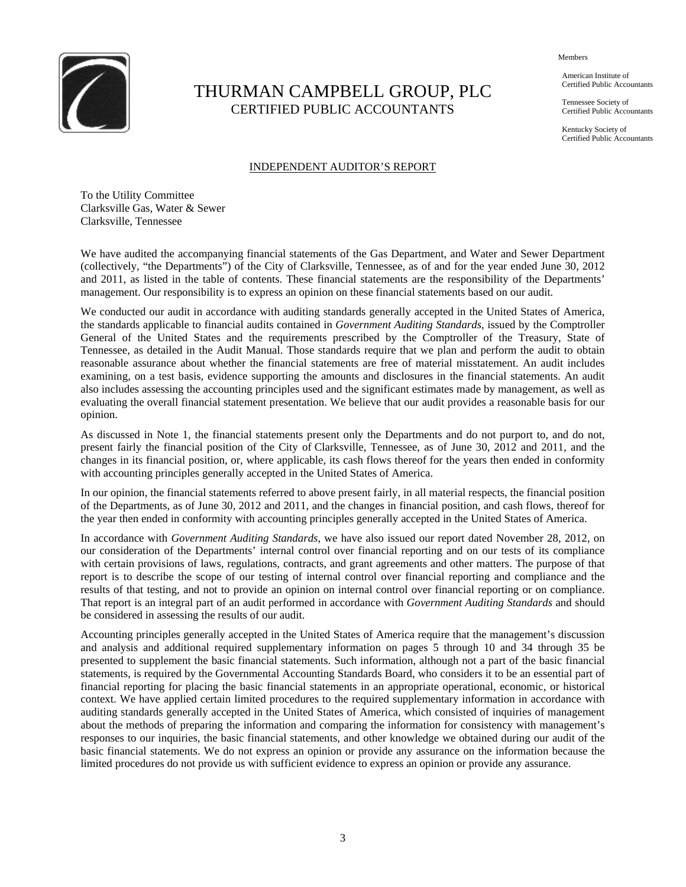# THURMAN CAMPBELL GROUP, PLC
CERTIFIED PUBLIC ACCOUNTANTS

Members

American Institute of Certified Public Accountants

Tennessee Society of Certified Public Accountants

Kentucky Society of Certified Public Accountants

## INDEPENDENT AUDITOR'S REPORT

To the Utility Committee
Clarksville Gas, Water & Sewer
Clarksville, Tennessee

We have audited the accompanying financial statements of the Gas Department, and Water and Sewer Department (collectively, "the Departments") of the City of Clarksville, Tennessee, as of and for the year ended June 30, 2012 and 2011, as listed in the table of contents. These financial statements are the responsibility of the Departments' management. Our responsibility is to express an opinion on these financial statements based on our audit.

We conducted our audit in accordance with auditing standards generally accepted in the United States of America, the standards applicable to financial audits contained in *Government Auditing Standards*, issued by the Comptroller General of the United States and the requirements prescribed by the Comptroller of the Treasury, State of Tennessee, as detailed in the Audit Manual. Those standards require that we plan and perform the audit to obtain reasonable assurance about whether the financial statements are free of material misstatement. An audit includes examining, on a test basis, evidence supporting the amounts and disclosures in the financial statements. An audit also includes assessing the accounting principles used and the significant estimates made by management, as well as evaluating the overall financial statement presentation. We believe that our audit provides a reasonable basis for our opinion.

As discussed in Note 1, the financial statements present only the Departments and do not purport to, and do not, present fairly the financial position of the City of Clarksville, Tennessee, as of June 30, 2012 and 2011, and the changes in its financial position, or, where applicable, its cash flows thereof for the years then ended in conformity with accounting principles generally accepted in the United States of America.

In our opinion, the financial statements referred to above present fairly, in all material respects, the financial position of the Departments, as of June 30, 2012 and 2011, and the changes in financial position, and cash flows, thereof for the year then ended in conformity with accounting principles generally accepted in the United States of America.

In accordance with *Government Auditing Standards*, we have also issued our report dated November 28, 2012, on our consideration of the Departments' internal control over financial reporting and on our tests of its compliance with certain provisions of laws, regulations, contracts, and grant agreements and other matters. The purpose of that report is to describe the scope of our testing of internal control over financial reporting and compliance and the results of that testing, and not to provide an opinion on internal control over financial reporting or on compliance. That report is an integral part of an audit performed in accordance with *Government Auditing Standards* and should be considered in assessing the results of our audit.

Accounting principles generally accepted in the United States of America require that the management's discussion and analysis and additional required supplementary information on pages 5 through 10 and 34 through 35 be presented to supplement the basic financial statements. Such information, although not a part of the basic financial statements, is required by the Governmental Accounting Standards Board, who considers it to be an essential part of financial reporting for placing the basic financial statements in an appropriate operational, economic, or historical context. We have applied certain limited procedures to the required supplementary information in accordance with auditing standards generally accepted in the United States of America, which consisted of inquiries of management about the methods of preparing the information and comparing the information for consistency with management's responses to our inquiries, the basic financial statements, and other knowledge we obtained during our audit of the basic financial statements. We do not express an opinion or provide any assurance on the information because the limited procedures do not provide us with sufficient evidence to express an opinion or provide any assurance.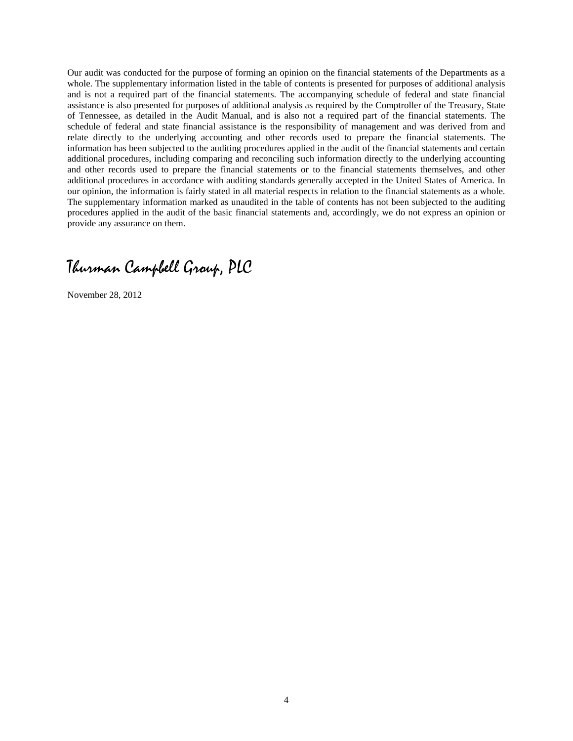Our audit was conducted for the purpose of forming an opinion on the financial statements of the Departments as a whole. The supplementary information listed in the table of contents is presented for purposes of additional analysis and is not a required part of the financial statements. The accompanying schedule of federal and state financial assistance is also presented for purposes of additional analysis as required by the Comptroller of the Treasury, State of Tennessee, as detailed in the Audit Manual, and is also not a required part of the financial statements. The schedule of federal and state financial assistance is the responsibility of management and was derived from and relate directly to the underlying accounting and other records used to prepare the financial statements. The information has been subjected to the auditing procedures applied in the audit of the financial statements and certain additional procedures, including comparing and reconciling such information directly to the underlying accounting and other records used to prepare the financial statements or to the financial statements themselves, and other additional procedures in accordance with auditing standards generally accepted in the United States of America. In our opinion, the information is fairly stated in all material respects in relation to the financial statements as a whole. The supplementary information marked as unaudited in the table of contents has not been subjected to the auditing procedures applied in the audit of the basic financial statements and, accordingly, we do not express an opinion or provide any assurance on them.

*Thurman Campbell Group, PLC*

November 28, 2012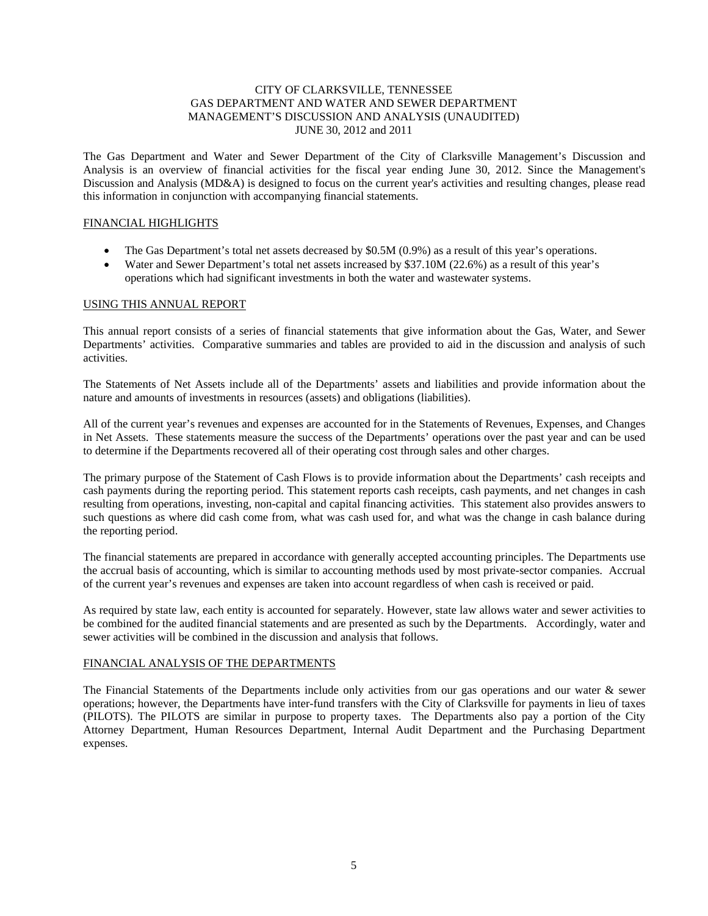CITY OF CLARKSVILLE, TENNESSEE
GAS DEPARTMENT AND WATER AND SEWER DEPARTMENT
MANAGEMENT'S DISCUSSION AND ANALYSIS (UNAUDITED)
JUNE 30, 2012 and 2011

The Gas Department and Water and Sewer Department of the City of Clarksville Management's Discussion and Analysis is an overview of financial activities for the fiscal year ending June 30, 2012. Since the Management's Discussion and Analysis (MD&A) is designed to focus on the current year's activities and resulting changes, please read this information in conjunction with accompanying financial statements.

## FINANCIAL HIGHLIGHTS

- The Gas Department's total net assets decreased by $0.5M (0.9%) as a result of this year's operations.
- Water and Sewer Department's total net assets increased by $37.10M (22.6%) as a result of this year's operations which had significant investments in both the water and wastewater systems.

## USING THIS ANNUAL REPORT

This annual report consists of a series of financial statements that give information about the Gas, Water, and Sewer Departments' activities. Comparative summaries and tables are provided to aid in the discussion and analysis of such activities.

The Statements of Net Assets include all of the Departments' assets and liabilities and provide information about the nature and amounts of investments in resources (assets) and obligations (liabilities).

All of the current year's revenues and expenses are accounted for in the Statements of Revenues, Expenses, and Changes in Net Assets. These statements measure the success of the Departments' operations over the past year and can be used to determine if the Departments recovered all of their operating cost through sales and other charges.

The primary purpose of the Statement of Cash Flows is to provide information about the Departments' cash receipts and cash payments during the reporting period. This statement reports cash receipts, cash payments, and net changes in cash resulting from operations, investing, non-capital and capital financing activities. This statement also provides answers to such questions as where did cash come from, what was cash used for, and what was the change in cash balance during the reporting period.

The financial statements are prepared in accordance with generally accepted accounting principles. The Departments use the accrual basis of accounting, which is similar to accounting methods used by most private-sector companies. Accrual of the current year's revenues and expenses are taken into account regardless of when cash is received or paid.

As required by state law, each entity is accounted for separately. However, state law allows water and sewer activities to be combined for the audited financial statements and are presented as such by the Departments. Accordingly, water and sewer activities will be combined in the discussion and analysis that follows.

## FINANCIAL ANALYSIS OF THE DEPARTMENTS

The Financial Statements of the Departments include only activities from our gas operations and our water & sewer operations; however, the Departments have inter-fund transfers with the City of Clarksville for payments in lieu of taxes (PILOTS). The PILOTS are similar in purpose to property taxes. The Departments also pay a portion of the City Attorney Department, Human Resources Department, Internal Audit Department and the Purchasing Department expenses.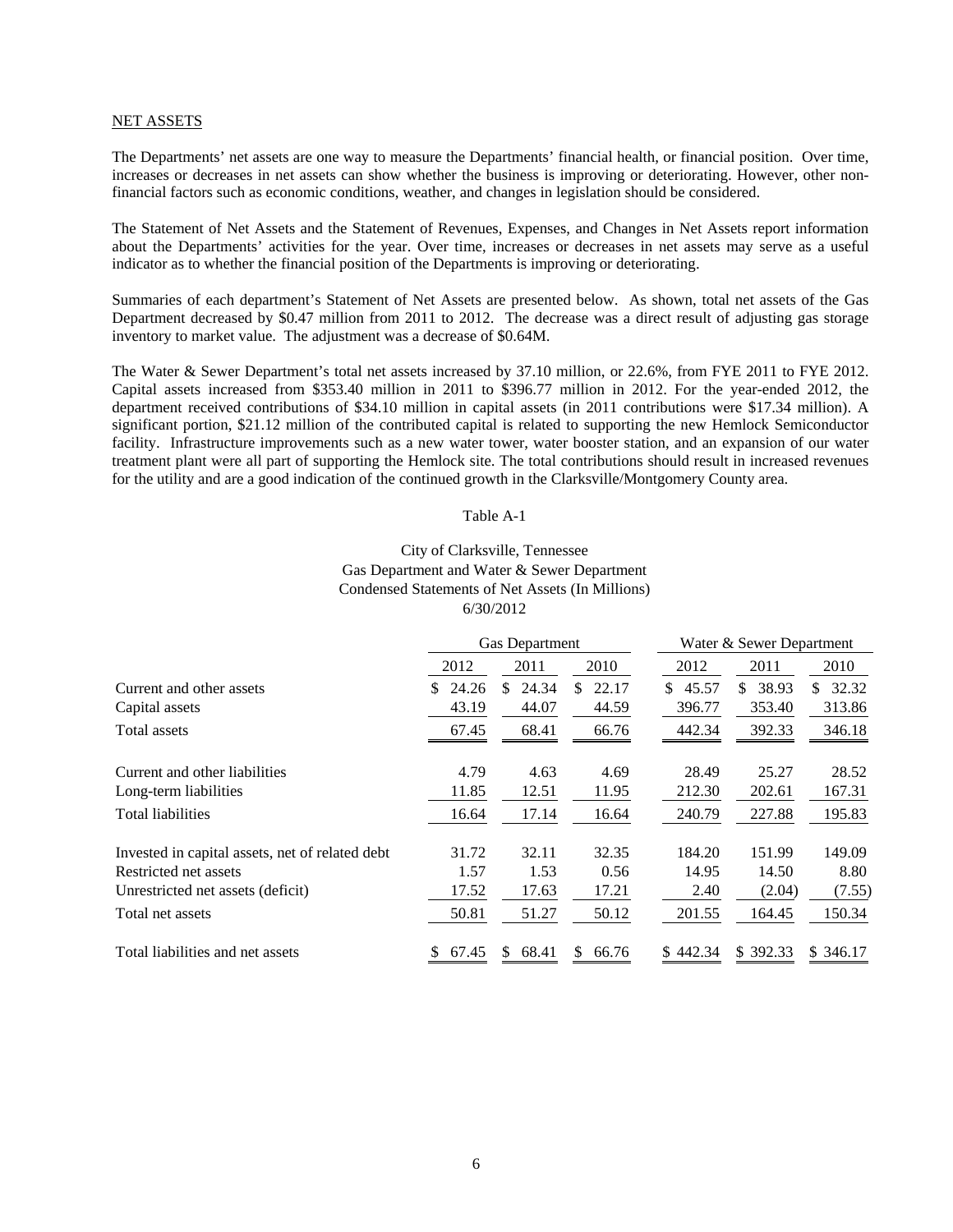NET ASSETS

The Departments' net assets are one way to measure the Departments' financial health, or financial position. Over time, increases or decreases in net assets can show whether the business is improving or deteriorating. However, other non-financial factors such as economic conditions, weather, and changes in legislation should be considered.

The Statement of Net Assets and the Statement of Revenues, Expenses, and Changes in Net Assets report information about the Departments' activities for the year. Over time, increases or decreases in net assets may serve as a useful indicator as to whether the financial position of the Departments is improving or deteriorating.

Summaries of each department's Statement of Net Assets are presented below. As shown, total net assets of the Gas Department decreased by $0.47 million from 2011 to 2012. The decrease was a direct result of adjusting gas storage inventory to market value. The adjustment was a decrease of $0.64M.

The Water & Sewer Department's total net assets increased by 37.10 million, or 22.6%, from FYE 2011 to FYE 2012. Capital assets increased from $353.40 million in 2011 to $396.77 million in 2012. For the year-ended 2012, the department received contributions of $34.10 million in capital assets (in 2011 contributions were $17.34 million). A significant portion, $21.12 million of the contributed capital is related to supporting the new Hemlock Semiconductor facility. Infrastructure improvements such as a new water tower, water booster station, and an expansion of our water treatment plant were all part of supporting the Hemlock site. The total contributions should result in increased revenues for the utility and are a good indication of the continued growth in the Clarksville/Montgomery County area.

Table A-1

City of Clarksville, Tennessee
Gas Department and Water & Sewer Department
Condensed Statements of Net Assets (In Millions)
6/30/2012

| | Gas Department | | | Water & Sewer Department | | |
|---|---|---|---|---|---|---|
| | 2012 | 2011 | 2010 | 2012 | 2011 | 2010 |
| Current and other assets | $ 24.26 | $ 24.34 | $ 22.17 | $ 45.57 | $ 38.93 | $ 32.32 |
| Capital assets | 43.19 | 44.07 | 44.59 | 396.77 | 353.40 | 313.86 |
| Total assets | 67.45 | 68.41 | 66.76 | 442.34 | 392.33 | 346.18 |
| Current and other liabilities | 4.79 | 4.63 | 4.69 | 28.49 | 25.27 | 28.52 |
| Long-term liabilities | 11.85 | 12.51 | 11.95 | 212.30 | 202.61 | 167.31 |
| Total liabilities | 16.64 | 17.14 | 16.64 | 240.79 | 227.88 | 195.83 |
| Invested in capital assets, net of related debt | 31.72 | 32.11 | 32.35 | 184.20 | 151.99 | 149.09 |
| Restricted net assets | 1.57 | 1.53 | 0.56 | 14.95 | 14.50 | 8.80 |
| Unrestricted net assets (deficit) | 17.52 | 17.63 | 17.21 | 2.40 | (2.04) | (7.55) |
| Total net assets | 50.81 | 51.27 | 50.12 | 201.55 | 164.45 | 150.34 |
| Total liabilities and net assets | $ 67.45 | $ 68.41 | $ 66.76 | $ 442.34 | $ 392.33 | $ 346.17 |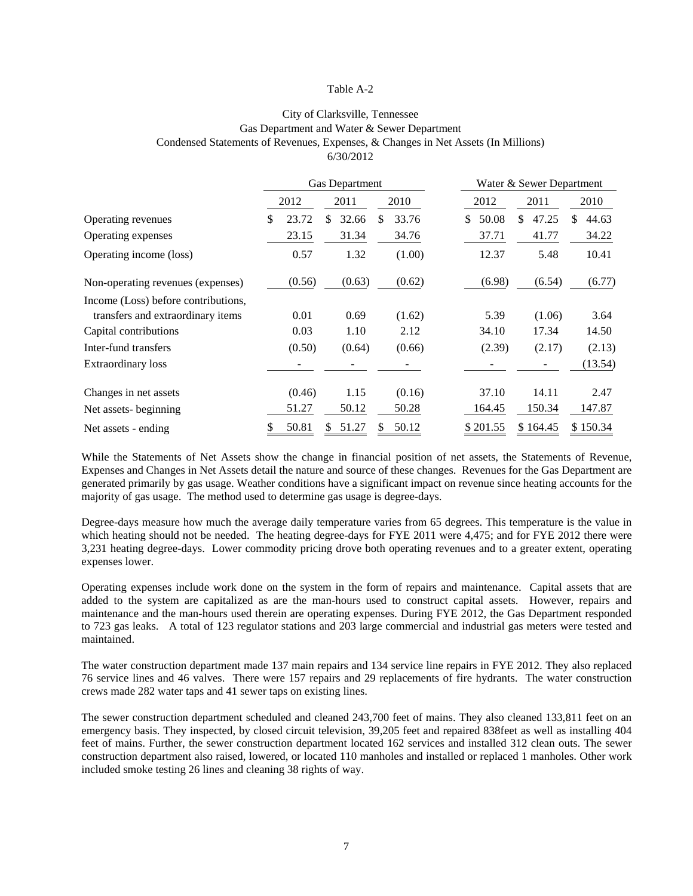Table A-2

City of Clarksville, Tennessee
Gas Department and Water & Sewer Department
Condensed Statements of Revenues, Expenses, & Changes in Net Assets (In Millions)
6/30/2012

| | Gas Department | | | Water & Sewer Department | | |
|---|---|---|---|---|---|---|
| | 2012 | 2011 | 2010 | 2012 | 2011 | 2010 |
| Operating revenues | $ 23.72 | $ 32.66 | $ 33.76 | $ 50.08 | $ 47.25 | $ 44.63 |
| Operating expenses | 23.15 | 31.34 | 34.76 | 37.71 | 41.77 | 34.22 |
| Operating income (loss) | 0.57 | 1.32 | (1.00) | 12.37 | 5.48 | 10.41 |
| Non-operating revenues (expenses) | (0.56) | (0.63) | (0.62) | (6.98) | (6.54) | (6.77) |
| Income (Loss) before contributions, transfers and extraordinary items | 0.01 | 0.69 | (1.62) | 5.39 | (1.06) | 3.64 |
| Capital contributions | 0.03 | 1.10 | 2.12 | 34.10 | 17.34 | 14.50 |
| Inter-fund transfers | (0.50) | (0.64) | (0.66) | (2.39) | (2.17) | (2.13) |
| Extraordinary loss | - | - | - | - | - | (13.54) |
| Changes in net assets | (0.46) | 1.15 | (0.16) | 37.10 | 14.11 | 2.47 |
| Net assets- beginning | 51.27 | 50.12 | 50.28 | 164.45 | 150.34 | 147.87 |
| Net assets - ending | $ 50.81 | $ 51.27 | $ 50.12 | $ 201.55 | $ 164.45 | $ 150.34 |

While the Statements of Net Assets show the change in financial position of net assets, the Statements of Revenue, Expenses and Changes in Net Assets detail the nature and source of these changes. Revenues for the Gas Department are generated primarily by gas usage. Weather conditions have a significant impact on revenue since heating accounts for the majority of gas usage. The method used to determine gas usage is degree-days.

Degree-days measure how much the average daily temperature varies from 65 degrees. This temperature is the value in which heating should not be needed. The heating degree-days for FYE 2011 were 4,475; and for FYE 2012 there were 3,231 heating degree-days. Lower commodity pricing drove both operating revenues and to a greater extent, operating expenses lower.

Operating expenses include work done on the system in the form of repairs and maintenance. Capital assets that are added to the system are capitalized as are the man-hours used to construct capital assets. However, repairs and maintenance and the man-hours used therein are operating expenses. During FYE 2012, the Gas Department responded to 723 gas leaks. A total of 123 regulator stations and 203 large commercial and industrial gas meters were tested and maintained.

The water construction department made 137 main repairs and 134 service line repairs in FYE 2012. They also replaced 76 service lines and 46 valves. There were 157 repairs and 29 replacements of fire hydrants. The water construction crews made 282 water taps and 41 sewer taps on existing lines.

The sewer construction department scheduled and cleaned 243,700 feet of mains. They also cleaned 133,811 feet on an emergency basis. They inspected, by closed circuit television, 39,205 feet and repaired 838feet as well as installing 404 feet of mains. Further, the sewer construction department located 162 services and installed 312 clean outs. The sewer construction department also raised, lowered, or located 110 manholes and installed or replaced 1 manholes. Other work included smoke testing 26 lines and cleaning 38 rights of way.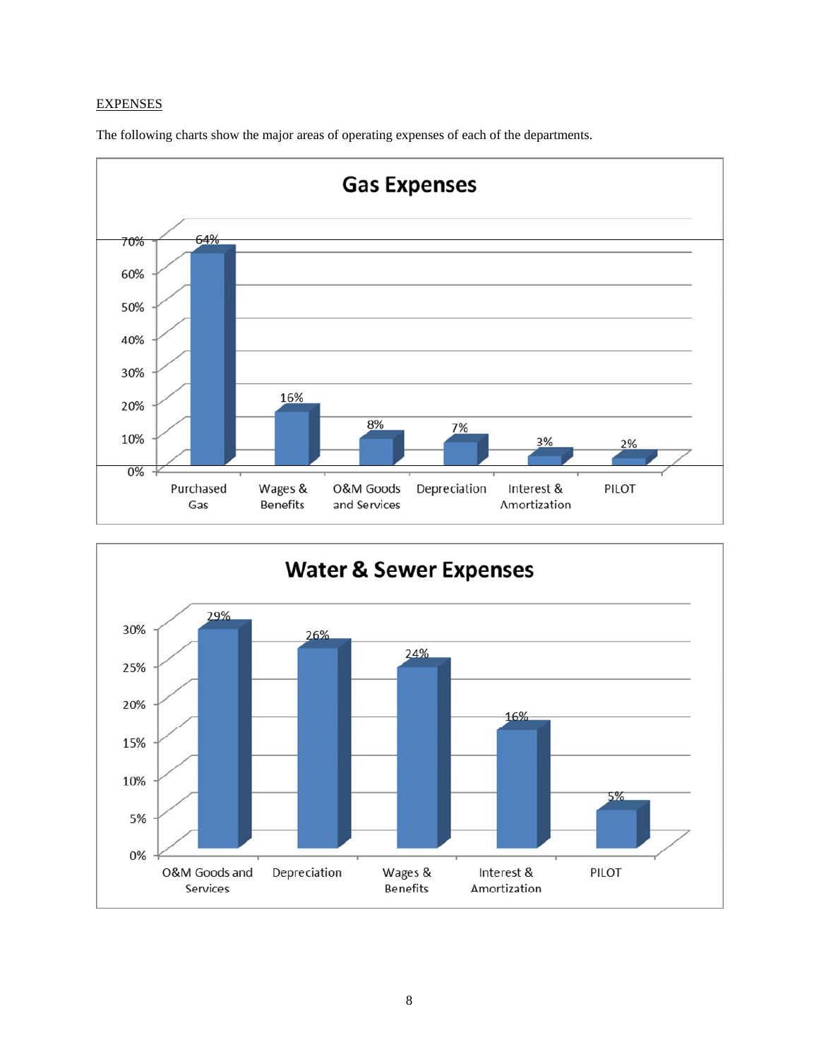EXPENSES

The following charts show the major areas of operating expenses of each of the departments.

**Gas Expenses**

| Category | Percent |
|---|---|
| Purchased Gas | 64% |
| Wages & Benefits | 16% |
| O&M Goods and Services | 8% |
| Depreciation | 7% |
| Interest & Amortization | 3% |
| PILOT | 2% |

**Water & Sewer Expenses**

| Category | Percent |
|---|---|
| O&M Goods and Services | 29% |
| Depreciation | 26% |
| Wages & Benefits | 24% |
| Interest & Amortization | 16% |
| PILOT | 5% |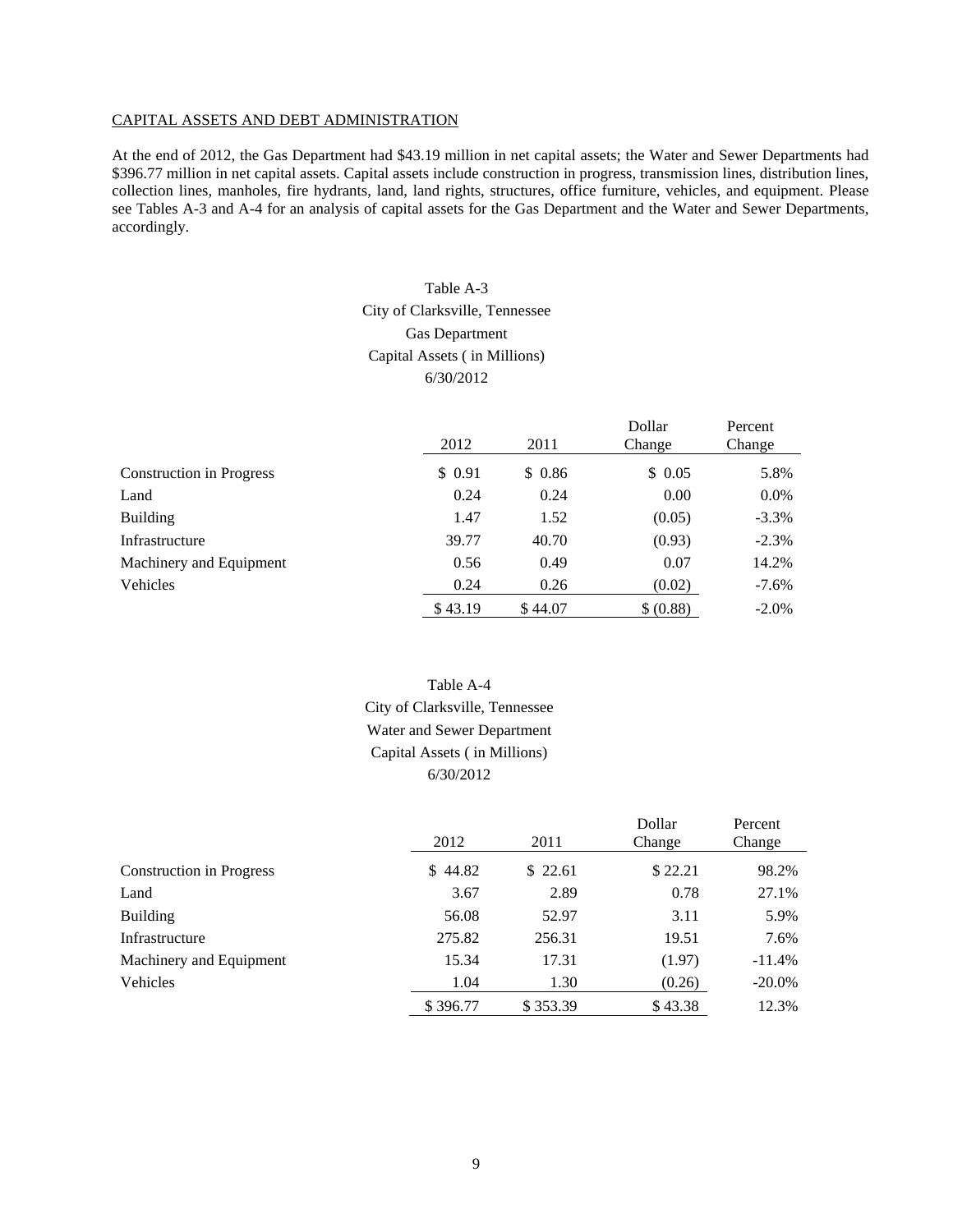## CAPITAL ASSETS AND DEBT ADMINISTRATION

At the end of 2012, the Gas Department had $43.19 million in net capital assets; the Water and Sewer Departments had $396.77 million in net capital assets. Capital assets include construction in progress, transmission lines, distribution lines, collection lines, manholes, fire hydrants, land, land rights, structures, office furniture, vehicles, and equipment. Please see Tables A-3 and A-4 for an analysis of capital assets for the Gas Department and the Water and Sewer Departments, accordingly.

Table A-3
City of Clarksville, Tennessee
Gas Department
Capital Assets ( in Millions)
6/30/2012

| | 2012 | 2011 | Dollar Change | Percent Change |
|---|---|---|---|---|
| Construction in Progress | $ 0.91 | $ 0.86 | $ 0.05 | 5.8% |
| Land | 0.24 | 0.24 | 0.00 | 0.0% |
| Building | 1.47 | 1.52 | (0.05) | -3.3% |
| Infrastructure | 39.77 | 40.70 | (0.93) | -2.3% |
| Machinery and Equipment | 0.56 | 0.49 | 0.07 | 14.2% |
| Vehicles | 0.24 | 0.26 | (0.02) | -7.6% |
| | $ 43.19 | $ 44.07 | $ (0.88) | -2.0% |

Table A-4
City of Clarksville, Tennessee
Water and Sewer Department
Capital Assets ( in Millions)
6/30/2012

| | 2012 | 2011 | Dollar Change | Percent Change |
|---|---|---|---|---|
| Construction in Progress | $ 44.82 | $ 22.61 | $ 22.21 | 98.2% |
| Land | 3.67 | 2.89 | 0.78 | 27.1% |
| Building | 56.08 | 52.97 | 3.11 | 5.9% |
| Infrastructure | 275.82 | 256.31 | 19.51 | 7.6% |
| Machinery and Equipment | 15.34 | 17.31 | (1.97) | -11.4% |
| Vehicles | 1.04 | 1.30 | (0.26) | -20.0% |
| | $ 396.77 | $ 353.39 | $ 43.38 | 12.3% |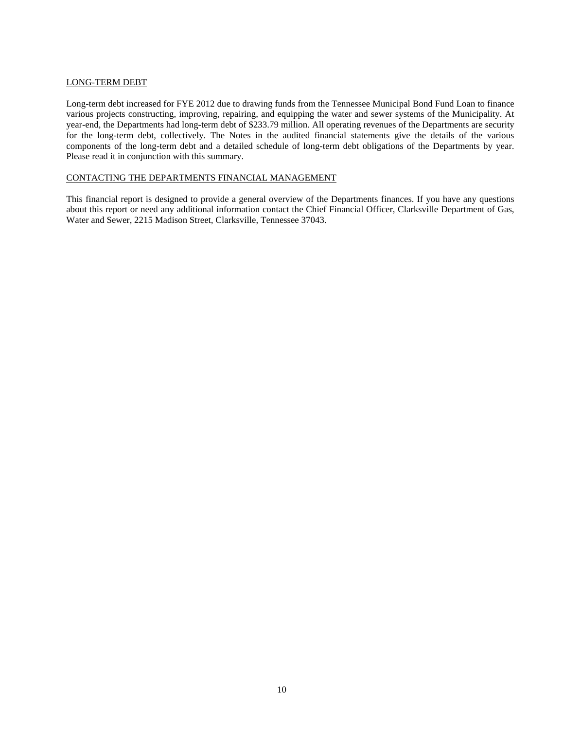## LONG-TERM DEBT

Long-term debt increased for FYE 2012 due to drawing funds from the Tennessee Municipal Bond Fund Loan to finance various projects constructing, improving, repairing, and equipping the water and sewer systems of the Municipality. At year-end, the Departments had long-term debt of $233.79 million. All operating revenues of the Departments are security for the long-term debt, collectively. The Notes in the audited financial statements give the details of the various components of the long-term debt and a detailed schedule of long-term debt obligations of the Departments by year. Please read it in conjunction with this summary.

## CONTACTING THE DEPARTMENTS FINANCIAL MANAGEMENT

This financial report is designed to provide a general overview of the Departments finances. If you have any questions about this report or need any additional information contact the Chief Financial Officer, Clarksville Department of Gas, Water and Sewer, 2215 Madison Street, Clarksville, Tennessee 37043.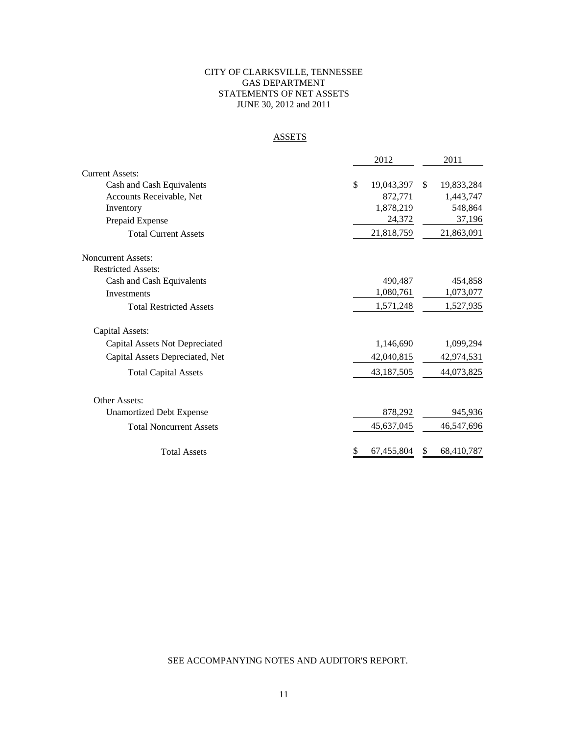# CITY OF CLARKSVILLE, TENNESSEE
## GAS DEPARTMENT
## STATEMENTS OF NET ASSETS
## JUNE 30, 2012 and 2011

### ASSETS

| | 2012 | 2011 |
|---|---|---|
| **Current Assets:** | | |
| Cash and Cash Equivalents | $ 19,043,397 | $ 19,833,284 |
| Accounts Receivable, Net | 872,771 | 1,443,747 |
| Inventory | 1,878,219 | 548,864 |
| Prepaid Expense | 24,372 | 37,196 |
| Total Current Assets | 21,818,759 | 21,863,091 |
| **Noncurrent Assets:** | | |
| Restricted Assets: | | |
| Cash and Cash Equivalents | 490,487 | 454,858 |
| Investments | 1,080,761 | 1,073,077 |
| Total Restricted Assets | 1,571,248 | 1,527,935 |
| Capital Assets: | | |
| Capital Assets Not Depreciated | 1,146,690 | 1,099,294 |
| Capital Assets Depreciated, Net | 42,040,815 | 42,974,531 |
| Total Capital Assets | 43,187,505 | 44,073,825 |
| Other Assets: | | |
| Unamortized Debt Expense | 878,292 | 945,936 |
| Total Noncurrent Assets | 45,637,045 | 46,547,696 |
| Total Assets | $ 67,455,804 | $ 68,410,787 |

SEE ACCOMPANYING NOTES AND AUDITOR'S REPORT.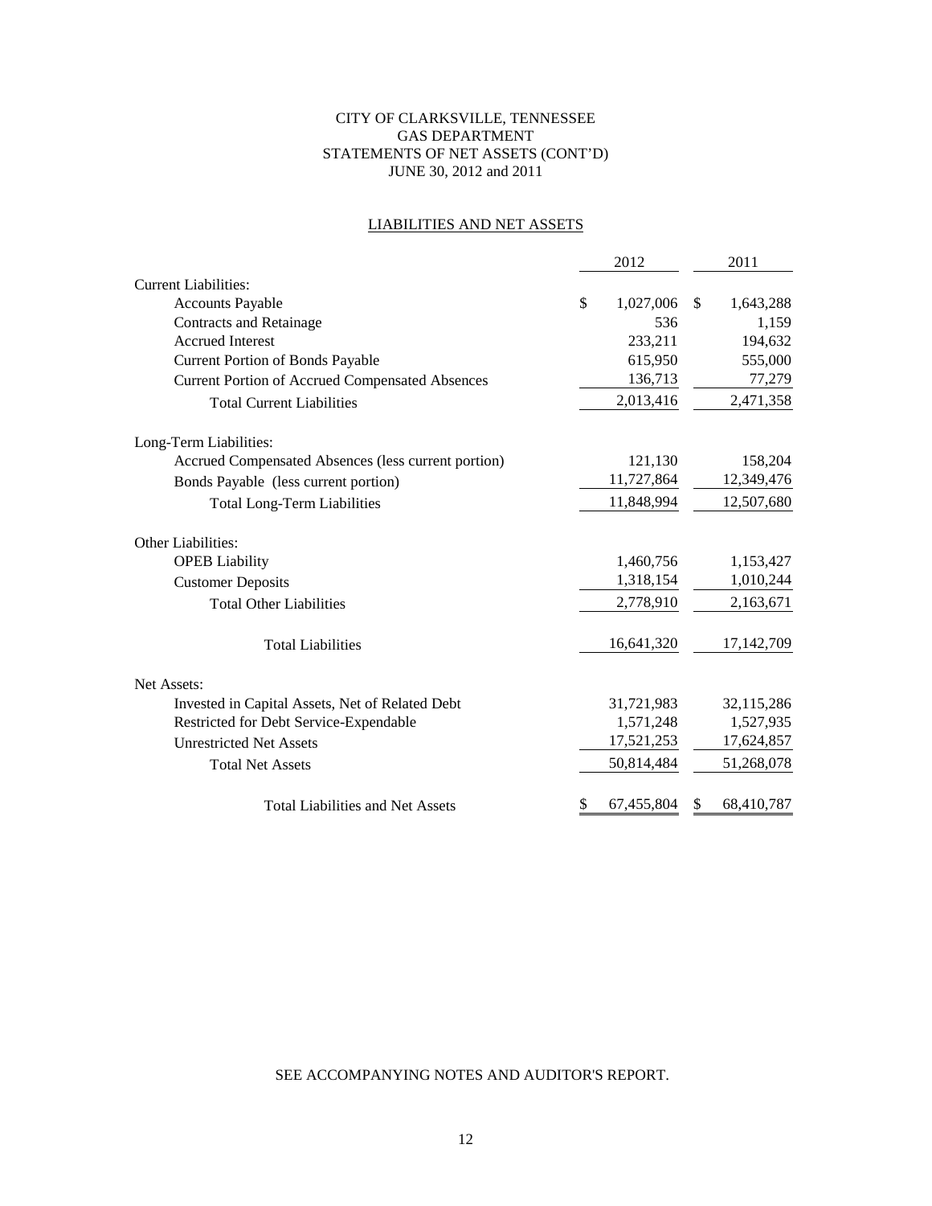# CITY OF CLARKSVILLE, TENNESSEE
## GAS DEPARTMENT
## STATEMENTS OF NET ASSETS (CONT'D)
## JUNE 30, 2012 and 2011

### LIABILITIES AND NET ASSETS

| | 2012 | 2011 |
|---|---|---|
| Current Liabilities: | | |
| Accounts Payable | $ 1,027,006 | $ 1,643,288 |
| Contracts and Retainage | 536 | 1,159 |
| Accrued Interest | 233,211 | 194,632 |
| Current Portion of Bonds Payable | 615,950 | 555,000 |
| Current Portion of Accrued Compensated Absences | 136,713 | 77,279 |
| Total Current Liabilities | 2,013,416 | 2,471,358 |
| Long-Term Liabilities: | | |
| Accrued Compensated Absences (less current portion) | 121,130 | 158,204 |
| Bonds Payable (less current portion) | 11,727,864 | 12,349,476 |
| Total Long-Term Liabilities | 11,848,994 | 12,507,680 |
| Other Liabilities: | | |
| OPEB Liability | 1,460,756 | 1,153,427 |
| Customer Deposits | 1,318,154 | 1,010,244 |
| Total Other Liabilities | 2,778,910 | 2,163,671 |
| Total Liabilities | 16,641,320 | 17,142,709 |
| Net Assets: | | |
| Invested in Capital Assets, Net of Related Debt | 31,721,983 | 32,115,286 |
| Restricted for Debt Service-Expendable | 1,571,248 | 1,527,935 |
| Unrestricted Net Assets | 17,521,253 | 17,624,857 |
| Total Net Assets | 50,814,484 | 51,268,078 |
| Total Liabilities and Net Assets | $ 67,455,804 | $ 68,410,787 |

SEE ACCOMPANYING NOTES AND AUDITOR'S REPORT.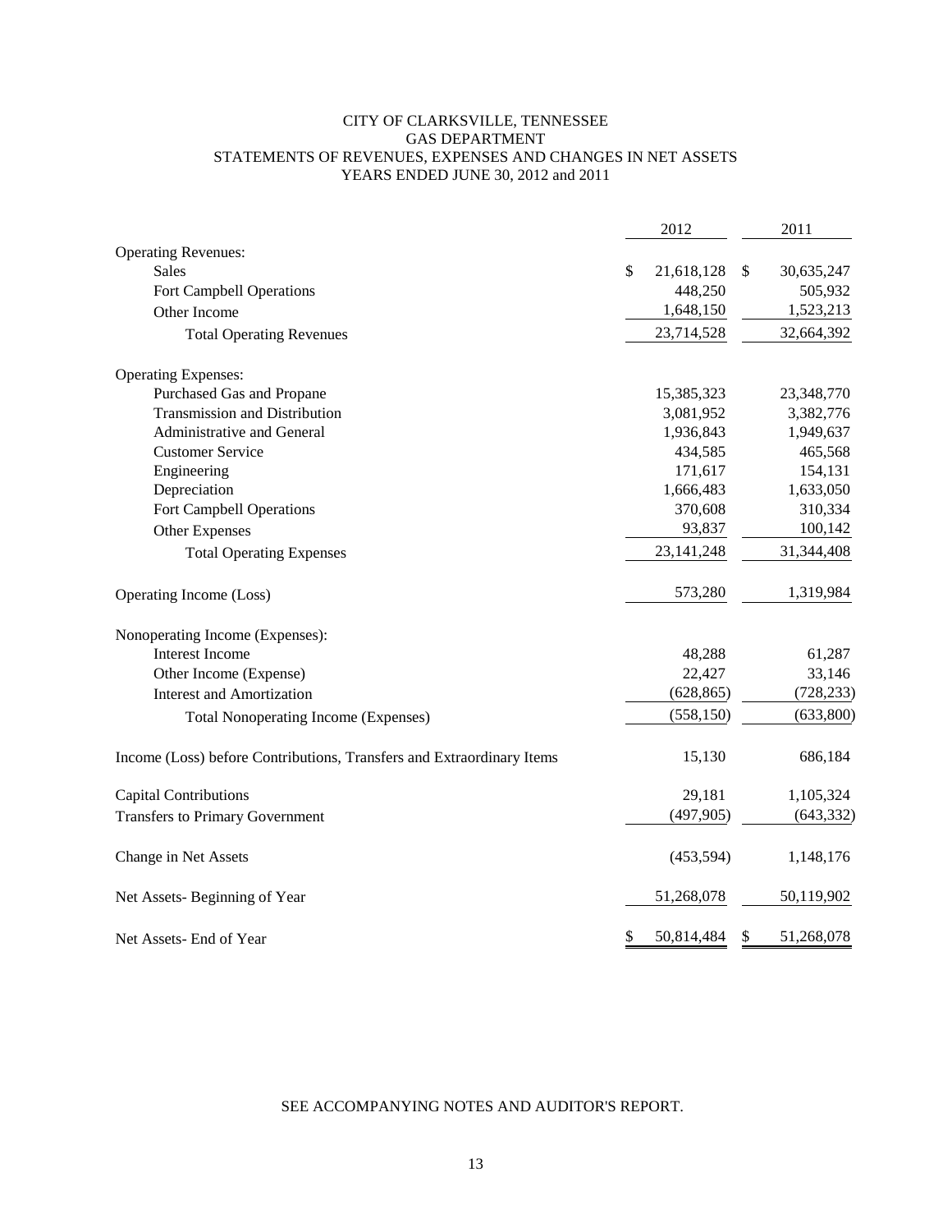# CITY OF CLARKSVILLE, TENNESSEE
## GAS DEPARTMENT
## STATEMENTS OF REVENUES, EXPENSES AND CHANGES IN NET ASSETS
### YEARS ENDED JUNE 30, 2012 and 2011

| | 2012 | 2011 |
|---|---|---|
| Operating Revenues: | | |
| Sales | $ 21,618,128 | $ 30,635,247 |
| Fort Campbell Operations | 448,250 | 505,932 |
| Other Income | 1,648,150 | 1,523,213 |
| Total Operating Revenues | 23,714,528 | 32,664,392 |
| Operating Expenses: | | |
| Purchased Gas and Propane | 15,385,323 | 23,348,770 |
| Transmission and Distribution | 3,081,952 | 3,382,776 |
| Administrative and General | 1,936,843 | 1,949,637 |
| Customer Service | 434,585 | 465,568 |
| Engineering | 171,617 | 154,131 |
| Depreciation | 1,666,483 | 1,633,050 |
| Fort Campbell Operations | 370,608 | 310,334 |
| Other Expenses | 93,837 | 100,142 |
| Total Operating Expenses | 23,141,248 | 31,344,408 |
| Operating Income (Loss) | 573,280 | 1,319,984 |
| Nonoperating Income (Expenses): | | |
| Interest Income | 48,288 | 61,287 |
| Other Income (Expense) | 22,427 | 33,146 |
| Interest and Amortization | (628,865) | (728,233) |
| Total Nonoperating Income (Expenses) | (558,150) | (633,800) |
| Income (Loss) before Contributions, Transfers and Extraordinary Items | 15,130 | 686,184 |
| Capital Contributions | 29,181 | 1,105,324 |
| Transfers to Primary Government | (497,905) | (643,332) |
| Change in Net Assets | (453,594) | 1,148,176 |
| Net Assets- Beginning of Year | 51,268,078 | 50,119,902 |
| Net Assets- End of Year | $ 50,814,484 | $ 51,268,078 |

SEE ACCOMPANYING NOTES AND AUDITOR'S REPORT.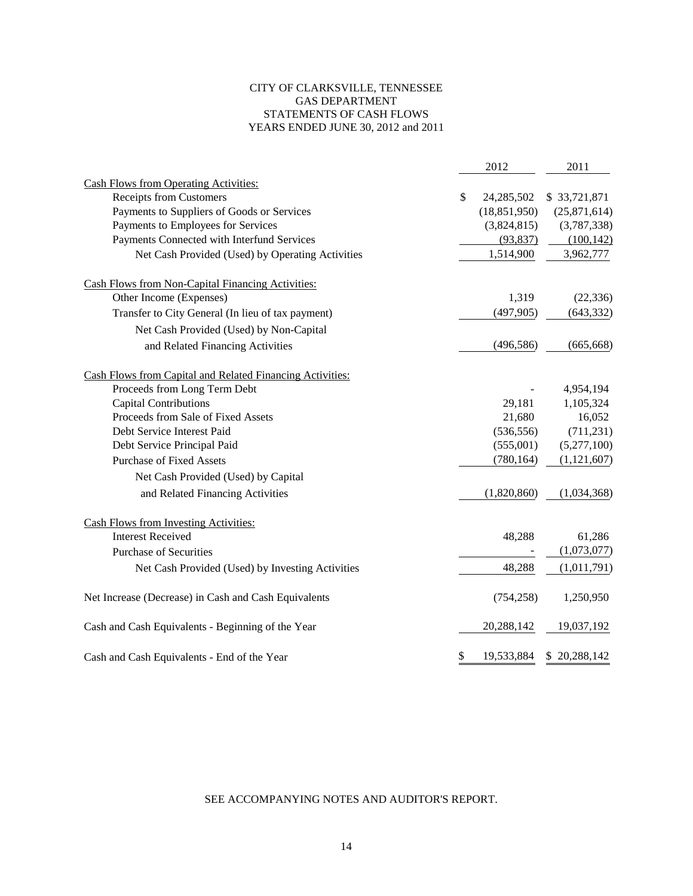# CITY OF CLARKSVILLE, TENNESSEE
## GAS DEPARTMENT
## STATEMENTS OF CASH FLOWS
## YEARS ENDED JUNE 30, 2012 and 2011

| | 2012 | 2011 |
|---|---|---|
| Cash Flows from Operating Activities: | | |
| Receipts from Customers | $ 24,285,502 | $ 33,721,871 |
| Payments to Suppliers of Goods or Services | (18,851,950) | (25,871,614) |
| Payments to Employees for Services | (3,824,815) | (3,787,338) |
| Payments Connected with Interfund Services | (93,837) | (100,142) |
| Net Cash Provided (Used) by Operating Activities | 1,514,900 | 3,962,777 |
| Cash Flows from Non-Capital Financing Activities: | | |
| Other Income (Expenses) | 1,319 | (22,336) |
| Transfer to City General (In lieu of tax payment) | (497,905) | (643,332) |
| Net Cash Provided (Used) by Non-Capital and Related Financing Activities | (496,586) | (665,668) |
| Cash Flows from Capital and Related Financing Activities: | | |
| Proceeds from Long Term Debt | - | 4,954,194 |
| Capital Contributions | 29,181 | 1,105,324 |
| Proceeds from Sale of Fixed Assets | 21,680 | 16,052 |
| Debt Service Interest Paid | (536,556) | (711,231) |
| Debt Service Principal Paid | (555,001) | (5,277,100) |
| Purchase of Fixed Assets | (780,164) | (1,121,607) |
| Net Cash Provided (Used) by Capital and Related Financing Activities | (1,820,860) | (1,034,368) |
| Cash Flows from Investing Activities: | | |
| Interest Received | 48,288 | 61,286 |
| Purchase of Securities | - | (1,073,077) |
| Net Cash Provided (Used) by Investing Activities | 48,288 | (1,011,791) |
| Net Increase (Decrease) in Cash and Cash Equivalents | (754,258) | 1,250,950 |
| Cash and Cash Equivalents - Beginning of the Year | 20,288,142 | 19,037,192 |
| Cash and Cash Equivalents - End of the Year | $ 19,533,884 | $ 20,288,142 |

SEE ACCOMPANYING NOTES AND AUDITOR'S REPORT.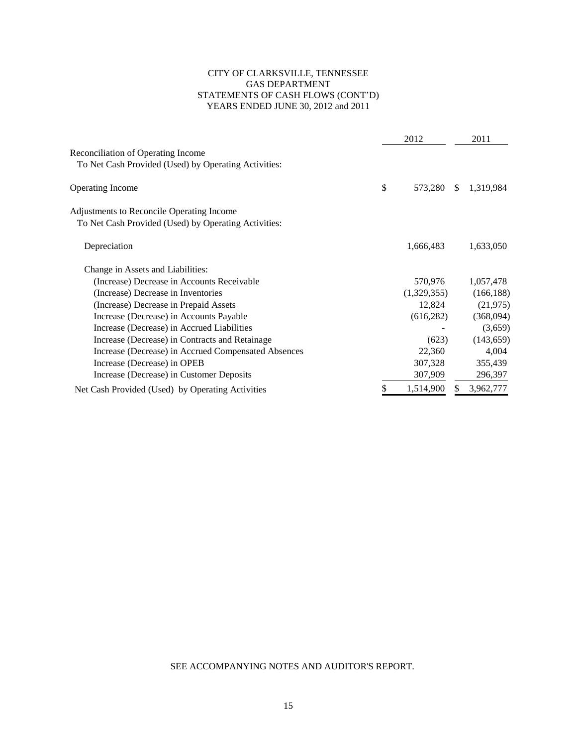# CITY OF CLARKSVILLE, TENNESSEE
## GAS DEPARTMENT
## STATEMENTS OF CASH FLOWS (CONT'D)
## YEARS ENDED JUNE 30, 2012 and 2011

| | 2012 | 2011 |
|---|---|---|
| Reconciliation of Operating Income<br>To Net Cash Provided (Used) by Operating Activities: | | |
| Operating Income | $ 573,280 | $ 1,319,984 |
| Adjustments to Reconcile Operating Income<br>To Net Cash Provided (Used) by Operating Activities: | | |
| Depreciation | 1,666,483 | 1,633,050 |
| Change in Assets and Liabilities: | | |
| (Increase) Decrease in Accounts Receivable | 570,976 | 1,057,478 |
| (Increase) Decrease in Inventories | (1,329,355) | (166,188) |
| (Increase) Decrease in Prepaid Assets | 12,824 | (21,975) |
| Increase (Decrease) in Accounts Payable | (616,282) | (368,094) |
| Increase (Decrease) in Accrued Liabilities | - | (3,659) |
| Increase (Decrease) in Contracts and Retainage | (623) | (143,659) |
| Increase (Decrease) in Accrued Compensated Absences | 22,360 | 4,004 |
| Increase (Decrease) in OPEB | 307,328 | 355,439 |
| Increase (Decrease) in Customer Deposits | 307,909 | 296,397 |
| Net Cash Provided (Used) by Operating Activities | $ 1,514,900 | $ 3,962,777 |

SEE ACCOMPANYING NOTES AND AUDITOR'S REPORT.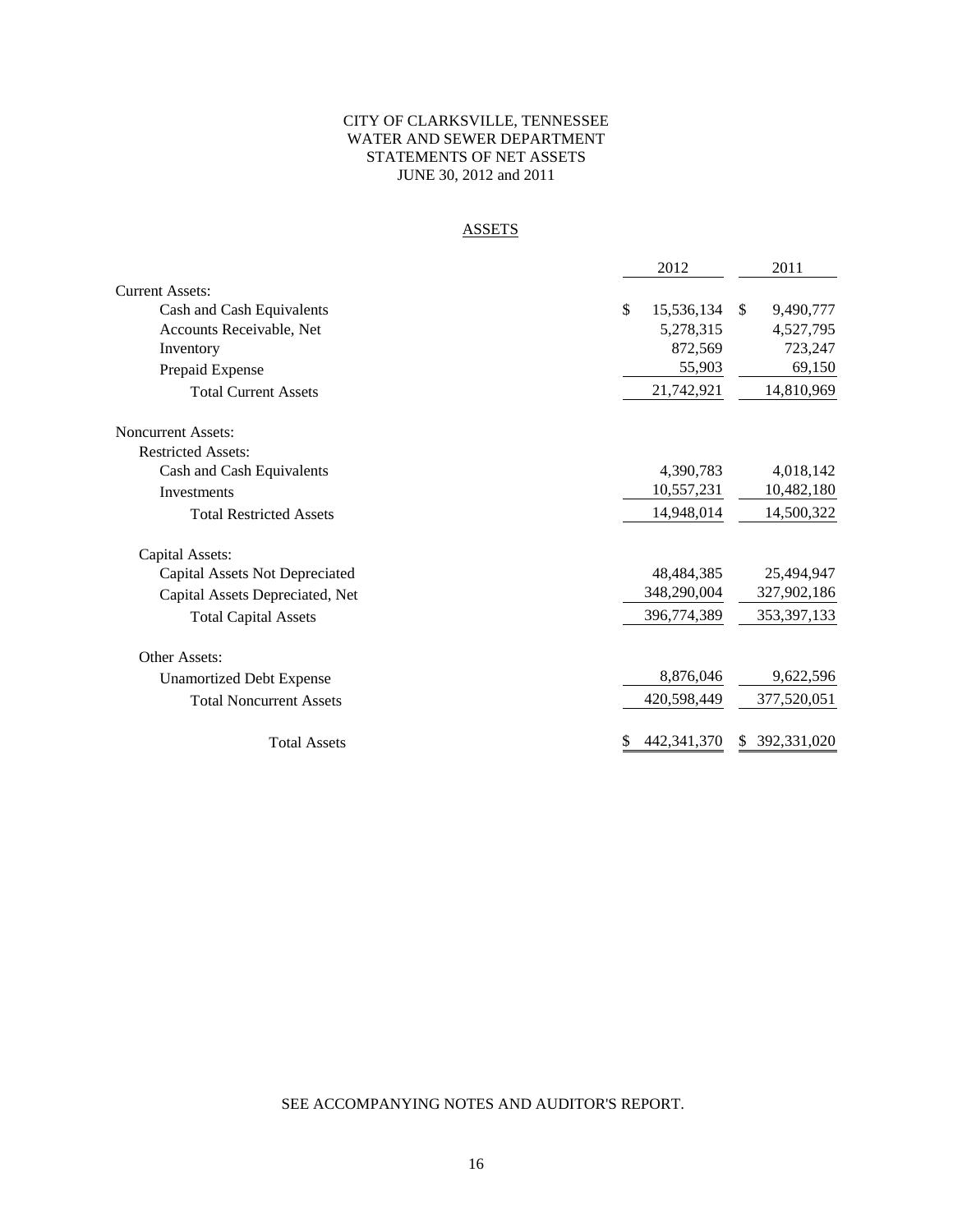# CITY OF CLARKSVILLE, TENNESSEE
## WATER AND SEWER DEPARTMENT
## STATEMENTS OF NET ASSETS
## JUNE 30, 2012 and 2011

### ASSETS

| | 2012 | 2011 |
|---|---|---|
| **Current Assets:** | | |
| Cash and Cash Equivalents | $ 15,536,134 | $ 9,490,777 |
| Accounts Receivable, Net | 5,278,315 | 4,527,795 |
| Inventory | 872,569 | 723,247 |
| Prepaid Expense | 55,903 | 69,150 |
| Total Current Assets | 21,742,921 | 14,810,969 |
| **Noncurrent Assets:** | | |
| Restricted Assets: | | |
| Cash and Cash Equivalents | 4,390,783 | 4,018,142 |
| Investments | 10,557,231 | 10,482,180 |
| Total Restricted Assets | 14,948,014 | 14,500,322 |
| Capital Assets: | | |
| Capital Assets Not Depreciated | 48,484,385 | 25,494,947 |
| Capital Assets Depreciated, Net | 348,290,004 | 327,902,186 |
| Total Capital Assets | 396,774,389 | 353,397,133 |
| Other Assets: | | |
| Unamortized Debt Expense | 8,876,046 | 9,622,596 |
| Total Noncurrent Assets | 420,598,449 | 377,520,051 |
| Total Assets | $ 442,341,370 | $ 392,331,020 |

SEE ACCOMPANYING NOTES AND AUDITOR'S REPORT.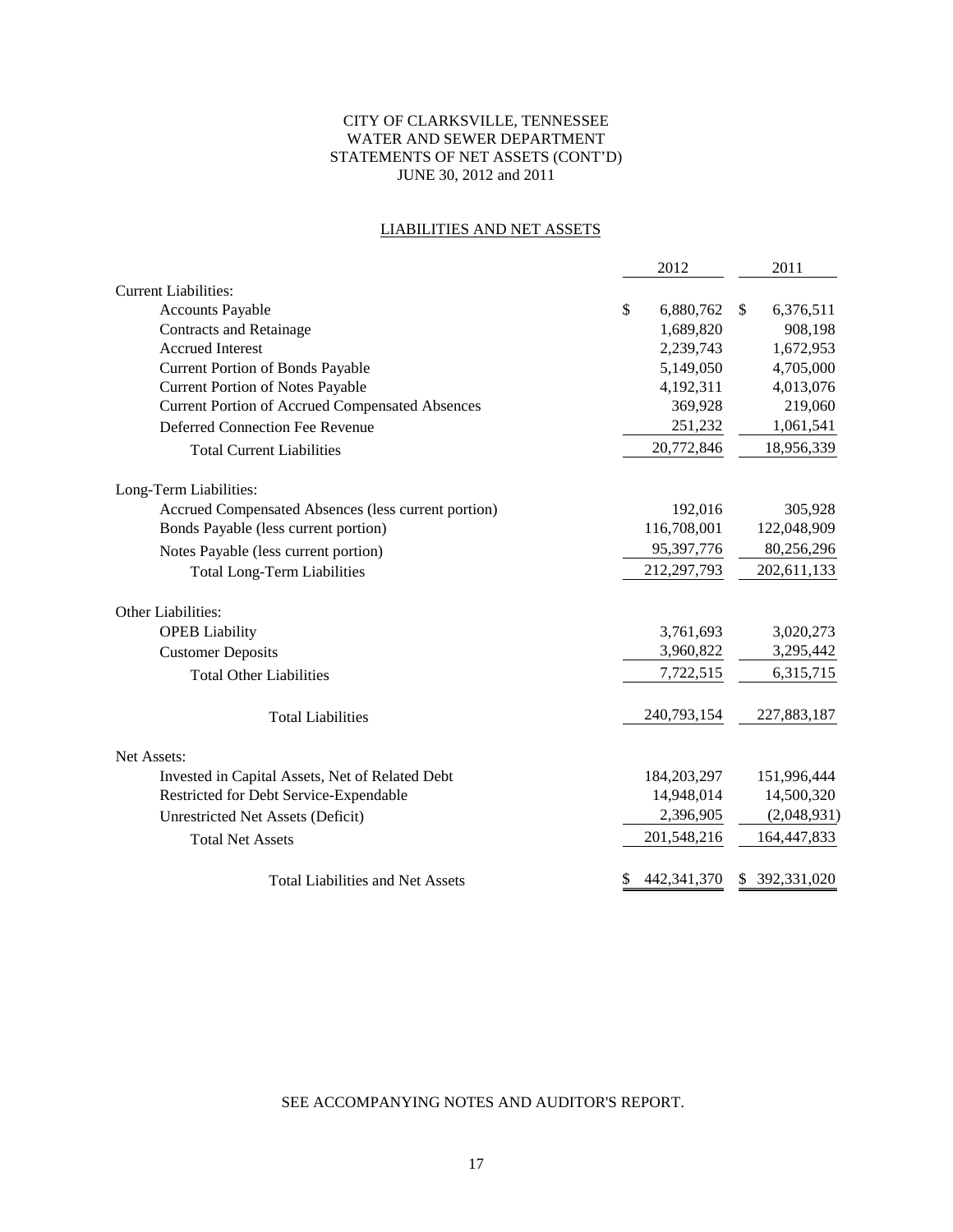# CITY OF CLARKSVILLE, TENNESSEE
## WATER AND SEWER DEPARTMENT
## STATEMENTS OF NET ASSETS (CONT'D)
## JUNE 30, 2012 and 2011

### LIABILITIES AND NET ASSETS

| | 2012 | 2011 |
|---|---|---|
| **Current Liabilities:** | | |
| Accounts Payable | $ 6,880,762 | $ 6,376,511 |
| Contracts and Retainage | 1,689,820 | 908,198 |
| Accrued Interest | 2,239,743 | 1,672,953 |
| Current Portion of Bonds Payable | 5,149,050 | 4,705,000 |
| Current Portion of Notes Payable | 4,192,311 | 4,013,076 |
| Current Portion of Accrued Compensated Absences | 369,928 | 219,060 |
| Deferred Connection Fee Revenue | 251,232 | 1,061,541 |
| Total Current Liabilities | 20,772,846 | 18,956,339 |
| **Long-Term Liabilities:** | | |
| Accrued Compensated Absences (less current portion) | 192,016 | 305,928 |
| Bonds Payable (less current portion) | 116,708,001 | 122,048,909 |
| Notes Payable (less current portion) | 95,397,776 | 80,256,296 |
| Total Long-Term Liabilities | 212,297,793 | 202,611,133 |
| **Other Liabilities:** | | |
| OPEB Liability | 3,761,693 | 3,020,273 |
| Customer Deposits | 3,960,822 | 3,295,442 |
| Total Other Liabilities | 7,722,515 | 6,315,715 |
| Total Liabilities | 240,793,154 | 227,883,187 |
| **Net Assets:** | | |
| Invested in Capital Assets, Net of Related Debt | 184,203,297 | 151,996,444 |
| Restricted for Debt Service-Expendable | 14,948,014 | 14,500,320 |
| Unrestricted Net Assets (Deficit) | 2,396,905 | (2,048,931) |
| Total Net Assets | 201,548,216 | 164,447,833 |
| Total Liabilities and Net Assets | $ 442,341,370 | $ 392,331,020 |

SEE ACCOMPANYING NOTES AND AUDITOR'S REPORT.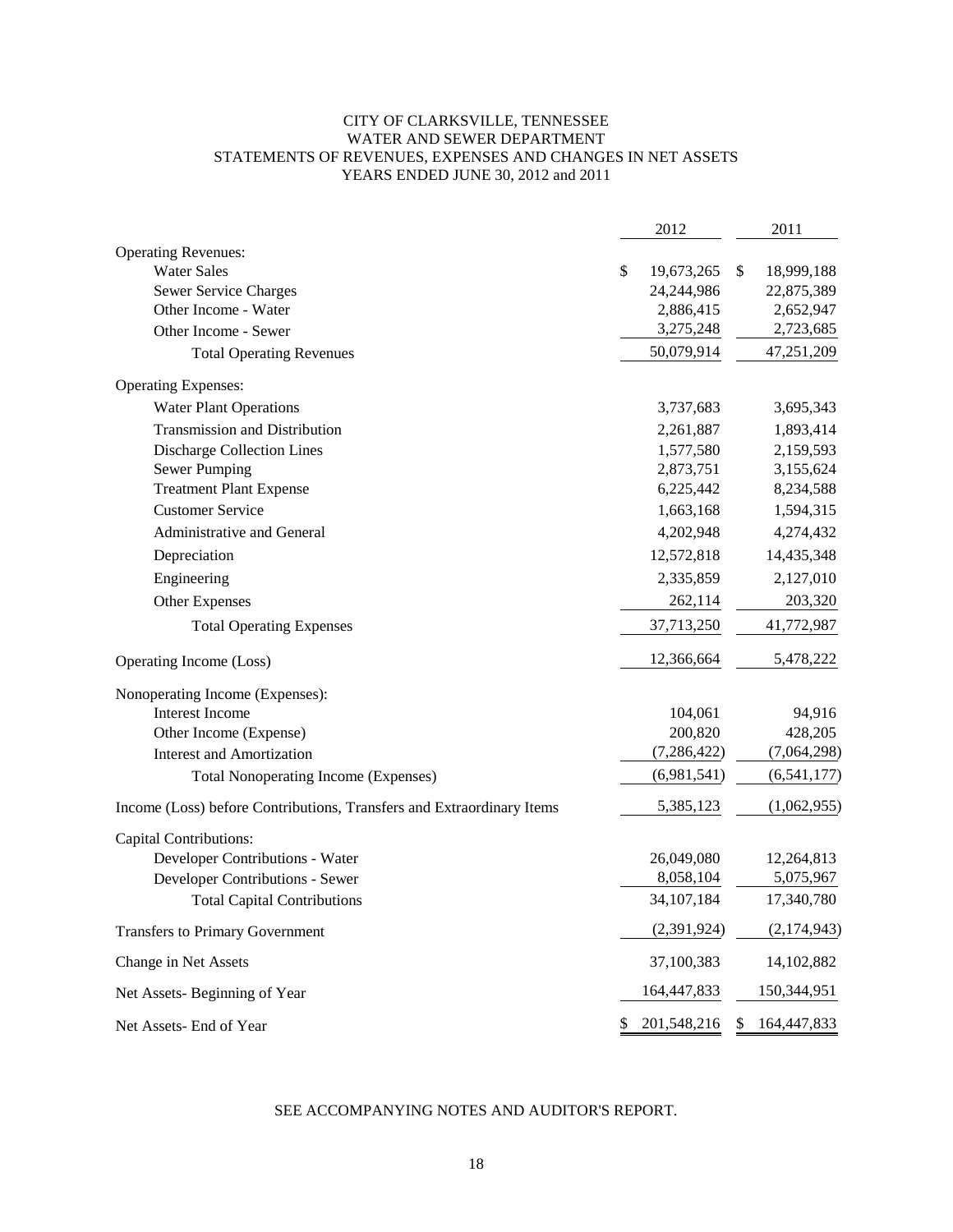# CITY OF CLARKSVILLE, TENNESSEE
## WATER AND SEWER DEPARTMENT
## STATEMENTS OF REVENUES, EXPENSES AND CHANGES IN NET ASSETS
## YEARS ENDED JUNE 30, 2012 and 2011

| | 2012 | 2011 |
|---|---|---|
| **Operating Revenues:** | | |
| Water Sales | $ 19,673,265 | $ 18,999,188 |
| Sewer Service Charges | 24,244,986 | 22,875,389 |
| Other Income - Water | 2,886,415 | 2,652,947 |
| Other Income - Sewer | 3,275,248 | 2,723,685 |
| Total Operating Revenues | 50,079,914 | 47,251,209 |
| **Operating Expenses:** | | |
| Water Plant Operations | 3,737,683 | 3,695,343 |
| Transmission and Distribution | 2,261,887 | 1,893,414 |
| Discharge Collection Lines | 1,577,580 | 2,159,593 |
| Sewer Pumping | 2,873,751 | 3,155,624 |
| Treatment Plant Expense | 6,225,442 | 8,234,588 |
| Customer Service | 1,663,168 | 1,594,315 |
| Administrative and General | 4,202,948 | 4,274,432 |
| Depreciation | 12,572,818 | 14,435,348 |
| Engineering | 2,335,859 | 2,127,010 |
| Other Expenses | 262,114 | 203,320 |
| Total Operating Expenses | 37,713,250 | 41,772,987 |
| Operating Income (Loss) | 12,366,664 | 5,478,222 |
| **Nonoperating Income (Expenses):** | | |
| Interest Income | 104,061 | 94,916 |
| Other Income (Expense) | 200,820 | 428,205 |
| Interest and Amortization | (7,286,422) | (7,064,298) |
| Total Nonoperating Income (Expenses) | (6,981,541) | (6,541,177) |
| Income (Loss) before Contributions, Transfers and Extraordinary Items | 5,385,123 | (1,062,955) |
| **Capital Contributions:** | | |
| Developer Contributions - Water | 26,049,080 | 12,264,813 |
| Developer Contributions - Sewer | 8,058,104 | 5,075,967 |
| Total Capital Contributions | 34,107,184 | 17,340,780 |
| Transfers to Primary Government | (2,391,924) | (2,174,943) |
| Change in Net Assets | 37,100,383 | 14,102,882 |
| Net Assets- Beginning of Year | 164,447,833 | 150,344,951 |
| Net Assets- End of Year | $ 201,548,216 | $ 164,447,833 |

SEE ACCOMPANYING NOTES AND AUDITOR'S REPORT.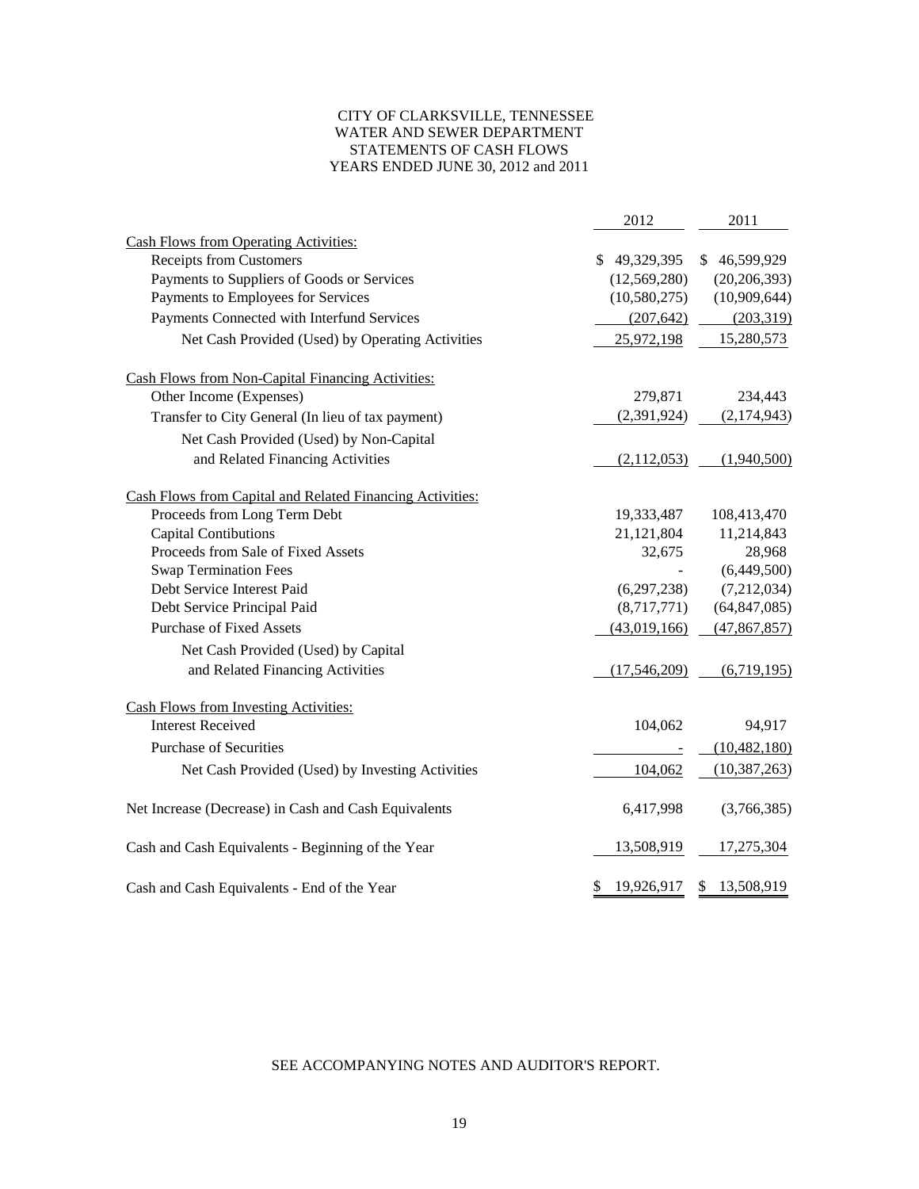# CITY OF CLARKSVILLE, TENNESSEE
## WATER AND SEWER DEPARTMENT
## STATEMENTS OF CASH FLOWS
## YEARS ENDED JUNE 30, 2012 and 2011

| | 2012 | 2011 |
|---|---|---|
| Cash Flows from Operating Activities: | | |
| Receipts from Customers | $ 49,329,395 | $ 46,599,929 |
| Payments to Suppliers of Goods or Services | (12,569,280) | (20,206,393) |
| Payments to Employees for Services | (10,580,275) | (10,909,644) |
| Payments Connected with Interfund Services | (207,642) | (203,319) |
| Net Cash Provided (Used) by Operating Activities | 25,972,198 | 15,280,573 |
| Cash Flows from Non-Capital Financing Activities: | | |
| Other Income (Expenses) | 279,871 | 234,443 |
| Transfer to City General (In lieu of tax payment) | (2,391,924) | (2,174,943) |
| Net Cash Provided (Used) by Non-Capital and Related Financing Activities | (2,112,053) | (1,940,500) |
| Cash Flows from Capital and Related Financing Activities: | | |
| Proceeds from Long Term Debt | 19,333,487 | 108,413,470 |
| Capital Contibutions | 21,121,804 | 11,214,843 |
| Proceeds from Sale of Fixed Assets | 32,675 | 28,968 |
| Swap Termination Fees | - | (6,449,500) |
| Debt Service Interest Paid | (6,297,238) | (7,212,034) |
| Debt Service Principal Paid | (8,717,771) | (64,847,085) |
| Purchase of Fixed Assets | (43,019,166) | (47,867,857) |
| Net Cash Provided (Used) by Capital and Related Financing Activities | (17,546,209) | (6,719,195) |
| Cash Flows from Investing Activities: | | |
| Interest Received | 104,062 | 94,917 |
| Purchase of Securities | - | (10,482,180) |
| Net Cash Provided (Used) by Investing Activities | 104,062 | (10,387,263) |
| Net Increase (Decrease) in Cash and Cash Equivalents | 6,417,998 | (3,766,385) |
| Cash and Cash Equivalents - Beginning of the Year | 13,508,919 | 17,275,304 |
| Cash and Cash Equivalents - End of the Year | $ 19,926,917 | $ 13,508,919 |

SEE ACCOMPANYING NOTES AND AUDITOR'S REPORT.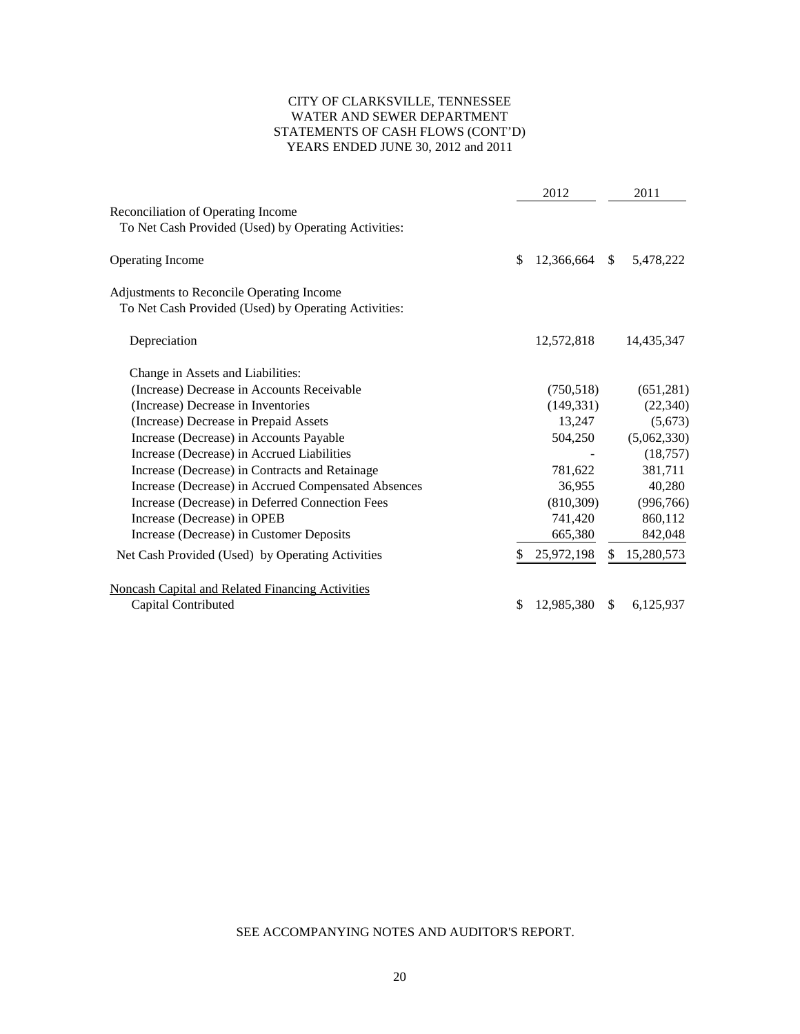# CITY OF CLARKSVILLE, TENNESSEE
## WATER AND SEWER DEPARTMENT
## STATEMENTS OF CASH FLOWS (CONT'D)
## YEARS ENDED JUNE 30, 2012 and 2011

| | 2012 | 2011 |
|---|---|---|
| Reconciliation of Operating Income<br>To Net Cash Provided (Used) by Operating Activities: | | |
| Operating Income | $ 12,366,664 | $ 5,478,222 |
| Adjustments to Reconcile Operating Income<br>To Net Cash Provided (Used) by Operating Activities: | | |
| Depreciation | 12,572,818 | 14,435,347 |
| Change in Assets and Liabilities: | | |
| (Increase) Decrease in Accounts Receivable | (750,518) | (651,281) |
| (Increase) Decrease in Inventories | (149,331) | (22,340) |
| (Increase) Decrease in Prepaid Assets | 13,247 | (5,673) |
| Increase (Decrease) in Accounts Payable | 504,250 | (5,062,330) |
| Increase (Decrease) in Accrued Liabilities | - | (18,757) |
| Increase (Decrease) in Contracts and Retainage | 781,622 | 381,711 |
| Increase (Decrease) in Accrued Compensated Absences | 36,955 | 40,280 |
| Increase (Decrease) in Deferred Connection Fees | (810,309) | (996,766) |
| Increase (Decrease) in OPEB | 741,420 | 860,112 |
| Increase (Decrease) in Customer Deposits | 665,380 | 842,048 |
| Net Cash Provided (Used) by Operating Activities | $ 25,972,198 | $ 15,280,573 |
| Noncash Capital and Related Financing Activities | | |
| Capital Contributed | $ 12,985,380 | $ 6,125,937 |

SEE ACCOMPANYING NOTES AND AUDITOR'S REPORT.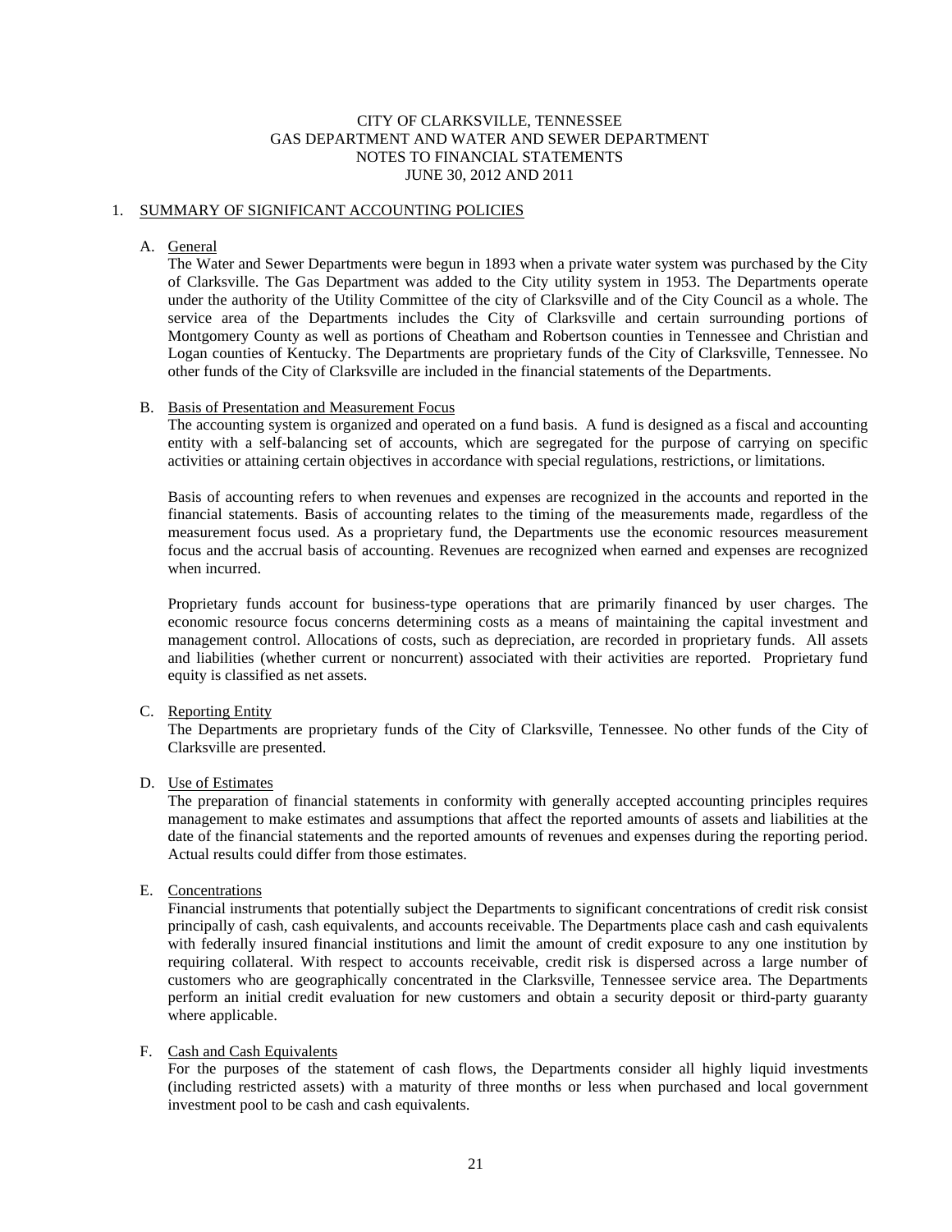# CITY OF CLARKSVILLE, TENNESSEE
# GAS DEPARTMENT AND WATER AND SEWER DEPARTMENT
# NOTES TO FINANCIAL STATEMENTS
# JUNE 30, 2012 AND 2011

## 1. SUMMARY OF SIGNIFICANT ACCOUNTING POLICIES

### A. General

The Water and Sewer Departments were begun in 1893 when a private water system was purchased by the City of Clarksville. The Gas Department was added to the City utility system in 1953. The Departments operate under the authority of the Utility Committee of the city of Clarksville and of the City Council as a whole. The service area of the Departments includes the City of Clarksville and certain surrounding portions of Montgomery County as well as portions of Cheatham and Robertson counties in Tennessee and Christian and Logan counties of Kentucky. The Departments are proprietary funds of the City of Clarksville, Tennessee. No other funds of the City of Clarksville are included in the financial statements of the Departments.

### B. Basis of Presentation and Measurement Focus

The accounting system is organized and operated on a fund basis. A fund is designed as a fiscal and accounting entity with a self-balancing set of accounts, which are segregated for the purpose of carrying on specific activities or attaining certain objectives in accordance with special regulations, restrictions, or limitations.

Basis of accounting refers to when revenues and expenses are recognized in the accounts and reported in the financial statements. Basis of accounting relates to the timing of the measurements made, regardless of the measurement focus used. As a proprietary fund, the Departments use the economic resources measurement focus and the accrual basis of accounting. Revenues are recognized when earned and expenses are recognized when incurred.

Proprietary funds account for business-type operations that are primarily financed by user charges. The economic resource focus concerns determining costs as a means of maintaining the capital investment and management control. Allocations of costs, such as depreciation, are recorded in proprietary funds. All assets and liabilities (whether current or noncurrent) associated with their activities are reported. Proprietary fund equity is classified as net assets.

### C. Reporting Entity

The Departments are proprietary funds of the City of Clarksville, Tennessee. No other funds of the City of Clarksville are presented.

### D. Use of Estimates

The preparation of financial statements in conformity with generally accepted accounting principles requires management to make estimates and assumptions that affect the reported amounts of assets and liabilities at the date of the financial statements and the reported amounts of revenues and expenses during the reporting period. Actual results could differ from those estimates.

### E. Concentrations

Financial instruments that potentially subject the Departments to significant concentrations of credit risk consist principally of cash, cash equivalents, and accounts receivable. The Departments place cash and cash equivalents with federally insured financial institutions and limit the amount of credit exposure to any one institution by requiring collateral. With respect to accounts receivable, credit risk is dispersed across a large number of customers who are geographically concentrated in the Clarksville, Tennessee service area. The Departments perform an initial credit evaluation for new customers and obtain a security deposit or third-party guaranty where applicable.

### F. Cash and Cash Equivalents

For the purposes of the statement of cash flows, the Departments consider all highly liquid investments (including restricted assets) with a maturity of three months or less when purchased and local government investment pool to be cash and cash equivalents.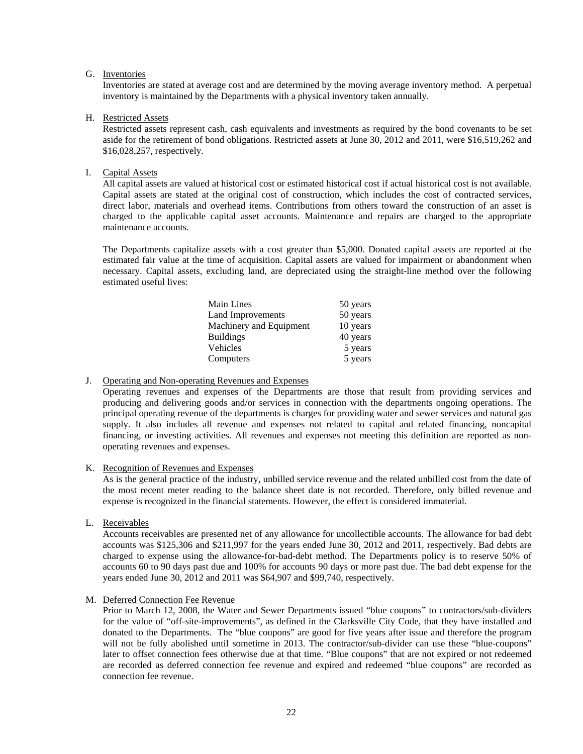G. Inventories

Inventories are stated at average cost and are determined by the moving average inventory method. A perpetual inventory is maintained by the Departments with a physical inventory taken annually.

H. Restricted Assets

Restricted assets represent cash, cash equivalents and investments as required by the bond covenants to be set aside for the retirement of bond obligations. Restricted assets at June 30, 2012 and 2011, were $16,519,262 and $16,028,257, respectively.

I. Capital Assets

All capital assets are valued at historical cost or estimated historical cost if actual historical cost is not available. Capital assets are stated at the original cost of construction, which includes the cost of contracted services, direct labor, materials and overhead items. Contributions from others toward the construction of an asset is charged to the applicable capital asset accounts. Maintenance and repairs are charged to the appropriate maintenance accounts.

The Departments capitalize assets with a cost greater than $5,000. Donated capital assets are reported at the estimated fair value at the time of acquisition. Capital assets are valued for impairment or abandonment when necessary. Capital assets, excluding land, are depreciated using the straight-line method over the following estimated useful lives:

| | |
|---|---|
| Main Lines | 50 years |
| Land Improvements | 50 years |
| Machinery and Equipment | 10 years |
| Buildings | 40 years |
| Vehicles | 5 years |
| Computers | 5 years |

J. Operating and Non-operating Revenues and Expenses

Operating revenues and expenses of the Departments are those that result from providing services and producing and delivering goods and/or services in connection with the departments ongoing operations. The principal operating revenue of the departments is charges for providing water and sewer services and natural gas supply. It also includes all revenue and expenses not related to capital and related financing, noncapital financing, or investing activities. All revenues and expenses not meeting this definition are reported as non-operating revenues and expenses.

K. Recognition of Revenues and Expenses

As is the general practice of the industry, unbilled service revenue and the related unbilled cost from the date of the most recent meter reading to the balance sheet date is not recorded. Therefore, only billed revenue and expense is recognized in the financial statements. However, the effect is considered immaterial.

L. Receivables

Accounts receivables are presented net of any allowance for uncollectible accounts. The allowance for bad debt accounts was $125,306 and $211,997 for the years ended June 30, 2012 and 2011, respectively. Bad debts are charged to expense using the allowance-for-bad-debt method. The Departments policy is to reserve 50% of accounts 60 to 90 days past due and 100% for accounts 90 days or more past due. The bad debt expense for the years ended June 30, 2012 and 2011 was $64,907 and $99,740, respectively.

M. Deferred Connection Fee Revenue

Prior to March 12, 2008, the Water and Sewer Departments issued "blue coupons" to contractors/sub-dividers for the value of "off-site-improvements", as defined in the Clarksville City Code, that they have installed and donated to the Departments. The "blue coupons" are good for five years after issue and therefore the program will not be fully abolished until sometime in 2013. The contractor/sub-divider can use these "blue-coupons" later to offset connection fees otherwise due at that time. "Blue coupons" that are not expired or not redeemed are recorded as deferred connection fee revenue and expired and redeemed "blue coupons" are recorded as connection fee revenue.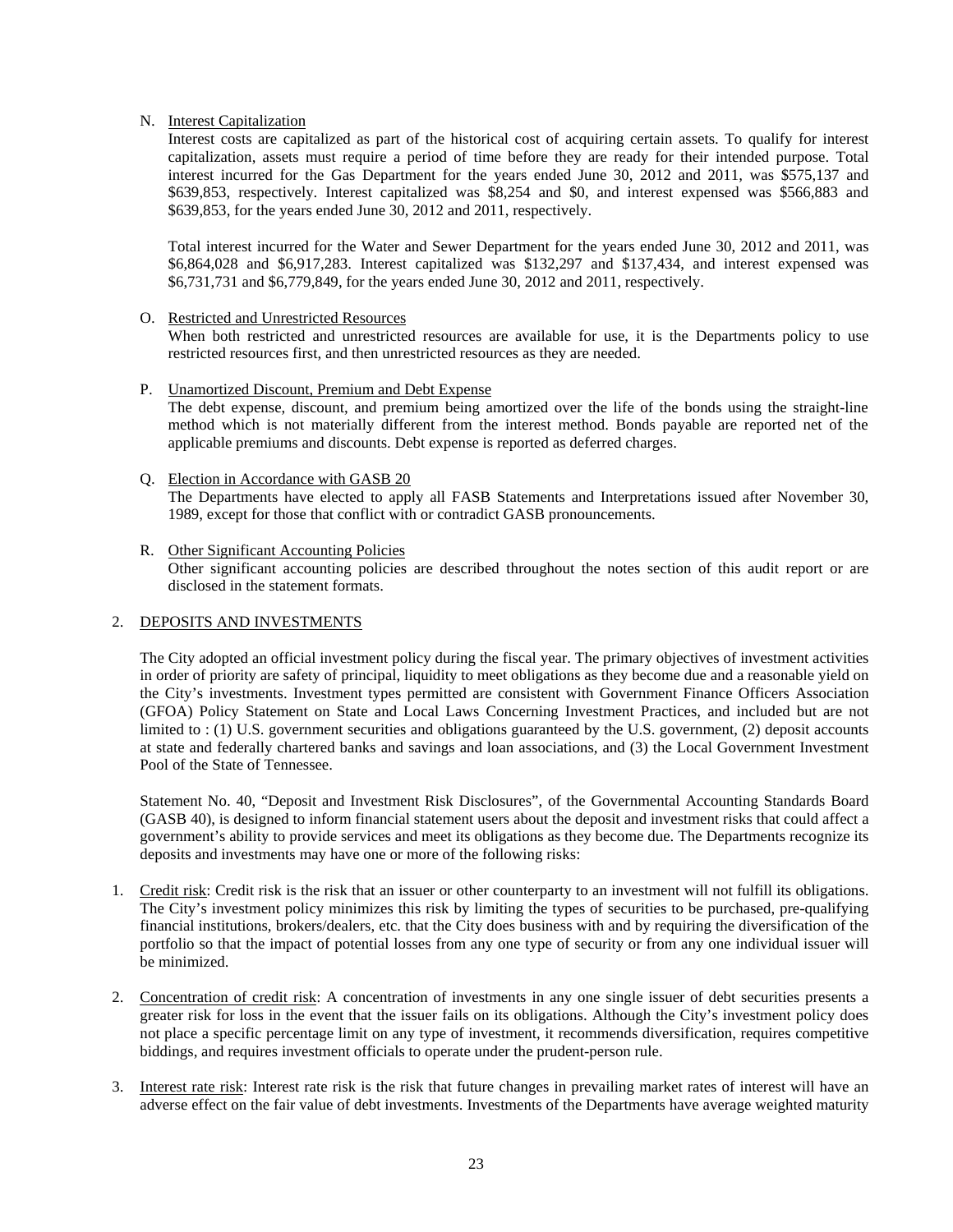N. Interest Capitalization

Interest costs are capitalized as part of the historical cost of acquiring certain assets. To qualify for interest capitalization, assets must require a period of time before they are ready for their intended purpose. Total interest incurred for the Gas Department for the years ended June 30, 2012 and 2011, was $575,137 and $639,853, respectively. Interest capitalized was $8,254 and $0, and interest expensed was $566,883 and $639,853, for the years ended June 30, 2012 and 2011, respectively.

Total interest incurred for the Water and Sewer Department for the years ended June 30, 2012 and 2011, was $6,864,028 and $6,917,283. Interest capitalized was $132,297 and $137,434, and interest expensed was $6,731,731 and $6,779,849, for the years ended June 30, 2012 and 2011, respectively.

O. Restricted and Unrestricted Resources

When both restricted and unrestricted resources are available for use, it is the Departments policy to use restricted resources first, and then unrestricted resources as they are needed.

P. Unamortized Discount, Premium and Debt Expense

The debt expense, discount, and premium being amortized over the life of the bonds using the straight-line method which is not materially different from the interest method. Bonds payable are reported net of the applicable premiums and discounts. Debt expense is reported as deferred charges.

Q. Election in Accordance with GASB 20

The Departments have elected to apply all FASB Statements and Interpretations issued after November 30, 1989, except for those that conflict with or contradict GASB pronouncements.

R. Other Significant Accounting Policies

Other significant accounting policies are described throughout the notes section of this audit report or are disclosed in the statement formats.

## 2. DEPOSITS AND INVESTMENTS

The City adopted an official investment policy during the fiscal year. The primary objectives of investment activities in order of priority are safety of principal, liquidity to meet obligations as they become due and a reasonable yield on the City's investments. Investment types permitted are consistent with Government Finance Officers Association (GFOA) Policy Statement on State and Local Laws Concerning Investment Practices, and included but are not limited to : (1) U.S. government securities and obligations guaranteed by the U.S. government, (2) deposit accounts at state and federally chartered banks and savings and loan associations, and (3) the Local Government Investment Pool of the State of Tennessee.

Statement No. 40, "Deposit and Investment Risk Disclosures", of the Governmental Accounting Standards Board (GASB 40), is designed to inform financial statement users about the deposit and investment risks that could affect a government's ability to provide services and meet its obligations as they become due. The Departments recognize its deposits and investments may have one or more of the following risks:

1. Credit risk: Credit risk is the risk that an issuer or other counterparty to an investment will not fulfill its obligations. The City's investment policy minimizes this risk by limiting the types of securities to be purchased, pre-qualifying financial institutions, brokers/dealers, etc. that the City does business with and by requiring the diversification of the portfolio so that the impact of potential losses from any one type of security or from any one individual issuer will be minimized.

2. Concentration of credit risk: A concentration of investments in any one single issuer of debt securities presents a greater risk for loss in the event that the issuer fails on its obligations. Although the City's investment policy does not place a specific percentage limit on any type of investment, it recommends diversification, requires competitive biddings, and requires investment officials to operate under the prudent-person rule.

3. Interest rate risk: Interest rate risk is the risk that future changes in prevailing market rates of interest will have an adverse effect on the fair value of debt investments. Investments of the Departments have average weighted maturity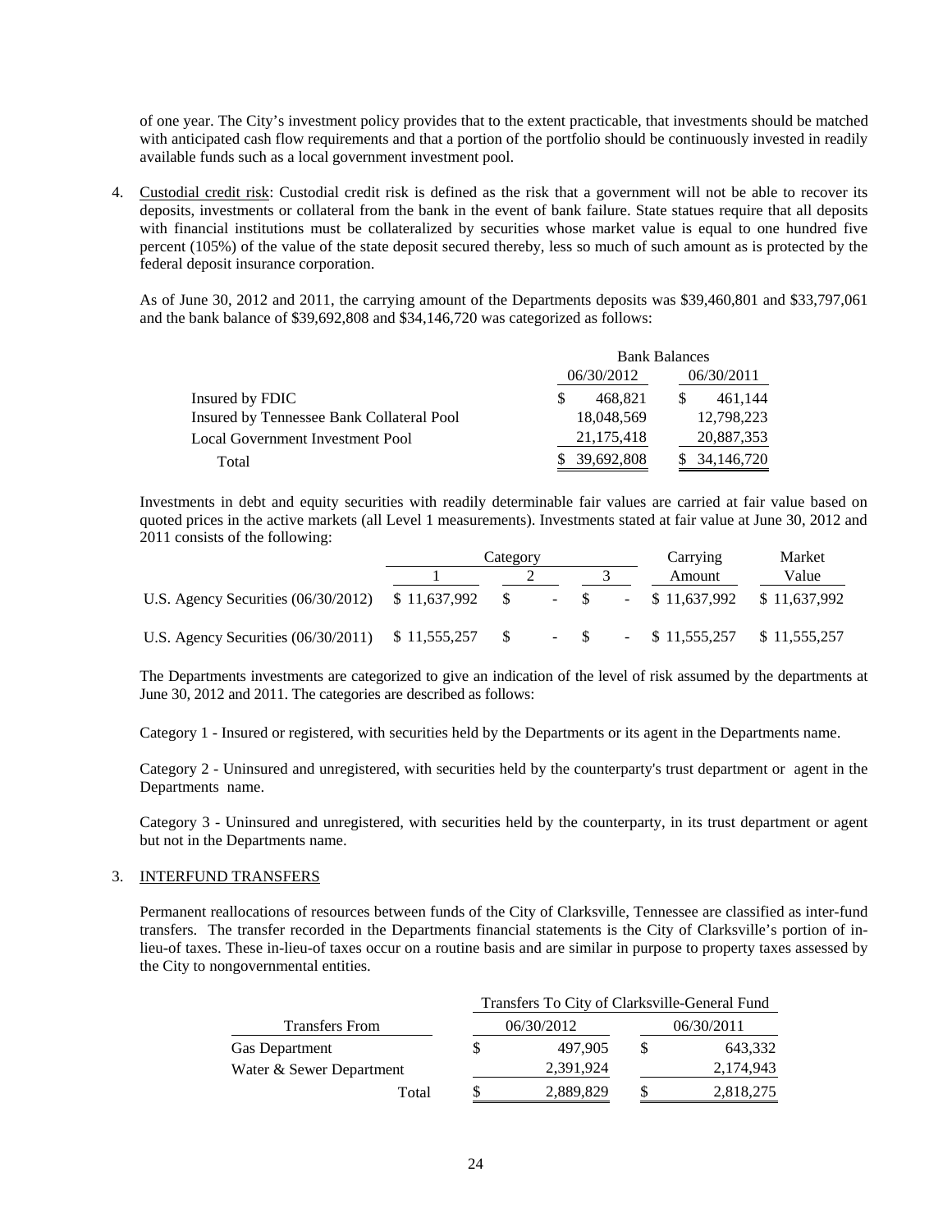of one year. The City's investment policy provides that to the extent practicable, that investments should be matched with anticipated cash flow requirements and that a portion of the portfolio should be continuously invested in readily available funds such as a local government investment pool.

4. Custodial credit risk: Custodial credit risk is defined as the risk that a government will not be able to recover its deposits, investments or collateral from the bank in the event of bank failure. State statues require that all deposits with financial institutions must be collateralized by securities whose market value is equal to one hundred five percent (105%) of the value of the state deposit secured thereby, less so much of such amount as is protected by the federal deposit insurance corporation.

   As of June 30, 2012 and 2011, the carrying amount of the Departments deposits was $39,460,801 and $33,797,061 and the bank balance of $39,692,808 and $34,146,720 was categorized as follows:

| | Bank Balances | |
|---|---|---|
| | 06/30/2012 | 06/30/2011 |
| Insured by FDIC | $ 468,821 | $ 461,144 |
| Insured by Tennessee Bank Collateral Pool | 18,048,569 | 12,798,223 |
| Local Government Investment Pool | 21,175,418 | 20,887,353 |
| Total | $ 39,692,808 | $ 34,146,720 |

   Investments in debt and equity securities with readily determinable fair values are carried at fair value based on quoted prices in the active markets (all Level 1 measurements). Investments stated at fair value at June 30, 2012 and 2011 consists of the following:

| | Category | | | Carrying | Market |
|---|---|---|---|---|---|
| | 1 | 2 | 3 | Amount | Value |
| U.S. Agency Securities (06/30/2012) | $ 11,637,992 | $ - | $ - | $ 11,637,992 | $ 11,637,992 |
| U.S. Agency Securities (06/30/2011) | $ 11,555,257 | $ - | $ - | $ 11,555,257 | $ 11,555,257 |

   The Departments investments are categorized to give an indication of the level of risk assumed by the departments at June 30, 2012 and 2011. The categories are described as follows:

   Category 1 - Insured or registered, with securities held by the Departments or its agent in the Departments name.

   Category 2 - Uninsured and unregistered, with securities held by the counterparty's trust department or agent in the Departments name.

   Category 3 - Uninsured and unregistered, with securities held by the counterparty, in its trust department or agent but not in the Departments name.

3. INTERFUND TRANSFERS

   Permanent reallocations of resources between funds of the City of Clarksville, Tennessee are classified as inter-fund transfers. The transfer recorded in the Departments financial statements is the City of Clarksville's portion of in-lieu-of taxes. These in-lieu-of taxes occur on a routine basis and are similar in purpose to property taxes assessed by the City to nongovernmental entities.

| | Transfers To City of Clarksville-General Fund | |
|---|---|---|
| Transfers From | 06/30/2012 | 06/30/2011 |
| Gas Department | $ 497,905 | $ 643,332 |
| Water & Sewer Department | 2,391,924 | 2,174,943 |
| Total | $ 2,889,829 | $ 2,818,275 |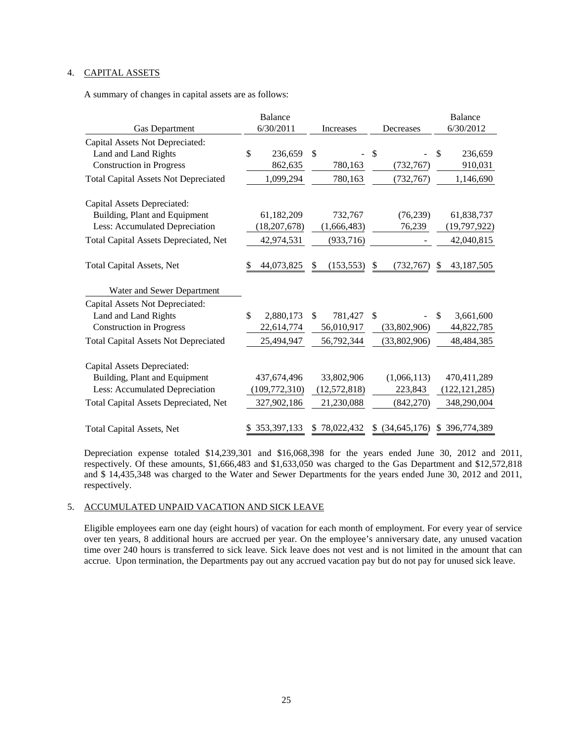4. CAPITAL ASSETS

A summary of changes in capital assets are as follows:

| Gas Department | Balance 6/30/2011 | Increases | Decreases | Balance 6/30/2012 |
|---|---|---|---|---|
| Capital Assets Not Depreciated: | | | | |
| Land and Land Rights | $ 236,659 | $ - | $ - | $ 236,659 |
| Construction in Progress | 862,635 | 780,163 | (732,767) | 910,031 |
| Total Capital Assets Not Depreciated | 1,099,294 | 780,163 | (732,767) | 1,146,690 |
| Capital Assets Depreciated: | | | | |
| Building, Plant and Equipment | 61,182,209 | 732,767 | (76,239) | 61,838,737 |
| Less: Accumulated Depreciation | (18,207,678) | (1,666,483) | 76,239 | (19,797,922) |
| Total Capital Assets Depreciated, Net | 42,974,531 | (933,716) | - | 42,040,815 |
| Total Capital Assets, Net | $ 44,073,825 | $ (153,553) | $ (732,767) | $ 43,187,505 |
| **Water and Sewer Department** | | | | |
| Capital Assets Not Depreciated: | | | | |
| Land and Land Rights | $ 2,880,173 | $ 781,427 | $ - | $ 3,661,600 |
| Construction in Progress | 22,614,774 | 56,010,917 | (33,802,906) | 44,822,785 |
| Total Capital Assets Not Depreciated | 25,494,947 | 56,792,344 | (33,802,906) | 48,484,385 |
| Capital Assets Depreciated: | | | | |
| Building, Plant and Equipment | 437,674,496 | 33,802,906 | (1,066,113) | 470,411,289 |
| Less: Accumulated Depreciation | (109,772,310) | (12,572,818) | 223,843 | (122,121,285) |
| Total Capital Assets Depreciated, Net | 327,902,186 | 21,230,088 | (842,270) | 348,290,004 |
| Total Capital Assets, Net | $ 353,397,133 | $ 78,022,432 | $ (34,645,176) | $ 396,774,389 |

Depreciation expense totaled $14,239,301 and $16,068,398 for the years ended June 30, 2012 and 2011, respectively. Of these amounts, $1,666,483 and $1,633,050 was charged to the Gas Department and $12,572,818 and $ 14,435,348 was charged to the Water and Sewer Departments for the years ended June 30, 2012 and 2011, respectively.

5. ACCUMULATED UNPAID VACATION AND SICK LEAVE

Eligible employees earn one day (eight hours) of vacation for each month of employment. For every year of service over ten years, 8 additional hours are accrued per year. On the employee's anniversary date, any unused vacation time over 240 hours is transferred to sick leave. Sick leave does not vest and is not limited in the amount that can accrue. Upon termination, the Departments pay out any accrued vacation pay but do not pay for unused sick leave.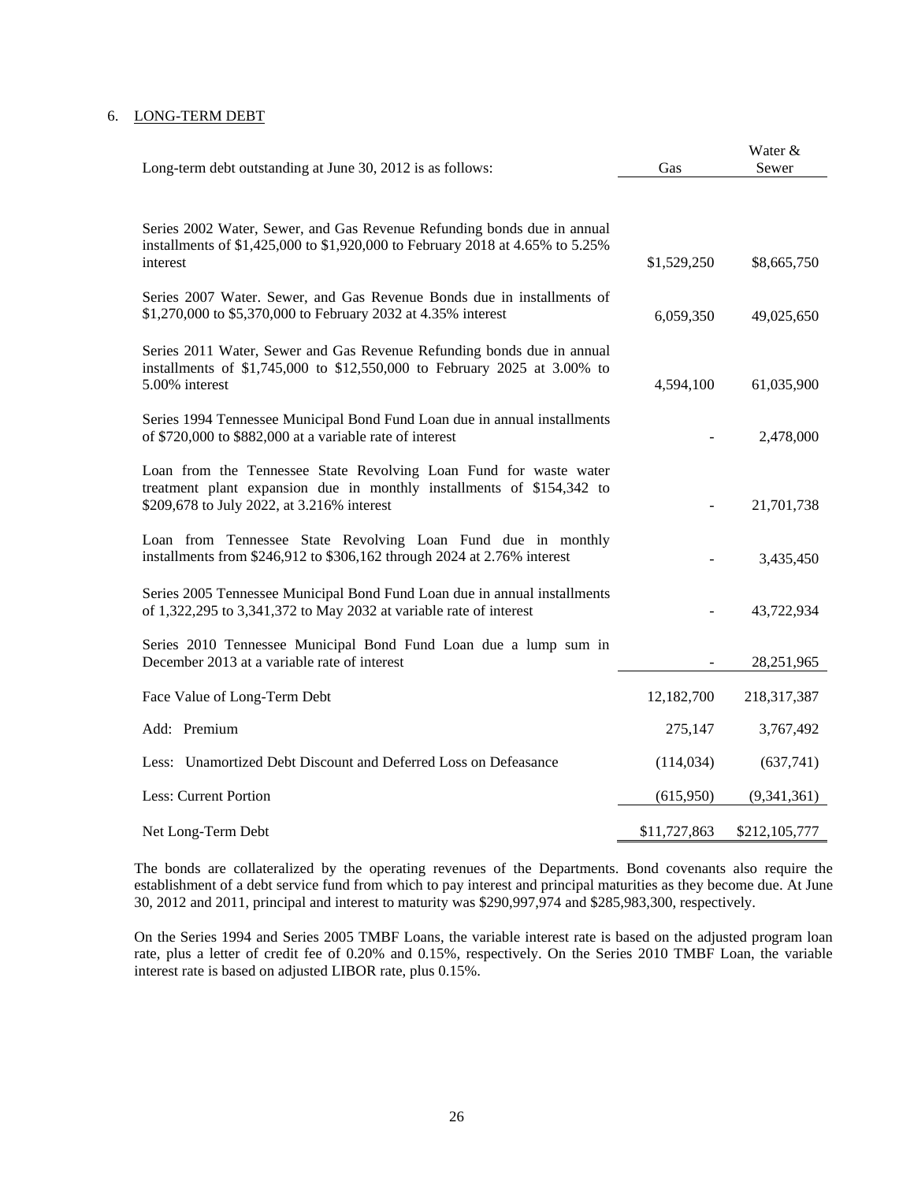6. LONG-TERM DEBT

| Long-term debt outstanding at June 30, 2012 is as follows: | Gas | Water & Sewer |
|---|---|---|
| Series 2002 Water, Sewer, and Gas Revenue Refunding bonds due in annual installments of $1,425,000 to $1,920,000 to February 2018 at 4.65% to 5.25% interest | $1,529,250 | $8,665,750 |
| Series 2007 Water. Sewer, and Gas Revenue Bonds due in installments of $1,270,000 to $5,370,000 to February 2032 at 4.35% interest | 6,059,350 | 49,025,650 |
| Series 2011 Water, Sewer and Gas Revenue Refunding bonds due in annual installments of $1,745,000 to $12,550,000 to February 2025 at 3.00% to 5.00% interest | 4,594,100 | 61,035,900 |
| Series 1994 Tennessee Municipal Bond Fund Loan due in annual installments of $720,000 to $882,000 at a variable rate of interest | - | 2,478,000 |
| Loan from the Tennessee State Revolving Loan Fund for waste water treatment plant expansion due in monthly installments of $154,342 to $209,678 to July 2022, at 3.216% interest | - | 21,701,738 |
| Loan from Tennessee State Revolving Loan Fund due in monthly installments from $246,912 to $306,162 through 2024 at 2.76% interest | - | 3,435,450 |
| Series 2005 Tennessee Municipal Bond Fund Loan due in annual installments of 1,322,295 to 3,341,372 to May 2032 at variable rate of interest | - | 43,722,934 |
| Series 2010 Tennessee Municipal Bond Fund Loan due a lump sum in December 2013 at a variable rate of interest | - | 28,251,965 |
| Face Value of Long-Term Debt | 12,182,700 | 218,317,387 |
| Add: Premium | 275,147 | 3,767,492 |
| Less: Unamortized Debt Discount and Deferred Loss on Defeasance | (114,034) | (637,741) |
| Less: Current Portion | (615,950) | (9,341,361) |
| Net Long-Term Debt | $11,727,863 | $212,105,777 |

The bonds are collateralized by the operating revenues of the Departments. Bond covenants also require the establishment of a debt service fund from which to pay interest and principal maturities as they become due. At June 30, 2012 and 2011, principal and interest to maturity was $290,997,974 and $285,983,300, respectively.

On the Series 1994 and Series 2005 TMBF Loans, the variable interest rate is based on the adjusted program loan rate, plus a letter of credit fee of 0.20% and 0.15%, respectively. On the Series 2010 TMBF Loan, the variable interest rate is based on adjusted LIBOR rate, plus 0.15%.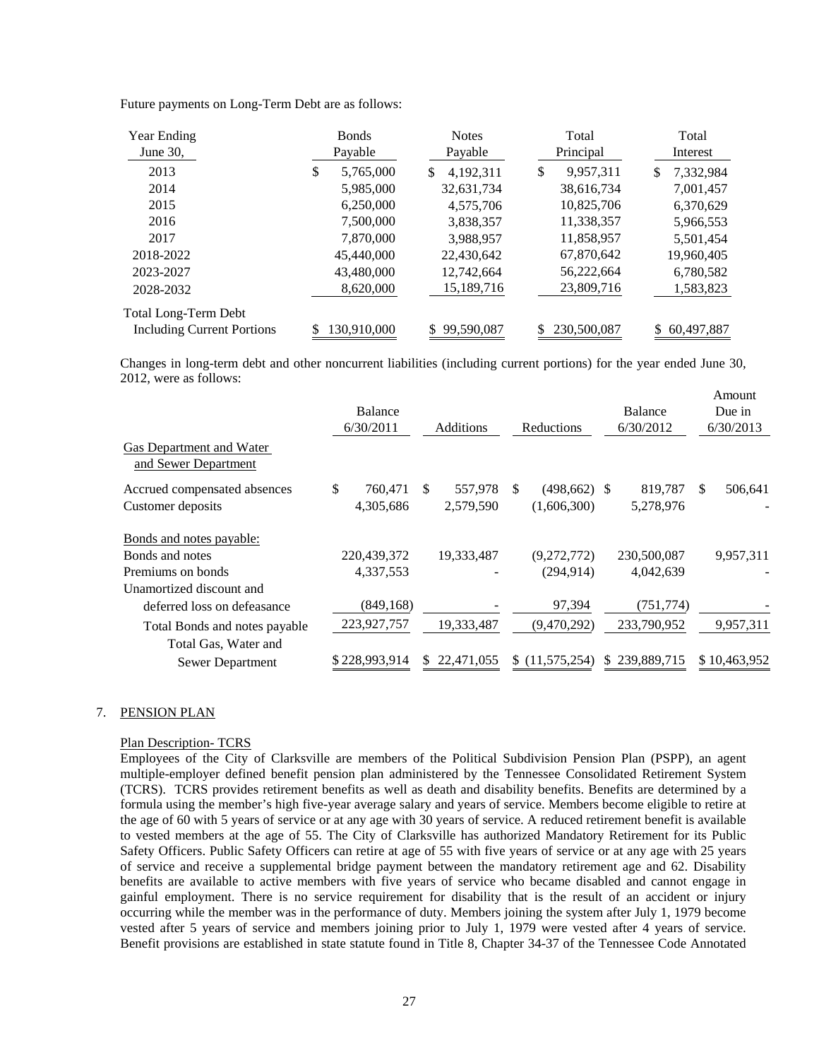Future payments on Long-Term Debt are as follows:

| Year Ending June 30, | Bonds Payable | Notes Payable | Total Principal | Total Interest |
|---|---|---|---|---|
| 2013 | $ 5,765,000 | $ 4,192,311 | $ 9,957,311 | $ 7,332,984 |
| 2014 | 5,985,000 | 32,631,734 | 38,616,734 | 7,001,457 |
| 2015 | 6,250,000 | 4,575,706 | 10,825,706 | 6,370,629 |
| 2016 | 7,500,000 | 3,838,357 | 11,338,357 | 5,966,553 |
| 2017 | 7,870,000 | 3,988,957 | 11,858,957 | 5,501,454 |
| 2018-2022 | 45,440,000 | 22,430,642 | 67,870,642 | 19,960,405 |
| 2023-2027 | 43,480,000 | 12,742,664 | 56,222,664 | 6,780,582 |
| 2028-2032 | 8,620,000 | 15,189,716 | 23,809,716 | 1,583,823 |
| Total Long-Term Debt Including Current Portions | $ 130,910,000 | $ 99,590,087 | $ 230,500,087 | $ 60,497,887 |

Changes in long-term debt and other noncurrent liabilities (including current portions) for the year ended June 30, 2012, were as follows:

| | Balance 6/30/2011 | Additions | Reductions | Balance 6/30/2012 | Amount Due in 6/30/2013 |
|---|---|---|---|---|---|
| Gas Department and Water and Sewer Department | | | | | |
| Accrued compensated absences | $ 760,471 | $ 557,978 | $ (498,662) | $ 819,787 | $ 506,641 |
| Customer deposits | 4,305,686 | 2,579,590 | (1,606,300) | 5,278,976 | - |
| Bonds and notes payable: | | | | | |
| Bonds and notes | 220,439,372 | 19,333,487 | (9,272,772) | 230,500,087 | 9,957,311 |
| Premiums on bonds | 4,337,553 | - | (294,914) | 4,042,639 | - |
| Unamortized discount and deferred loss on defeasance | (849,168) | - | 97,394 | (751,774) | - |
| Total Bonds and notes payable | 223,927,757 | 19,333,487 | (9,470,292) | 233,790,952 | 9,957,311 |
| Total Gas, Water and Sewer Department | $ 228,993,914 | $ 22,471,055 | $ (11,575,254) | $ 239,889,715 | $ 10,463,952 |

7. PENSION PLAN

Plan Description- TCRS

Employees of the City of Clarksville are members of the Political Subdivision Pension Plan (PSPP), an agent multiple-employer defined benefit pension plan administered by the Tennessee Consolidated Retirement System (TCRS). TCRS provides retirement benefits as well as death and disability benefits. Benefits are determined by a formula using the member's high five-year average salary and years of service. Members become eligible to retire at the age of 60 with 5 years of service or at any age with 30 years of service. A reduced retirement benefit is available to vested members at the age of 55. The City of Clarksville has authorized Mandatory Retirement for its Public Safety Officers. Public Safety Officers can retire at age of 55 with five years of service or at any age with 25 years of service and receive a supplemental bridge payment between the mandatory retirement age and 62. Disability benefits are available to active members with five years of service who became disabled and cannot engage in gainful employment. There is no service requirement for disability that is the result of an accident or injury occurring while the member was in the performance of duty. Members joining the system after July 1, 1979 become vested after 5 years of service and members joining prior to July 1, 1979 were vested after 4 years of service. Benefit provisions are established in state statute found in Title 8, Chapter 34-37 of the Tennessee Code Annotated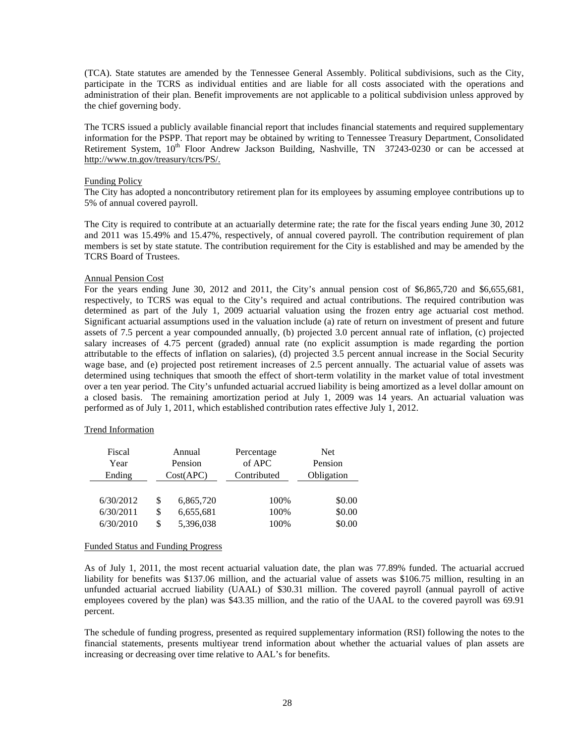(TCA). State statutes are amended by the Tennessee General Assembly. Political subdivisions, such as the City, participate in the TCRS as individual entities and are liable for all costs associated with the operations and administration of their plan. Benefit improvements are not applicable to a political subdivision unless approved by the chief governing body.

The TCRS issued a publicly available financial report that includes financial statements and required supplementary information for the PSPP. That report may be obtained by writing to Tennessee Treasury Department, Consolidated Retirement System, 10th Floor Andrew Jackson Building, Nashville, TN 37243-0230 or can be accessed at http://www.tn.gov/treasury/tcrs/PS/.

Funding Policy

The City has adopted a noncontributory retirement plan for its employees by assuming employee contributions up to 5% of annual covered payroll.

The City is required to contribute at an actuarially determine rate; the rate for the fiscal years ending June 30, 2012 and 2011 was 15.49% and 15.47%, respectively, of annual covered payroll. The contribution requirement of plan members is set by state statute. The contribution requirement for the City is established and may be amended by the TCRS Board of Trustees.

Annual Pension Cost

For the years ending June 30, 2012 and 2011, the City's annual pension cost of $6,865,720 and $6,655,681, respectively, to TCRS was equal to the City's required and actual contributions. The required contribution was determined as part of the July 1, 2009 actuarial valuation using the frozen entry age actuarial cost method. Significant actuarial assumptions used in the valuation include (a) rate of return on investment of present and future assets of 7.5 percent a year compounded annually, (b) projected 3.0 percent annual rate of inflation, (c) projected salary increases of 4.75 percent (graded) annual rate (no explicit assumption is made regarding the portion attributable to the effects of inflation on salaries), (d) projected 3.5 percent annual increase in the Social Security wage base, and (e) projected post retirement increases of 2.5 percent annually. The actuarial value of assets was determined using techniques that smooth the effect of short-term volatility in the market value of total investment over a ten year period. The City's unfunded actuarial accrued liability is being amortized as a level dollar amount on a closed basis. The remaining amortization period at July 1, 2009 was 14 years. An actuarial valuation was performed as of July 1, 2011, which established contribution rates effective July 1, 2012.

Trend Information

| Fiscal Year Ending | Annual Pension Cost(APC) | Percentage of APC Contributed | Net Pension Obligation |
|---|---|---|---|
| 6/30/2012 | $ 6,865,720 | 100% | $0.00 |
| 6/30/2011 | $ 6,655,681 | 100% | $0.00 |
| 6/30/2010 | $ 5,396,038 | 100% | $0.00 |

Funded Status and Funding Progress

As of July 1, 2011, the most recent actuarial valuation date, the plan was 77.89% funded. The actuarial accrued liability for benefits was $137.06 million, and the actuarial value of assets was $106.75 million, resulting in an unfunded actuarial accrued liability (UAAL) of $30.31 million. The covered payroll (annual payroll of active employees covered by the plan) was $43.35 million, and the ratio of the UAAL to the covered payroll was 69.91 percent.

The schedule of funding progress, presented as required supplementary information (RSI) following the notes to the financial statements, presents multiyear trend information about whether the actuarial values of plan assets are increasing or decreasing over time relative to AAL's for benefits.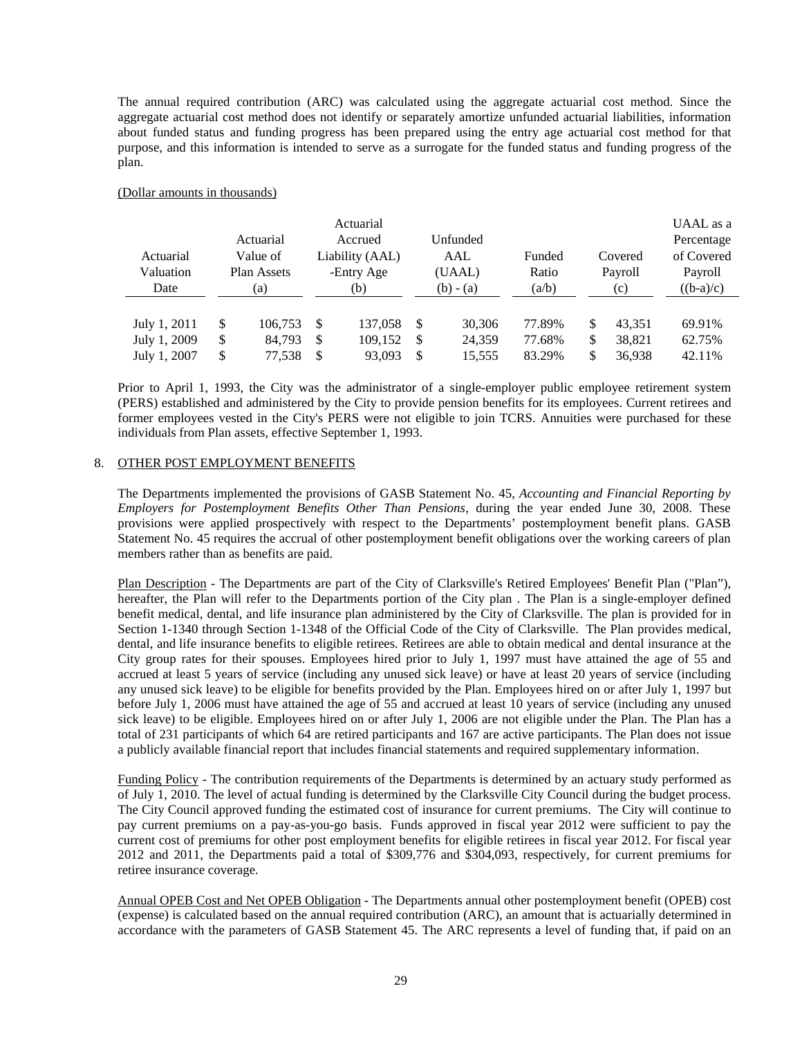The annual required contribution (ARC) was calculated using the aggregate actuarial cost method. Since the aggregate actuarial cost method does not identify or separately amortize unfunded actuarial liabilities, information about funded status and funding progress has been prepared using the entry age actuarial cost method for that purpose, and this information is intended to serve as a surrogate for the funded status and funding progress of the plan.

(Dollar amounts in thousands)

| Actuarial Valuation Date | Actuarial Value of Plan Assets (a) | Actuarial Accrued Liability (AAL) -Entry Age (b) | Unfunded AAL (UAAL) (b) - (a) | Funded Ratio (a/b) | Covered Payroll (c) | UAAL as a Percentage of Covered Payroll ((b-a)/c) |
|---|---|---|---|---|---|---|
| July 1, 2011 | $ 106,753 | $ 137,058 | $ 30,306 | 77.89% | $ 43,351 | 69.91% |
| July 1, 2009 | $ 84,793 | $ 109,152 | $ 24,359 | 77.68% | $ 38,821 | 62.75% |
| July 1, 2007 | $ 77,538 | $ 93,093 | $ 15,555 | 83.29% | $ 36,938 | 42.11% |

Prior to April 1, 1993, the City was the administrator of a single-employer public employee retirement system (PERS) established and administered by the City to provide pension benefits for its employees. Current retirees and former employees vested in the City's PERS were not eligible to join TCRS. Annuities were purchased for these individuals from Plan assets, effective September 1, 1993.

## 8. OTHER POST EMPLOYMENT BENEFITS

The Departments implemented the provisions of GASB Statement No. 45, *Accounting and Financial Reporting by Employers for Postemployment Benefits Other Than Pensions*, during the year ended June 30, 2008. These provisions were applied prospectively with respect to the Departments' postemployment benefit plans. GASB Statement No. 45 requires the accrual of other postemployment benefit obligations over the working careers of plan members rather than as benefits are paid.

Plan Description - The Departments are part of the City of Clarksville's Retired Employees' Benefit Plan ("Plan"), hereafter, the Plan will refer to the Departments portion of the City plan . The Plan is a single-employer defined benefit medical, dental, and life insurance plan administered by the City of Clarksville. The plan is provided for in Section 1-1340 through Section 1-1348 of the Official Code of the City of Clarksville. The Plan provides medical, dental, and life insurance benefits to eligible retirees. Retirees are able to obtain medical and dental insurance at the City group rates for their spouses. Employees hired prior to July 1, 1997 must have attained the age of 55 and accrued at least 5 years of service (including any unused sick leave) or have at least 20 years of service (including any unused sick leave) to be eligible for benefits provided by the Plan. Employees hired on or after July 1, 1997 but before July 1, 2006 must have attained the age of 55 and accrued at least 10 years of service (including any unused sick leave) to be eligible. Employees hired on or after July 1, 2006 are not eligible under the Plan. The Plan has a total of 231 participants of which 64 are retired participants and 167 are active participants. The Plan does not issue a publicly available financial report that includes financial statements and required supplementary information.

Funding Policy - The contribution requirements of the Departments is determined by an actuary study performed as of July 1, 2010. The level of actual funding is determined by the Clarksville City Council during the budget process. The City Council approved funding the estimated cost of insurance for current premiums. The City will continue to pay current premiums on a pay-as-you-go basis. Funds approved in fiscal year 2012 were sufficient to pay the current cost of premiums for other post employment benefits for eligible retirees in fiscal year 2012. For fiscal year 2012 and 2011, the Departments paid a total of $309,776 and $304,093, respectively, for current premiums for retiree insurance coverage.

Annual OPEB Cost and Net OPEB Obligation - The Departments annual other postemployment benefit (OPEB) cost (expense) is calculated based on the annual required contribution (ARC), an amount that is actuarially determined in accordance with the parameters of GASB Statement 45. The ARC represents a level of funding that, if paid on an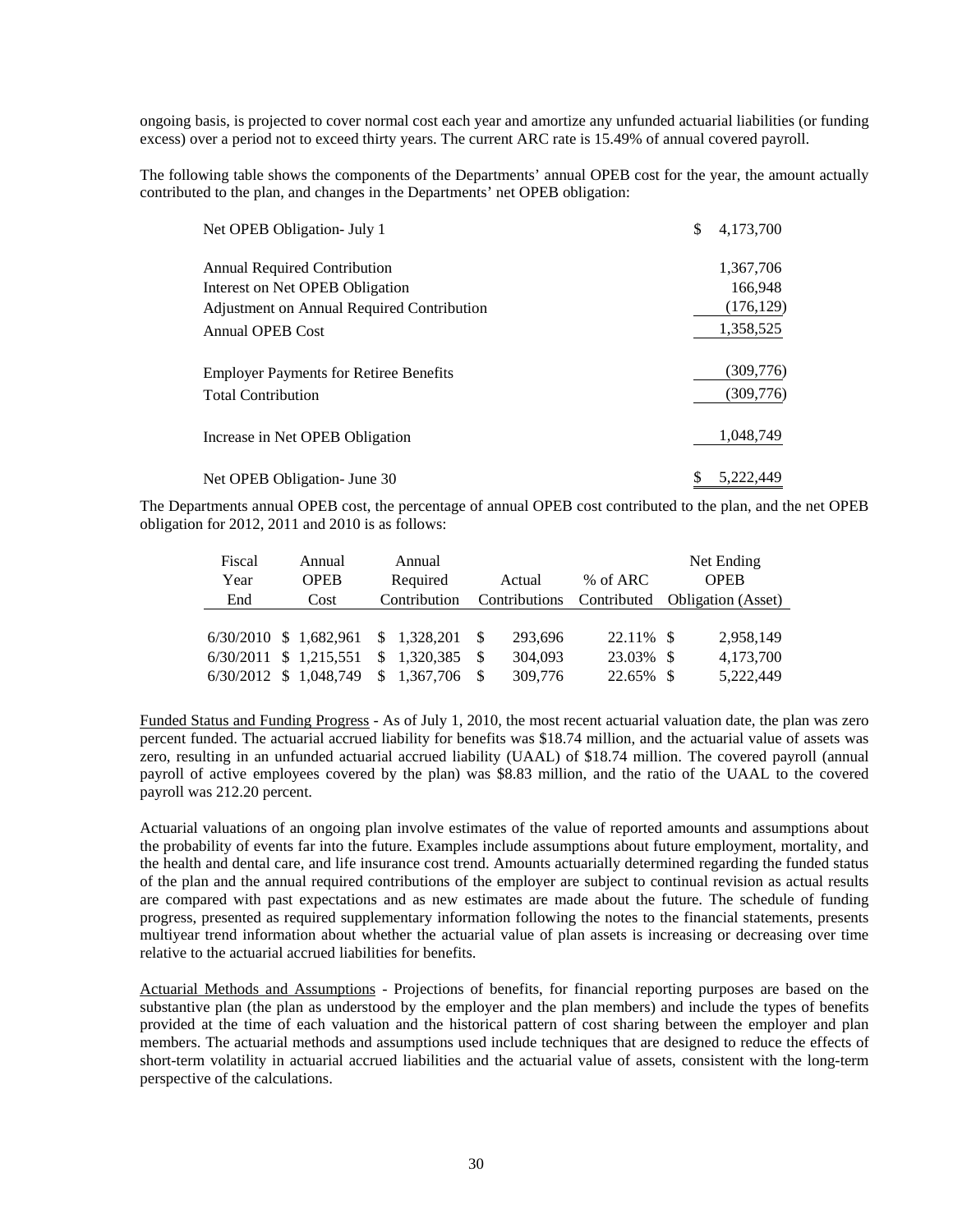ongoing basis, is projected to cover normal cost each year and amortize any unfunded actuarial liabilities (or funding excess) over a period not to exceed thirty years. The current ARC rate is 15.49% of annual covered payroll.

The following table shows the components of the Departments' annual OPEB cost for the year, the amount actually contributed to the plan, and changes in the Departments' net OPEB obligation:

| | |
|---|---|
| Net OPEB Obligation- July 1 | $ 4,173,700 |
| Annual Required Contribution | 1,367,706 |
| Interest on Net OPEB Obligation | 166,948 |
| Adjustment on Annual Required Contribution | (176,129) |
| Annual OPEB Cost | 1,358,525 |
| Employer Payments for Retiree Benefits | (309,776) |
| Total Contribution | (309,776) |
| Increase in Net OPEB Obligation | 1,048,749 |
| Net OPEB Obligation- June 30 | $ 5,222,449 |

The Departments annual OPEB cost, the percentage of annual OPEB cost contributed to the plan, and the net OPEB obligation for 2012, 2011 and 2010 is as follows:

| Fiscal Year End | Annual OPEB Cost | Annual Required Contribution | Actual Contributions | % of ARC Contributed | Net Ending OPEB Obligation (Asset) |
|---|---|---|---|---|---|
| 6/30/2010 | $ 1,682,961 | $ 1,328,201 | $ 293,696 | 22.11% | $ 2,958,149 |
| 6/30/2011 | $ 1,215,551 | $ 1,320,385 | $ 304,093 | 23.03% | $ 4,173,700 |
| 6/30/2012 | $ 1,048,749 | $ 1,367,706 | $ 309,776 | 22.65% | $ 5,222,449 |

Funded Status and Funding Progress - As of July 1, 2010, the most recent actuarial valuation date, the plan was zero percent funded. The actuarial accrued liability for benefits was $18.74 million, and the actuarial value of assets was zero, resulting in an unfunded actuarial accrued liability (UAAL) of $18.74 million. The covered payroll (annual payroll of active employees covered by the plan) was $8.83 million, and the ratio of the UAAL to the covered payroll was 212.20 percent.

Actuarial valuations of an ongoing plan involve estimates of the value of reported amounts and assumptions about the probability of events far into the future. Examples include assumptions about future employment, mortality, and the health and dental care, and life insurance cost trend. Amounts actuarially determined regarding the funded status of the plan and the annual required contributions of the employer are subject to continual revision as actual results are compared with past expectations and as new estimates are made about the future. The schedule of funding progress, presented as required supplementary information following the notes to the financial statements, presents multiyear trend information about whether the actuarial value of plan assets is increasing or decreasing over time relative to the actuarial accrued liabilities for benefits.

Actuarial Methods and Assumptions - Projections of benefits, for financial reporting purposes are based on the substantive plan (the plan as understood by the employer and the plan members) and include the types of benefits provided at the time of each valuation and the historical pattern of cost sharing between the employer and plan members. The actuarial methods and assumptions used include techniques that are designed to reduce the effects of short-term volatility in actuarial accrued liabilities and the actuarial value of assets, consistent with the long-term perspective of the calculations.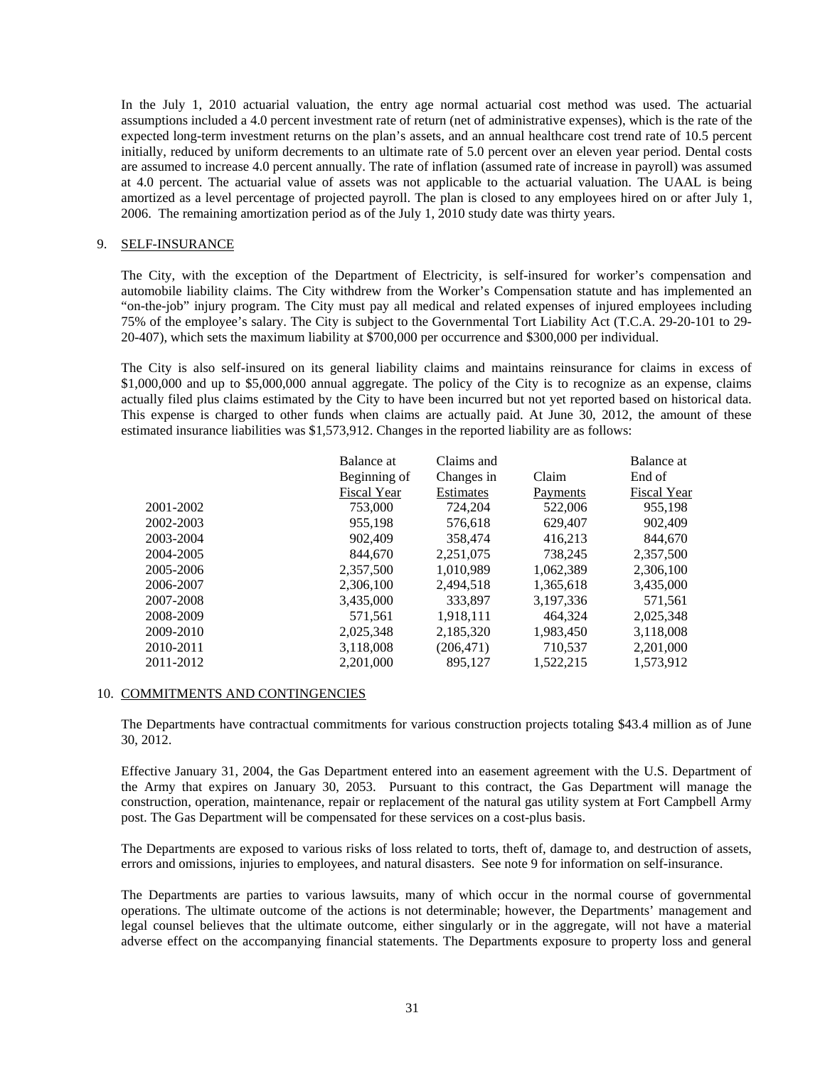In the July 1, 2010 actuarial valuation, the entry age normal actuarial cost method was used. The actuarial assumptions included a 4.0 percent investment rate of return (net of administrative expenses), which is the rate of the expected long-term investment returns on the plan's assets, and an annual healthcare cost trend rate of 10.5 percent initially, reduced by uniform decrements to an ultimate rate of 5.0 percent over an eleven year period. Dental costs are assumed to increase 4.0 percent annually. The rate of inflation (assumed rate of increase in payroll) was assumed at 4.0 percent. The actuarial value of assets was not applicable to the actuarial valuation. The UAAL is being amortized as a level percentage of projected payroll. The plan is closed to any employees hired on or after July 1, 2006. The remaining amortization period as of the July 1, 2010 study date was thirty years.

9. SELF-INSURANCE

The City, with the exception of the Department of Electricity, is self-insured for worker's compensation and automobile liability claims. The City withdrew from the Worker's Compensation statute and has implemented an "on-the-job" injury program. The City must pay all medical and related expenses of injured employees including 75% of the employee's salary. The City is subject to the Governmental Tort Liability Act (T.C.A. 29-20-101 to 29-20-407), which sets the maximum liability at $700,000 per occurrence and $300,000 per individual.

The City is also self-insured on its general liability claims and maintains reinsurance for claims in excess of $1,000,000 and up to $5,000,000 annual aggregate. The policy of the City is to recognize as an expense, claims actually filed plus claims estimated by the City to have been incurred but not yet reported based on historical data. This expense is charged to other funds when claims are actually paid. At June 30, 2012, the amount of these estimated insurance liabilities was $1,573,912. Changes in the reported liability are as follows:

| | Balance at Beginning of Fiscal Year | Claims and Changes in Estimates | Claim Payments | Balance at End of Fiscal Year |
|---|---|---|---|---|
| 2001-2002 | 753,000 | 724,204 | 522,006 | 955,198 |
| 2002-2003 | 955,198 | 576,618 | 629,407 | 902,409 |
| 2003-2004 | 902,409 | 358,474 | 416,213 | 844,670 |
| 2004-2005 | 844,670 | 2,251,075 | 738,245 | 2,357,500 |
| 2005-2006 | 2,357,500 | 1,010,989 | 1,062,389 | 2,306,100 |
| 2006-2007 | 2,306,100 | 2,494,518 | 1,365,618 | 3,435,000 |
| 2007-2008 | 3,435,000 | 333,897 | 3,197,336 | 571,561 |
| 2008-2009 | 571,561 | 1,918,111 | 464,324 | 2,025,348 |
| 2009-2010 | 2,025,348 | 2,185,320 | 1,983,450 | 3,118,008 |
| 2010-2011 | 3,118,008 | (206,471) | 710,537 | 2,201,000 |
| 2011-2012 | 2,201,000 | 895,127 | 1,522,215 | 1,573,912 |

10. COMMITMENTS AND CONTINGENCIES

The Departments have contractual commitments for various construction projects totaling $43.4 million as of June 30, 2012.

Effective January 31, 2004, the Gas Department entered into an easement agreement with the U.S. Department of the Army that expires on January 30, 2053. Pursuant to this contract, the Gas Department will manage the construction, operation, maintenance, repair or replacement of the natural gas utility system at Fort Campbell Army post. The Gas Department will be compensated for these services on a cost-plus basis.

The Departments are exposed to various risks of loss related to torts, theft of, damage to, and destruction of assets, errors and omissions, injuries to employees, and natural disasters. See note 9 for information on self-insurance.

The Departments are parties to various lawsuits, many of which occur in the normal course of governmental operations. The ultimate outcome of the actions is not determinable; however, the Departments' management and legal counsel believes that the ultimate outcome, either singularly or in the aggregate, will not have a material adverse effect on the accompanying financial statements. The Departments exposure to property loss and general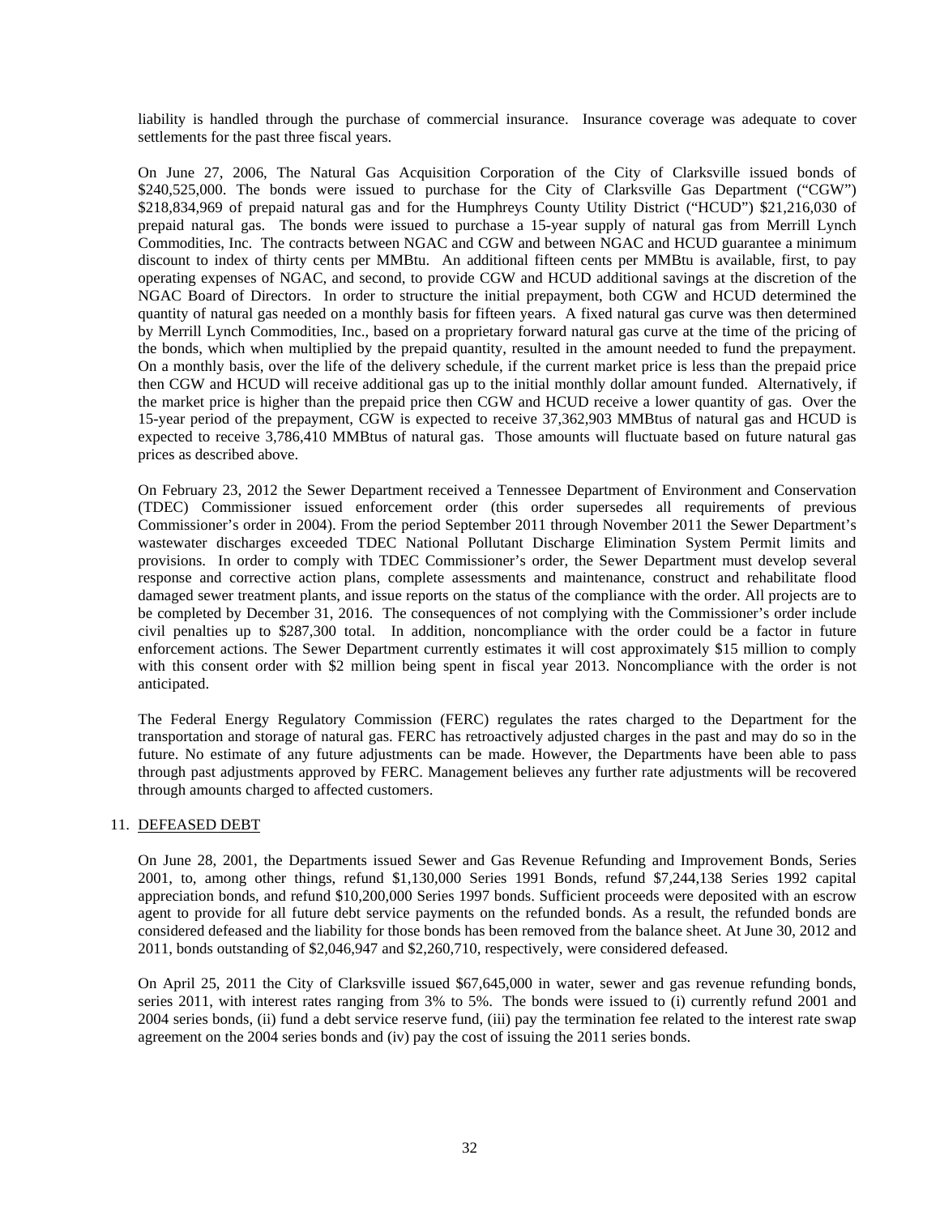liability is handled through the purchase of commercial insurance. Insurance coverage was adequate to cover settlements for the past three fiscal years.

On June 27, 2006, The Natural Gas Acquisition Corporation of the City of Clarksville issued bonds of $240,525,000. The bonds were issued to purchase for the City of Clarksville Gas Department ("CGW") $218,834,969 of prepaid natural gas and for the Humphreys County Utility District ("HCUD") $21,216,030 of prepaid natural gas. The bonds were issued to purchase a 15-year supply of natural gas from Merrill Lynch Commodities, Inc. The contracts between NGAC and CGW and between NGAC and HCUD guarantee a minimum discount to index of thirty cents per MMBtu. An additional fifteen cents per MMBtu is available, first, to pay operating expenses of NGAC, and second, to provide CGW and HCUD additional savings at the discretion of the NGAC Board of Directors. In order to structure the initial prepayment, both CGW and HCUD determined the quantity of natural gas needed on a monthly basis for fifteen years. A fixed natural gas curve was then determined by Merrill Lynch Commodities, Inc., based on a proprietary forward natural gas curve at the time of the pricing of the bonds, which when multiplied by the prepaid quantity, resulted in the amount needed to fund the prepayment. On a monthly basis, over the life of the delivery schedule, if the current market price is less than the prepaid price then CGW and HCUD will receive additional gas up to the initial monthly dollar amount funded. Alternatively, if the market price is higher than the prepaid price then CGW and HCUD receive a lower quantity of gas. Over the 15-year period of the prepayment, CGW is expected to receive 37,362,903 MMBtus of natural gas and HCUD is expected to receive 3,786,410 MMBtus of natural gas. Those amounts will fluctuate based on future natural gas prices as described above.

On February 23, 2012 the Sewer Department received a Tennessee Department of Environment and Conservation (TDEC) Commissioner issued enforcement order (this order supersedes all requirements of previous Commissioner's order in 2004). From the period September 2011 through November 2011 the Sewer Department's wastewater discharges exceeded TDEC National Pollutant Discharge Elimination System Permit limits and provisions. In order to comply with TDEC Commissioner's order, the Sewer Department must develop several response and corrective action plans, complete assessments and maintenance, construct and rehabilitate flood damaged sewer treatment plants, and issue reports on the status of the compliance with the order. All projects are to be completed by December 31, 2016. The consequences of not complying with the Commissioner's order include civil penalties up to $287,300 total. In addition, noncompliance with the order could be a factor in future enforcement actions. The Sewer Department currently estimates it will cost approximately $15 million to comply with this consent order with $2 million being spent in fiscal year 2013. Noncompliance with the order is not anticipated.

The Federal Energy Regulatory Commission (FERC) regulates the rates charged to the Department for the transportation and storage of natural gas. FERC has retroactively adjusted charges in the past and may do so in the future. No estimate of any future adjustments can be made. However, the Departments have been able to pass through past adjustments approved by FERC. Management believes any further rate adjustments will be recovered through amounts charged to affected customers.

## 11. DEFEASED DEBT

On June 28, 2001, the Departments issued Sewer and Gas Revenue Refunding and Improvement Bonds, Series 2001, to, among other things, refund $1,130,000 Series 1991 Bonds, refund $7,244,138 Series 1992 capital appreciation bonds, and refund $10,200,000 Series 1997 bonds. Sufficient proceeds were deposited with an escrow agent to provide for all future debt service payments on the refunded bonds. As a result, the refunded bonds are considered defeased and the liability for those bonds has been removed from the balance sheet. At June 30, 2012 and 2011, bonds outstanding of $2,046,947 and $2,260,710, respectively, were considered defeased.

On April 25, 2011 the City of Clarksville issued $67,645,000 in water, sewer and gas revenue refunding bonds, series 2011, with interest rates ranging from 3% to 5%. The bonds were issued to (i) currently refund 2001 and 2004 series bonds, (ii) fund a debt service reserve fund, (iii) pay the termination fee related to the interest rate swap agreement on the 2004 series bonds and (iv) pay the cost of issuing the 2011 series bonds.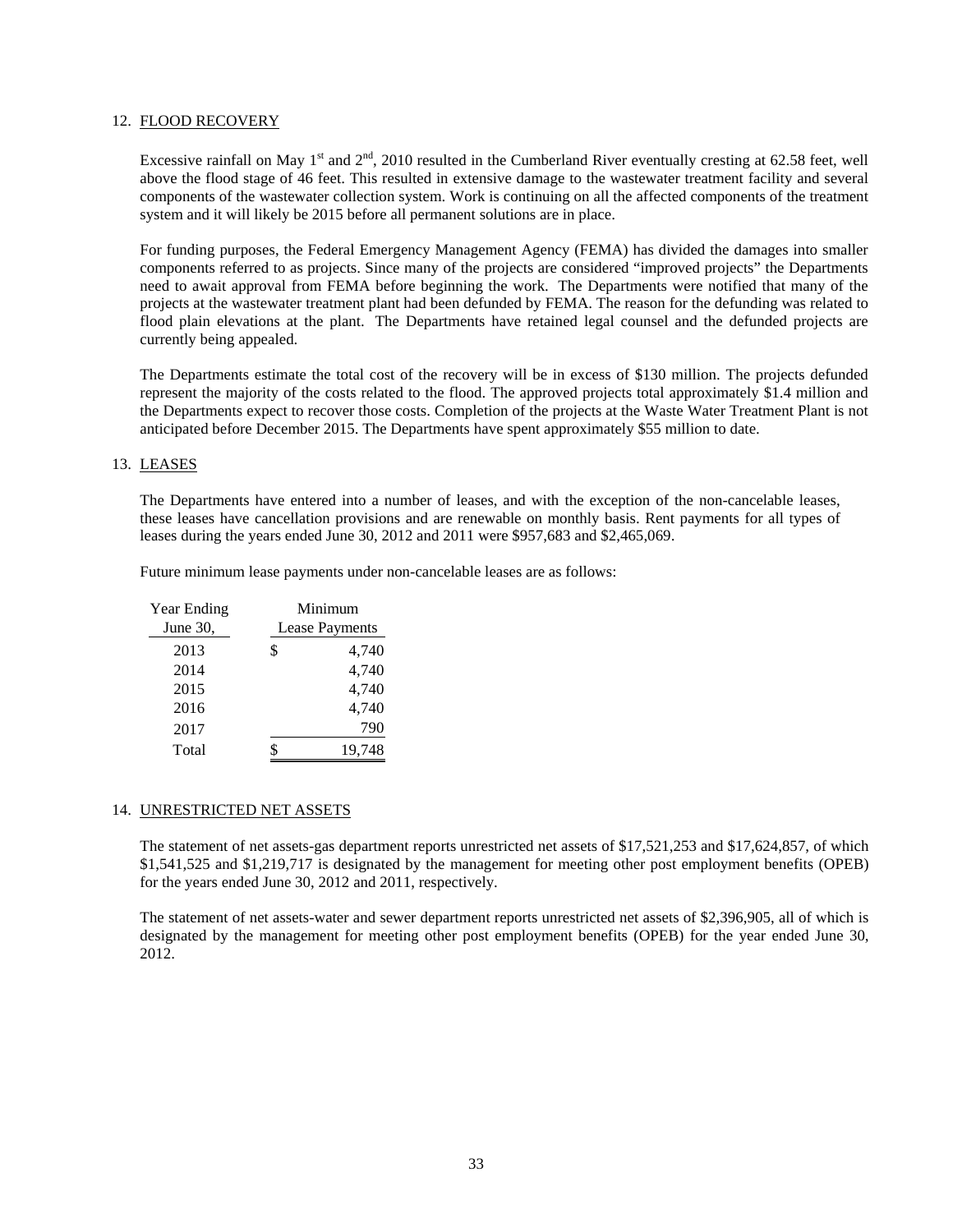## 12. FLOOD RECOVERY

Excessive rainfall on May 1st and 2nd, 2010 resulted in the Cumberland River eventually cresting at 62.58 feet, well above the flood stage of 46 feet. This resulted in extensive damage to the wastewater treatment facility and several components of the wastewater collection system. Work is continuing on all the affected components of the treatment system and it will likely be 2015 before all permanent solutions are in place.

For funding purposes, the Federal Emergency Management Agency (FEMA) has divided the damages into smaller components referred to as projects. Since many of the projects are considered "improved projects" the Departments need to await approval from FEMA before beginning the work. The Departments were notified that many of the projects at the wastewater treatment plant had been defunded by FEMA. The reason for the defunding was related to flood plain elevations at the plant. The Departments have retained legal counsel and the defunded projects are currently being appealed.

The Departments estimate the total cost of the recovery will be in excess of $130 million. The projects defunded represent the majority of the costs related to the flood. The approved projects total approximately $1.4 million and the Departments expect to recover those costs. Completion of the projects at the Waste Water Treatment Plant is not anticipated before December 2015. The Departments have spent approximately $55 million to date.

## 13. LEASES

The Departments have entered into a number of leases, and with the exception of the non-cancelable leases, these leases have cancellation provisions and are renewable on monthly basis. Rent payments for all types of leases during the years ended June 30, 2012 and 2011 were $957,683 and $2,465,069.

Future minimum lease payments under non-cancelable leases are as follows:

| Year Ending June 30, | Minimum Lease Payments |
|---|---|
| 2013 | $ 4,740 |
| 2014 | 4,740 |
| 2015 | 4,740 |
| 2016 | 4,740 |
| 2017 | 790 |
| Total | $ 19,748 |

## 14. UNRESTRICTED NET ASSETS

The statement of net assets-gas department reports unrestricted net assets of $17,521,253 and $17,624,857, of which $1,541,525 and $1,219,717 is designated by the management for meeting other post employment benefits (OPEB) for the years ended June 30, 2012 and 2011, respectively.

The statement of net assets-water and sewer department reports unrestricted net assets of $2,396,905, all of which is designated by the management for meeting other post employment benefits (OPEB) for the year ended June 30, 2012.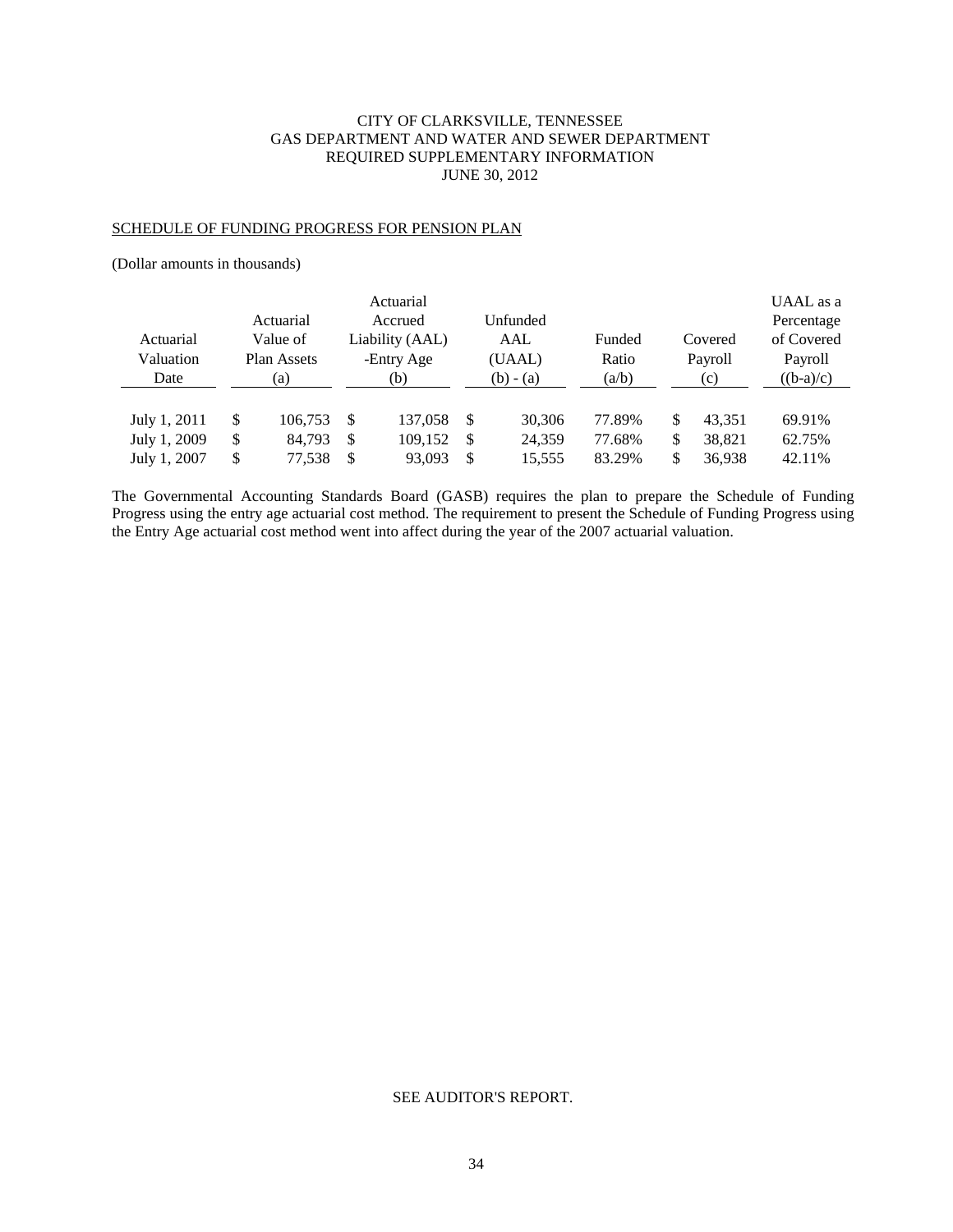CITY OF CLARKSVILLE, TENNESSEE
GAS DEPARTMENT AND WATER AND SEWER DEPARTMENT
REQUIRED SUPPLEMENTARY INFORMATION
JUNE 30, 2012

SCHEDULE OF FUNDING PROGRESS FOR PENSION PLAN

(Dollar amounts in thousands)

| Actuarial Valuation Date | Actuarial Value of Plan Assets (a) | Actuarial Accrued Liability (AAL) -Entry Age (b) | Unfunded AAL (UAAL) (b) - (a) | Funded Ratio (a/b) | Covered Payroll (c) | UAAL as a Percentage of Covered Payroll ((b-a)/c) |
|---|---|---|---|---|---|---|
| July 1, 2011 | $ 106,753 | $ 137,058 | $ 30,306 | 77.89% | $ 43,351 | 69.91% |
| July 1, 2009 | $ 84,793 | $ 109,152 | $ 24,359 | 77.68% | $ 38,821 | 62.75% |
| July 1, 2007 | $ 77,538 | $ 93,093 | $ 15,555 | 83.29% | $ 36,938 | 42.11% |

The Governmental Accounting Standards Board (GASB) requires the plan to prepare the Schedule of Funding Progress using the entry age actuarial cost method. The requirement to present the Schedule of Funding Progress using the Entry Age actuarial cost method went into affect during the year of the 2007 actuarial valuation.

SEE AUDITOR'S REPORT.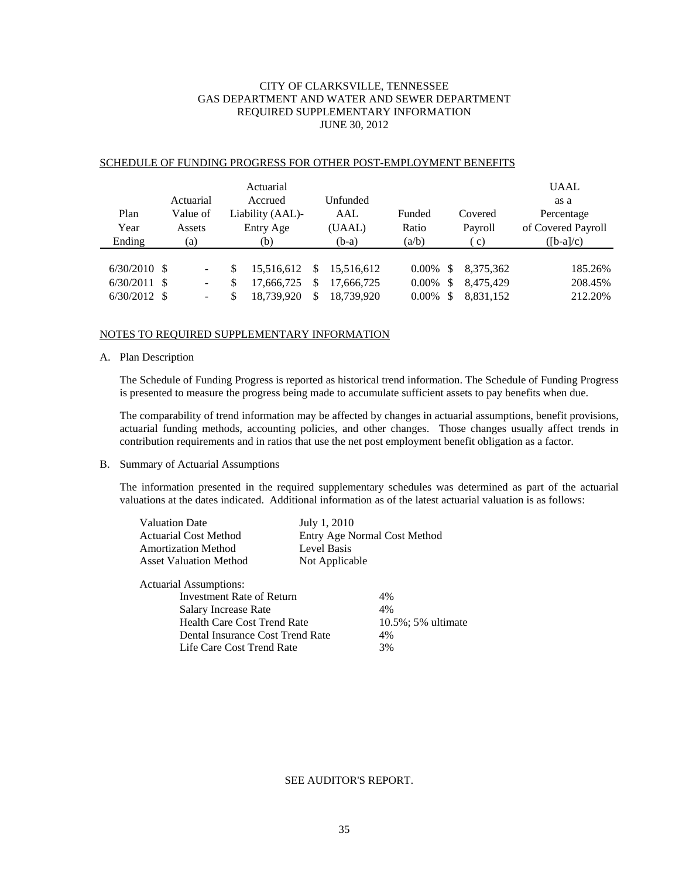CITY OF CLARKSVILLE, TENNESSEE
GAS DEPARTMENT AND WATER AND SEWER DEPARTMENT
REQUIRED SUPPLEMENTARY INFORMATION
JUNE 30, 2012

SCHEDULE OF FUNDING PROGRESS FOR OTHER POST-EMPLOYMENT BENEFITS

| Plan Year Ending | Actuarial Value of Assets (a) | Actuarial Accrued Liability (AAL)- Entry Age (b) | Unfunded AAL (UAAL) (b-a) | Funded Ratio (a/b) | Covered Payroll ( c) | UAAL as a Percentage of Covered Payroll ([b-a]/c) |
|---|---|---|---|---|---|---|
| 6/30/2010 | $ - | $ 15,516,612 | $ 15,516,612 | 0.00% | $ 8,375,362 | 185.26% |
| 6/30/2011 | $ - | $ 17,666,725 | $ 17,666,725 | 0.00% | $ 8,475,429 | 208.45% |
| 6/30/2012 | $ - | $ 18,739,920 | $ 18,739,920 | 0.00% | $ 8,831,152 | 212.20% |

NOTES TO REQUIRED SUPPLEMENTARY INFORMATION

A. Plan Description

The Schedule of Funding Progress is reported as historical trend information. The Schedule of Funding Progress is presented to measure the progress being made to accumulate sufficient assets to pay benefits when due.

The comparability of trend information may be affected by changes in actuarial assumptions, benefit provisions, actuarial funding methods, accounting policies, and other changes. Those changes usually affect trends in contribution requirements and in ratios that use the net post employment benefit obligation as a factor.

B. Summary of Actuarial Assumptions

The information presented in the required supplementary schedules was determined as part of the actuarial valuations at the dates indicated. Additional information as of the latest actuarial valuation is as follows:

| | |
|---|---|
| Valuation Date | July 1, 2010 |
| Actuarial Cost Method | Entry Age Normal Cost Method |
| Amortization Method | Level Basis |
| Asset Valuation Method | Not Applicable |

Actuarial Assumptions:

| | |
|---|---|
| Investment Rate of Return | 4% |
| Salary Increase Rate | 4% |
| Health Care Cost Trend Rate | 10.5%; 5% ultimate |
| Dental Insurance Cost Trend Rate | 4% |
| Life Care Cost Trend Rate | 3% |

SEE AUDITOR'S REPORT.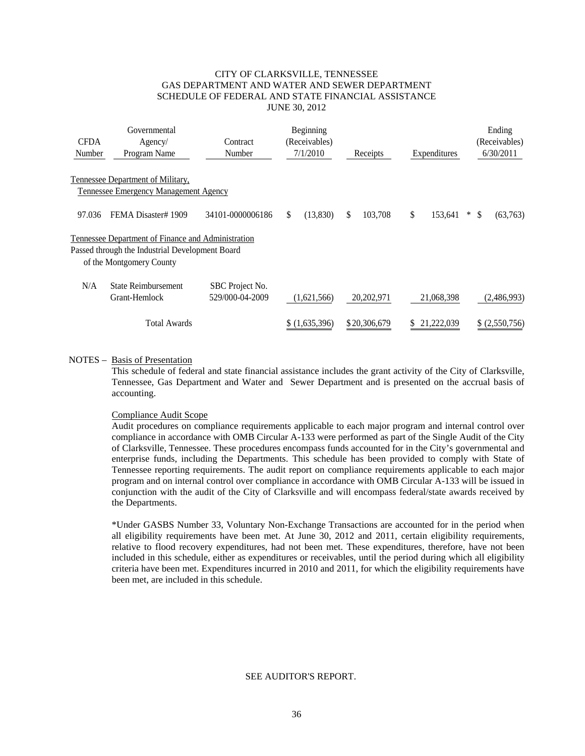# CITY OF CLARKSVILLE, TENNESSEE
## GAS DEPARTMENT AND WATER AND SEWER DEPARTMENT
## SCHEDULE OF FEDERAL AND STATE FINANCIAL ASSISTANCE
## JUNE 30, 2012

| CFDA Number | Governmental Agency/ Program Name | Contract Number | Beginning (Receivables) 7/1/2010 | Receipts | Expenditures | Ending (Receivables) 6/30/2011 |
|---|---|---|---|---|---|---|
| Tennessee Department of Military, Tennessee Emergency Management Agency | | | | | | |
| 97.036 | FEMA Disaster# 1909 | 34101-0000006186 | $ (13,830) | $ 103,708 | $ 153,641 * | $ (63,763) |
| Tennessee Department of Finance and Administration Passed through the Industrial Development Board of the Montgomery County | | | | | | |
| N/A | State Reimbursement Grant-Hemlock | SBC Project No. 529/000-04-2009 | (1,621,566) | 20,202,971 | 21,068,398 | (2,486,993) |
| | Total Awards | | $ (1,635,396) | $ 20,306,679 | $ 21,222,039 | $ (2,550,756) |

NOTES – Basis of Presentation

This schedule of federal and state financial assistance includes the grant activity of the City of Clarksville, Tennessee, Gas Department and Water and Sewer Department and is presented on the accrual basis of accounting.

Compliance Audit Scope

Audit procedures on compliance requirements applicable to each major program and internal control over compliance in accordance with OMB Circular A-133 were performed as part of the Single Audit of the City of Clarksville, Tennessee. These procedures encompass funds accounted for in the City's governmental and enterprise funds, including the Departments. This schedule has been provided to comply with State of Tennessee reporting requirements. The audit report on compliance requirements applicable to each major program and on internal control over compliance in accordance with OMB Circular A-133 will be issued in conjunction with the audit of the City of Clarksville and will encompass federal/state awards received by the Departments.

*Under GASBS Number 33, Voluntary Non-Exchange Transactions are accounted for in the period when all eligibility requirements have been met. At June 30, 2012 and 2011, certain eligibility requirements, relative to flood recovery expenditures, had not been met. These expenditures, therefore, have not been included in this schedule, either as expenditures or receivables, until the period during which all eligibility criteria have been met. Expenditures incurred in 2010 and 2011, for which the eligibility requirements have been met, are included in this schedule.

SEE AUDITOR'S REPORT.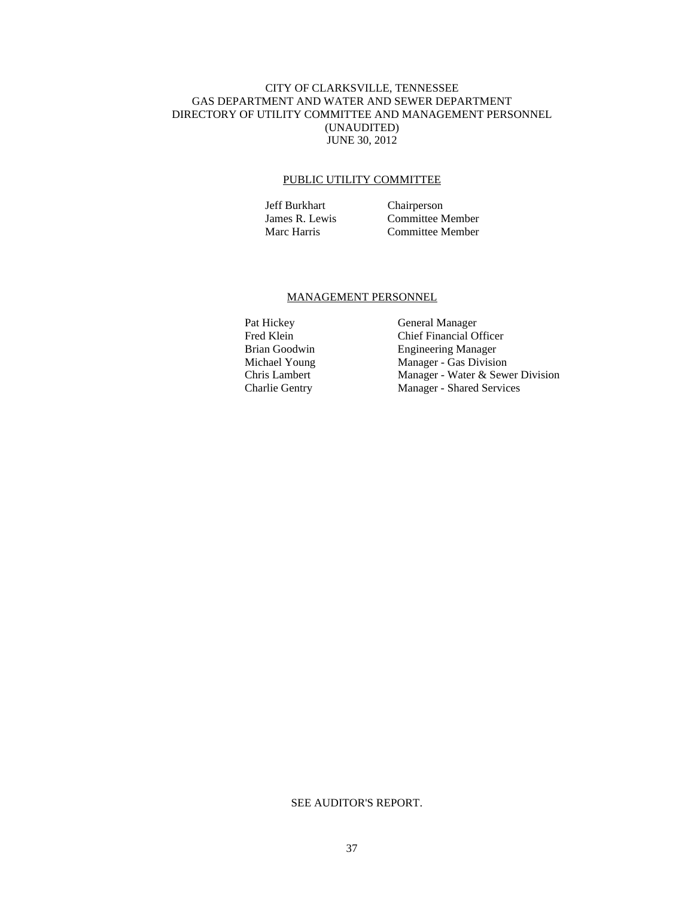# CITY OF CLARKSVILLE, TENNESSEE
## GAS DEPARTMENT AND WATER AND SEWER DEPARTMENT
## DIRECTORY OF UTILITY COMMITTEE AND MANAGEMENT PERSONNEL
(UNAUDITED)
JUNE 30, 2012

### PUBLIC UTILITY COMMITTEE

| | |
|---|---|
| Jeff Burkhart | Chairperson |
| James R. Lewis | Committee Member |
| Marc Harris | Committee Member |

### MANAGEMENT PERSONNEL

| | |
|---|---|
| Pat Hickey | General Manager |
| Fred Klein | Chief Financial Officer |
| Brian Goodwin | Engineering Manager |
| Michael Young | Manager - Gas Division |
| Chris Lambert | Manager - Water & Sewer Division |
| Charlie Gentry | Manager - Shared Services |

SEE AUDITOR'S REPORT.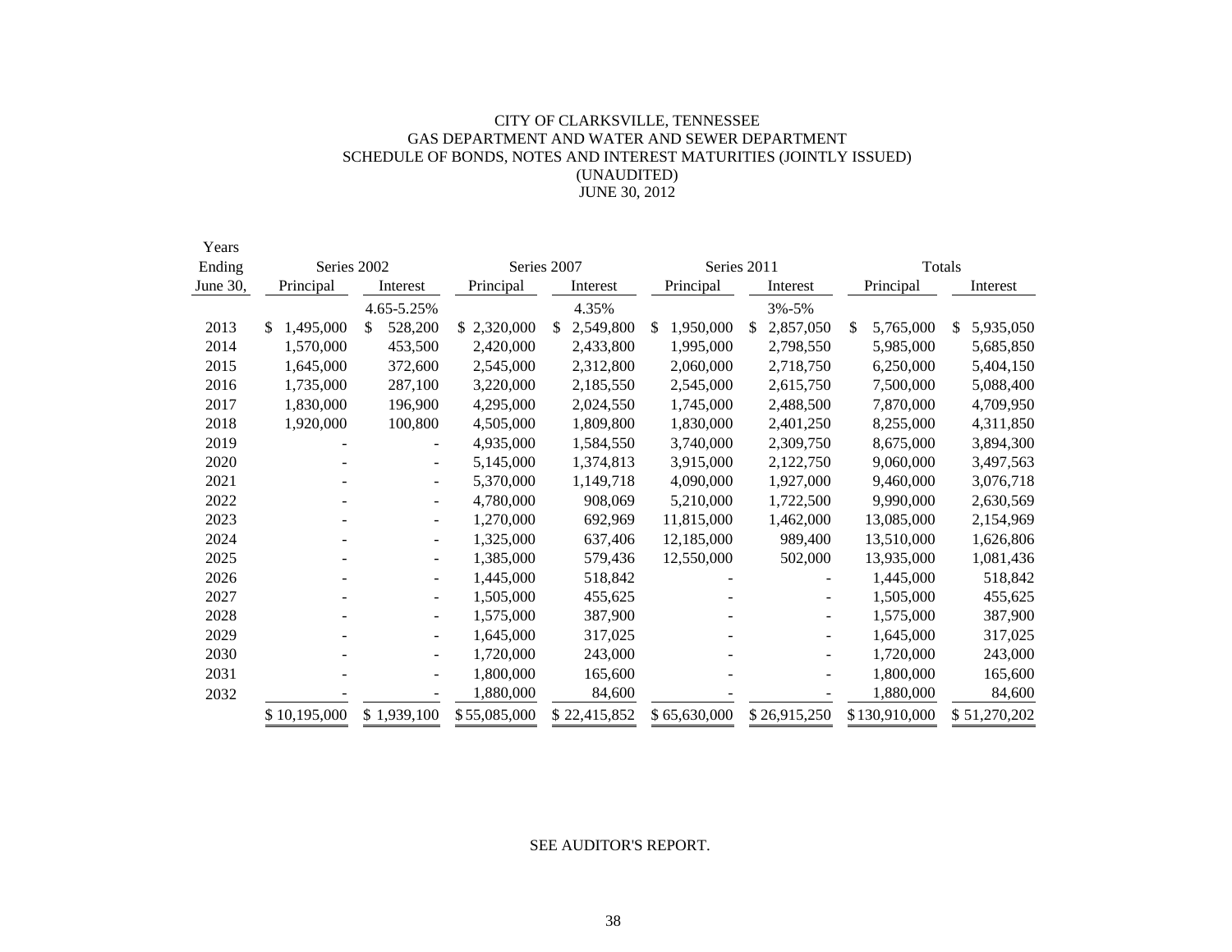# CITY OF CLARKSVILLE, TENNESSEE
## GAS DEPARTMENT AND WATER AND SEWER DEPARTMENT
## SCHEDULE OF BONDS, NOTES AND INTEREST MATURITIES (JOINTLY ISSUED)
### (UNAUDITED)
### JUNE 30, 2012

| Years Ending June 30, | Series 2002 | | Series 2007 | | Series 2011 | | Totals | |
|---|---|---|---|---|---|---|---|---|
| | Principal | Interest | Principal | Interest | Principal | Interest | Principal | Interest |
| | | 4.65-5.25% | | 4.35% | | 3%-5% | | |
| 2013 | $ 1,495,000 | $ 528,200 | $ 2,320,000 | $ 2,549,800 | $ 1,950,000 | $ 2,857,050 | $ 5,765,000 | $ 5,935,050 |
| 2014 | 1,570,000 | 453,500 | 2,420,000 | 2,433,800 | 1,995,000 | 2,798,550 | 5,985,000 | 5,685,850 |
| 2015 | 1,645,000 | 372,600 | 2,545,000 | 2,312,800 | 2,060,000 | 2,718,750 | 6,250,000 | 5,404,150 |
| 2016 | 1,735,000 | 287,100 | 3,220,000 | 2,185,550 | 2,545,000 | 2,615,750 | 7,500,000 | 5,088,400 |
| 2017 | 1,830,000 | 196,900 | 4,295,000 | 2,024,550 | 1,745,000 | 2,488,500 | 7,870,000 | 4,709,950 |
| 2018 | 1,920,000 | 100,800 | 4,505,000 | 1,809,800 | 1,830,000 | 2,401,250 | 8,255,000 | 4,311,850 |
| 2019 | - | - | 4,935,000 | 1,584,550 | 3,740,000 | 2,309,750 | 8,675,000 | 3,894,300 |
| 2020 | - | - | 5,145,000 | 1,374,813 | 3,915,000 | 2,122,750 | 9,060,000 | 3,497,563 |
| 2021 | - | - | 5,370,000 | 1,149,718 | 4,090,000 | 1,927,000 | 9,460,000 | 3,076,718 |
| 2022 | - | - | 4,780,000 | 908,069 | 5,210,000 | 1,722,500 | 9,990,000 | 2,630,569 |
| 2023 | - | - | 1,270,000 | 692,969 | 11,815,000 | 1,462,000 | 13,085,000 | 2,154,969 |
| 2024 | - | - | 1,325,000 | 637,406 | 12,185,000 | 989,400 | 13,510,000 | 1,626,806 |
| 2025 | - | - | 1,385,000 | 579,436 | 12,550,000 | 502,000 | 13,935,000 | 1,081,436 |
| 2026 | - | - | 1,445,000 | 518,842 | - | - | 1,445,000 | 518,842 |
| 2027 | - | - | 1,505,000 | 455,625 | - | - | 1,505,000 | 455,625 |
| 2028 | - | - | 1,575,000 | 387,900 | - | - | 1,575,000 | 387,900 |
| 2029 | - | - | 1,645,000 | 317,025 | - | - | 1,645,000 | 317,025 |
| 2030 | - | - | 1,720,000 | 243,000 | - | - | 1,720,000 | 243,000 |
| 2031 | - | - | 1,800,000 | 165,600 | - | - | 1,800,000 | 165,600 |
| 2032 | - | - | 1,880,000 | 84,600 | - | - | 1,880,000 | 84,600 |
| | $ 10,195,000 | $ 1,939,100 | $ 55,085,000 | $ 22,415,852 | $ 65,630,000 | $ 26,915,250 | $ 130,910,000 | $ 51,270,202 |

SEE AUDITOR'S REPORT.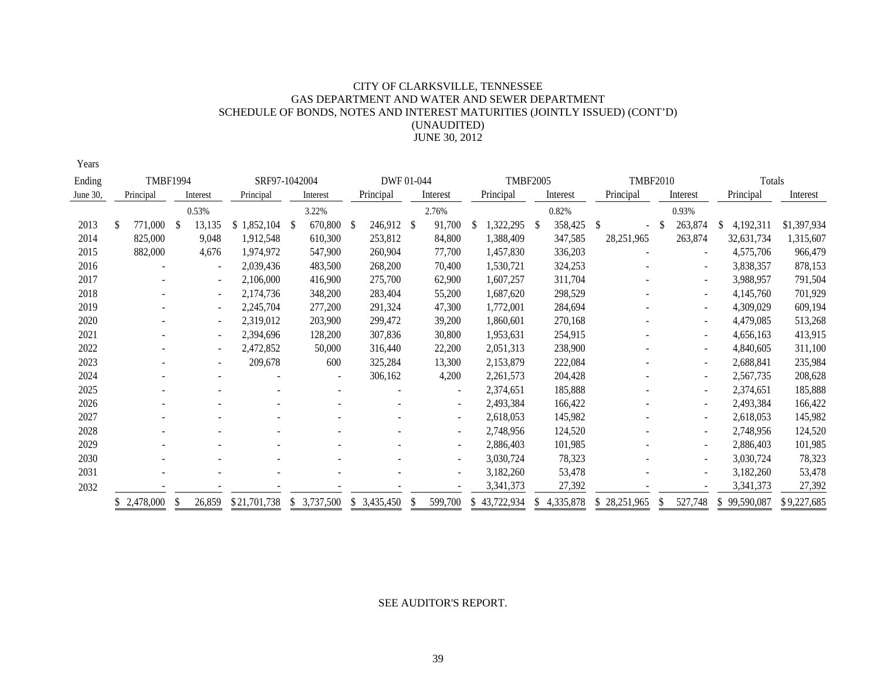CITY OF CLARKSVILLE, TENNESSEE
GAS DEPARTMENT AND WATER AND SEWER DEPARTMENT
SCHEDULE OF BONDS, NOTES AND INTEREST MATURITIES (JOINTLY ISSUED) (CONT'D)
(UNAUDITED)
JUNE 30, 2012

| Years Ending June 30, | TMBF1994 Principal | TMBF1994 Interest | SRF97-1042004 Principal | SRF97-1042004 Interest | DWF 01-044 Principal | DWF 01-044 Interest | TMBF2005 Principal | TMBF2005 Interest | TMBF2010 Principal | TMBF2010 Interest | Totals Principal | Totals Interest |
|---|---|---|---|---|---|---|---|---|---|---|---|---|
| | | 0.53% | | 3.22% | | 2.76% | | 0.82% | | 0.93% | | |
| 2013 | $ 771,000 | $ 13,135 | $ 1,852,104 | $ 670,800 | $ 246,912 | $ 91,700 | $ 1,322,295 | $ 358,425 | $ - | $ 263,874 | $ 4,192,311 | $1,397,934 |
| 2014 | 825,000 | 9,048 | 1,912,548 | 610,300 | 253,812 | 84,800 | 1,388,409 | 347,585 | 28,251,965 | 263,874 | 32,631,734 | 1,315,607 |
| 2015 | 882,000 | 4,676 | 1,974,972 | 547,900 | 260,904 | 77,700 | 1,457,830 | 336,203 | - | - | 4,575,706 | 966,479 |
| 2016 | - | - | 2,039,436 | 483,500 | 268,200 | 70,400 | 1,530,721 | 324,253 | - | - | 3,838,357 | 878,153 |
| 2017 | - | - | 2,106,000 | 416,900 | 275,700 | 62,900 | 1,607,257 | 311,704 | - | - | 3,988,957 | 791,504 |
| 2018 | - | - | 2,174,736 | 348,200 | 283,404 | 55,200 | 1,687,620 | 298,529 | - | - | 4,145,760 | 701,929 |
| 2019 | - | - | 2,245,704 | 277,200 | 291,324 | 47,300 | 1,772,001 | 284,694 | - | - | 4,309,029 | 609,194 |
| 2020 | - | - | 2,319,012 | 203,900 | 299,472 | 39,200 | 1,860,601 | 270,168 | - | - | 4,479,085 | 513,268 |
| 2021 | - | - | 2,394,696 | 128,200 | 307,836 | 30,800 | 1,953,631 | 254,915 | - | - | 4,656,163 | 413,915 |
| 2022 | - | - | 2,472,852 | 50,000 | 316,440 | 22,200 | 2,051,313 | 238,900 | - | - | 4,840,605 | 311,100 |
| 2023 | - | - | 209,678 | 600 | 325,284 | 13,300 | 2,153,879 | 222,084 | - | - | 2,688,841 | 235,984 |
| 2024 | - | - | - | - | 306,162 | 4,200 | 2,261,573 | 204,428 | - | - | 2,567,735 | 208,628 |
| 2025 | - | - | - | - | - | - | 2,374,651 | 185,888 | - | - | 2,374,651 | 185,888 |
| 2026 | - | - | - | - | - | - | 2,493,384 | 166,422 | - | - | 2,493,384 | 166,422 |
| 2027 | - | - | - | - | - | - | 2,618,053 | 145,982 | - | - | 2,618,053 | 145,982 |
| 2028 | - | - | - | - | - | - | 2,748,956 | 124,520 | - | - | 2,748,956 | 124,520 |
| 2029 | - | - | - | - | - | - | 2,886,403 | 101,985 | - | - | 2,886,403 | 101,985 |
| 2030 | - | - | - | - | - | - | 3,030,724 | 78,323 | - | - | 3,030,724 | 78,323 |
| 2031 | - | - | - | - | - | - | 3,182,260 | 53,478 | - | - | 3,182,260 | 53,478 |
| 2032 | - | - | - | - | - | - | 3,341,373 | 27,392 | - | - | 3,341,373 | 27,392 |
| | $ 2,478,000 | $ 26,859 | $ 21,701,738 | $ 3,737,500 | $ 3,435,450 | $ 599,700 | $ 43,722,934 | $ 4,335,878 | $ 28,251,965 | $ 527,748 | $ 99,590,087 | $ 9,227,685 |

SEE AUDITOR'S REPORT.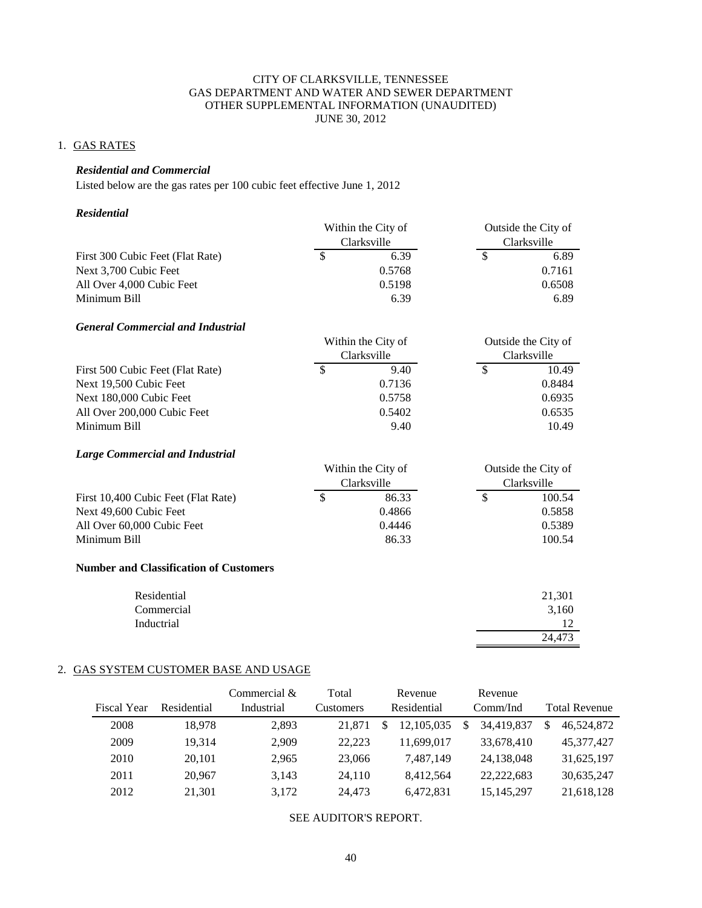# CITY OF CLARKSVILLE, TENNESSEE
## GAS DEPARTMENT AND WATER AND SEWER DEPARTMENT
## OTHER SUPPLEMENTAL INFORMATION (UNAUDITED)
## JUNE 30, 2012

### 1. GAS RATES

***Residential and Commercial***

Listed below are the gas rates per 100 cubic feet effective June 1, 2012

***Residential***

| | Within the City of Clarksville | Outside the City of Clarksville |
|---|---|---|
| First 300 Cubic Feet (Flat Rate) | $ 6.39 | $ 6.89 |
| Next 3,700 Cubic Feet | 0.5768 | 0.7161 |
| All Over 4,000 Cubic Feet | 0.5198 | 0.6508 |
| Minimum Bill | 6.39 | 6.89 |

***General Commercial and Industrial***

| | Within the City of Clarksville | Outside the City of Clarksville |
|---|---|---|
| First 500 Cubic Feet (Flat Rate) | $ 9.40 | $ 10.49 |
| Next 19,500 Cubic Feet | 0.7136 | 0.8484 |
| Next 180,000 Cubic Feet | 0.5758 | 0.6935 |
| All Over 200,000 Cubic Feet | 0.5402 | 0.6535 |
| Minimum Bill | 9.40 | 10.49 |

***Large Commercial and Industrial***

| | Within the City of Clarksville | Outside the City of Clarksville |
|---|---|---|
| First 10,400 Cubic Feet (Flat Rate) | $ 86.33 | $ 100.54 |
| Next 49,600 Cubic Feet | 0.4866 | 0.5858 |
| All Over 60,000 Cubic Feet | 0.4446 | 0.5389 |
| Minimum Bill | 86.33 | 100.54 |

**Number and Classification of Customers**

| | |
|---|---|
| Residential | 21,301 |
| Commercial | 3,160 |
| Inductrial | 12 |
| | 24,473 |

### 2. GAS SYSTEM CUSTOMER BASE AND USAGE

| Fiscal Year | Residential | Commercial & Industrial | Total Customers | Revenue Residential | Revenue Comm/Ind | Total Revenue |
|---|---|---|---|---|---|---|
| 2008 | 18,978 | 2,893 | 21,871 | $ 12,105,035 | $ 34,419,837 | $ 46,524,872 |
| 2009 | 19,314 | 2,909 | 22,223 | 11,699,017 | 33,678,410 | 45,377,427 |
| 2010 | 20,101 | 2,965 | 23,066 | 7,487,149 | 24,138,048 | 31,625,197 |
| 2011 | 20,967 | 3,143 | 24,110 | 8,412,564 | 22,222,683 | 30,635,247 |
| 2012 | 21,301 | 3,172 | 24,473 | 6,472,831 | 15,145,297 | 21,618,128 |

SEE AUDITOR'S REPORT.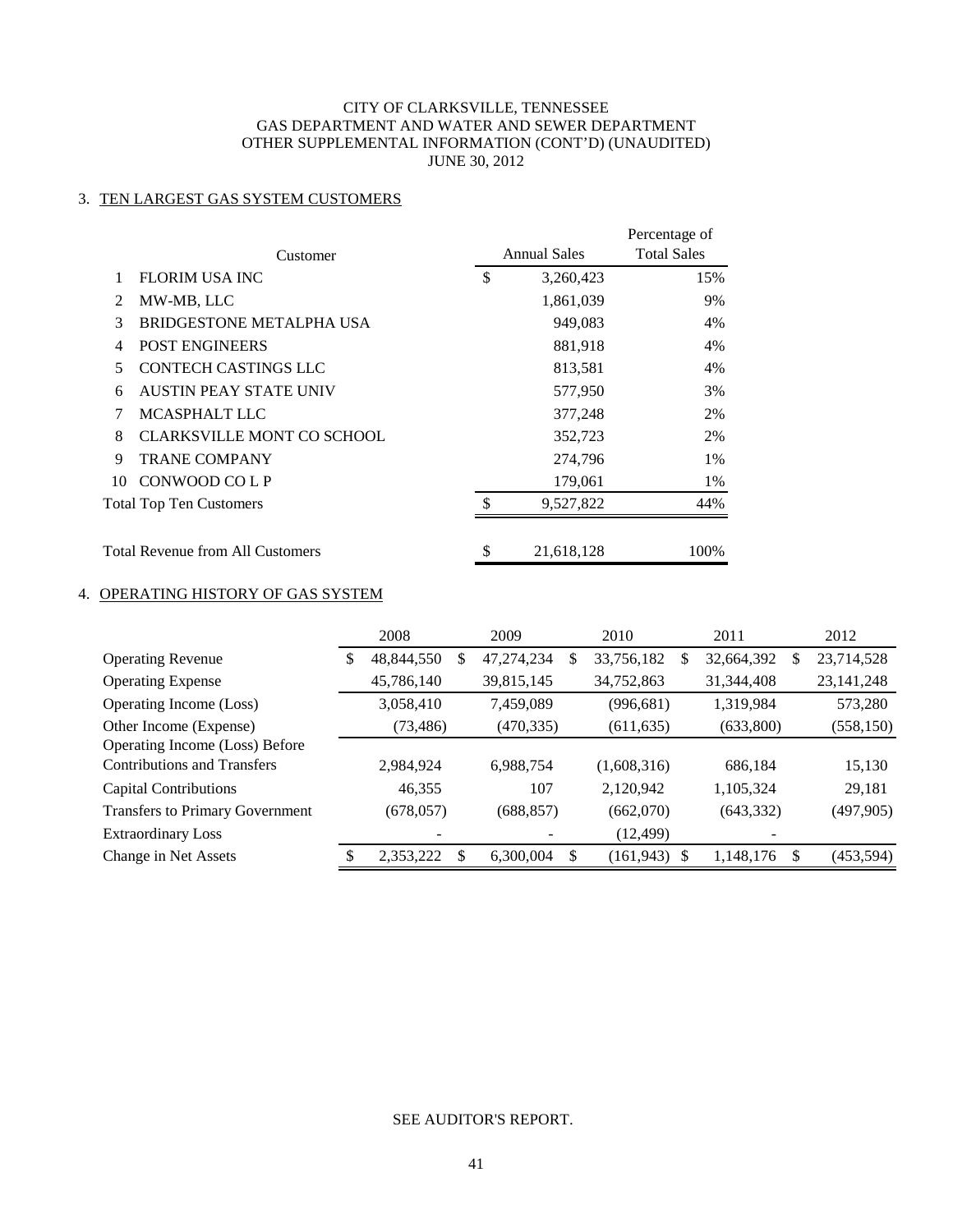CITY OF CLARKSVILLE, TENNESSEE
GAS DEPARTMENT AND WATER AND SEWER DEPARTMENT
OTHER SUPPLEMENTAL INFORMATION (CONT'D) (UNAUDITED)
JUNE 30, 2012

## 3. TEN LARGEST GAS SYSTEM CUSTOMERS

| | Customer | Annual Sales | Percentage of Total Sales |
|---|---|---|---|
| 1 | FLORIM USA INC | $ 3,260,423 | 15% |
| 2 | MW-MB, LLC | 1,861,039 | 9% |
| 3 | BRIDGESTONE METALPHA USA | 949,083 | 4% |
| 4 | POST ENGINEERS | 881,918 | 4% |
| 5 | CONTECH CASTINGS LLC | 813,581 | 4% |
| 6 | AUSTIN PEAY STATE UNIV | 577,950 | 3% |
| 7 | MCASPHALT LLC | 377,248 | 2% |
| 8 | CLARKSVILLE MONT CO SCHOOL | 352,723 | 2% |
| 9 | TRANE COMPANY | 274,796 | 1% |
| 10 | CONWOOD CO L P | 179,061 | 1% |
| Total Top Ten Customers | | $ 9,527,822 | 44% |
| Total Revenue from All Customers | | $ 21,618,128 | 100% |

## 4. OPERATING HISTORY OF GAS SYSTEM

| | 2008 | 2009 | 2010 | 2011 | 2012 |
|---|---|---|---|---|---|
| Operating Revenue | $ 48,844,550 | $ 47,274,234 | $ 33,756,182 | $ 32,664,392 | $ 23,714,528 |
| Operating Expense | 45,786,140 | 39,815,145 | 34,752,863 | 31,344,408 | 23,141,248 |
| Operating Income (Loss) | 3,058,410 | 7,459,089 | (996,681) | 1,319,984 | 573,280 |
| Other Income (Expense) | (73,486) | (470,335) | (611,635) | (633,800) | (558,150) |
| Operating Income (Loss) Before Contributions and Transfers | 2,984,924 | 6,988,754 | (1,608,316) | 686,184 | 15,130 |
| Capital Contributions | 46,355 | 107 | 2,120,942 | 1,105,324 | 29,181 |
| Transfers to Primary Government | (678,057) | (688,857) | (662,070) | (643,332) | (497,905) |
| Extraordinary Loss | - | - | (12,499) | - | |
| Change in Net Assets | $ 2,353,222 | $ 6,300,004 | $ (161,943) | $ 1,148,176 | $ (453,594) |

SEE AUDITOR'S REPORT.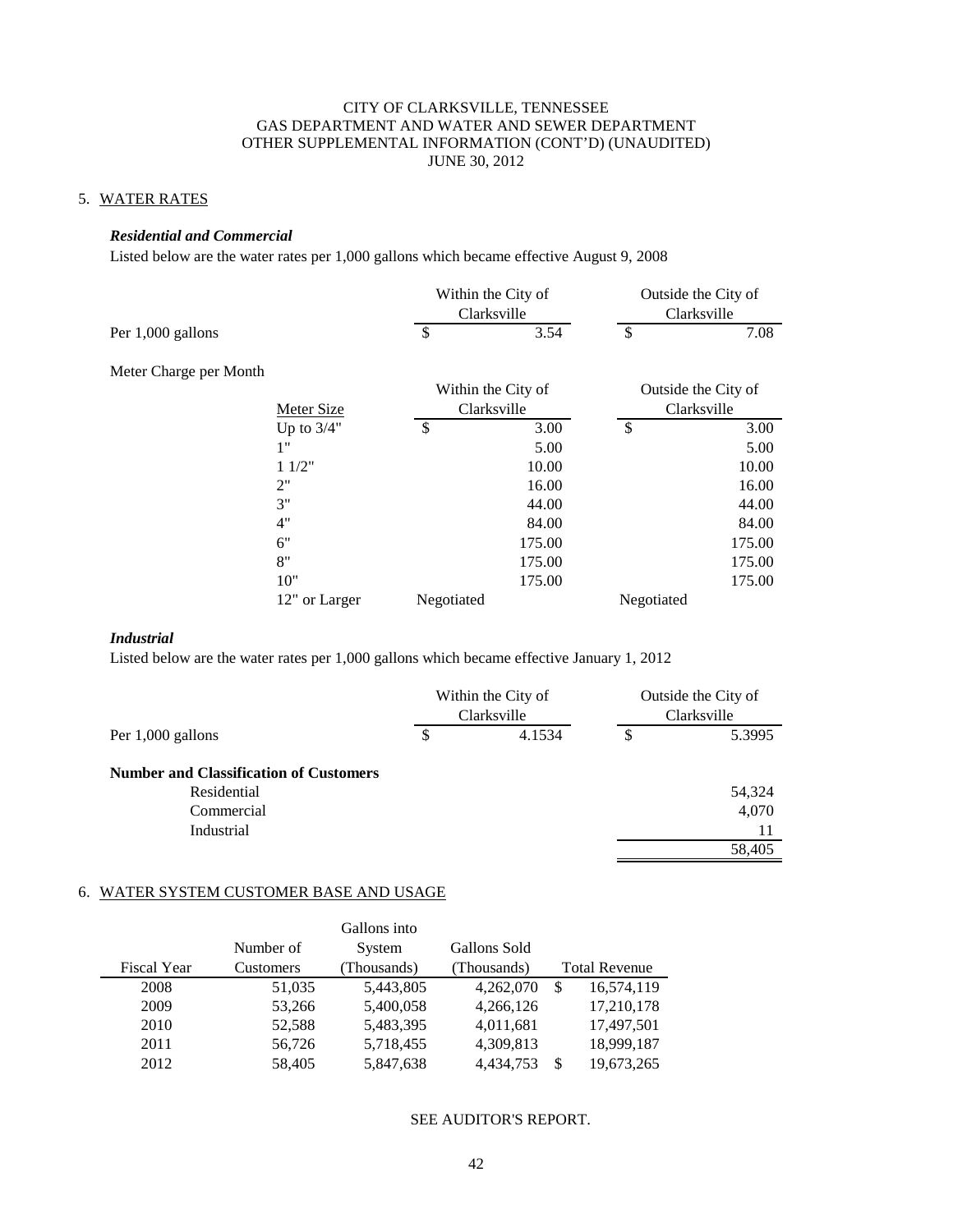CITY OF CLARKSVILLE, TENNESSEE
GAS DEPARTMENT AND WATER AND SEWER DEPARTMENT
OTHER SUPPLEMENTAL INFORMATION (CONT'D) (UNAUDITED)
JUNE 30, 2012

## 5. WATER RATES

***Residential and Commercial***

Listed below are the water rates per 1,000 gallons which became effective August 9, 2008

| | Within the City of Clarksville | Outside the City of Clarksville |
|---|---|---|
| Per 1,000 gallons | $ 3.54 | $ 7.08 |

Meter Charge per Month

| Meter Size | Within the City of Clarksville | Outside the City of Clarksville |
|---|---|---|
| Up to 3/4" | $ 3.00 | $ 3.00 |
| 1" | 5.00 | 5.00 |
| 1 1/2" | 10.00 | 10.00 |
| 2" | 16.00 | 16.00 |
| 3" | 44.00 | 44.00 |
| 4" | 84.00 | 84.00 |
| 6" | 175.00 | 175.00 |
| 8" | 175.00 | 175.00 |
| 10" | 175.00 | 175.00 |
| 12" or Larger | Negotiated | Negotiated |

***Industrial***

Listed below are the water rates per 1,000 gallons which became effective January 1, 2012

| | Within the City of Clarksville | Outside the City of Clarksville |
|---|---|---|
| Per 1,000 gallons | $ 4.1534 | $ 5.3995 |

**Number and Classification of Customers**

| | |
|---|---|
| Residential | 54,324 |
| Commercial | 4,070 |
| Industrial | 11 |
| | 58,405 |

## 6. WATER SYSTEM CUSTOMER BASE AND USAGE

| Fiscal Year | Number of Customers | Gallons into System (Thousands) | Gallons Sold (Thousands) | Total Revenue |
|---|---|---|---|---|
| 2008 | 51,035 | 5,443,805 | 4,262,070 | $ 16,574,119 |
| 2009 | 53,266 | 5,400,058 | 4,266,126 | 17,210,178 |
| 2010 | 52,588 | 5,483,395 | 4,011,681 | 17,497,501 |
| 2011 | 56,726 | 5,718,455 | 4,309,813 | 18,999,187 |
| 2012 | 58,405 | 5,847,638 | 4,434,753 | $ 19,673,265 |

SEE AUDITOR'S REPORT.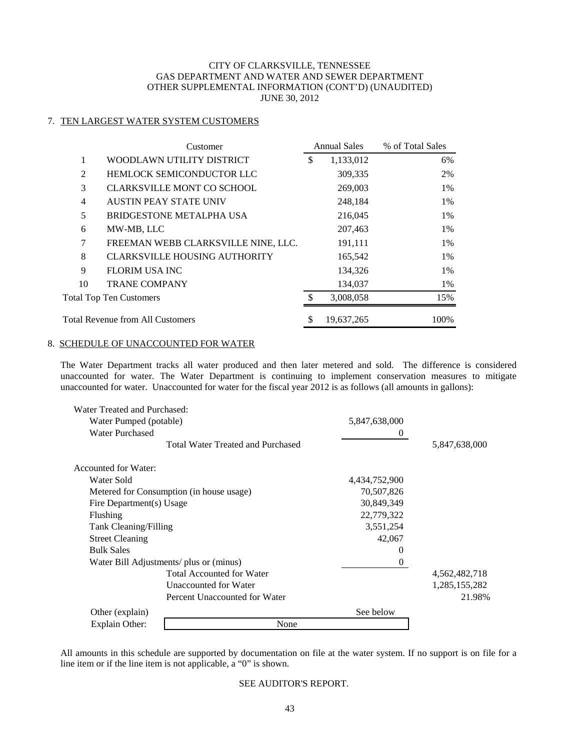CITY OF CLARKSVILLE, TENNESSEE
GAS DEPARTMENT AND WATER AND SEWER DEPARTMENT
OTHER SUPPLEMENTAL INFORMATION (CONT'D) (UNAUDITED)
JUNE 30, 2012

## 7. TEN LARGEST WATER SYSTEM CUSTOMERS

| | Customer | Annual Sales | % of Total Sales |
|---|---|---|---|
| 1 | WOODLAWN UTILITY DISTRICT | $ 1,133,012 | 6% |
| 2 | HEMLOCK SEMICONDUCTOR LLC | 309,335 | 2% |
| 3 | CLARKSVILLE MONT CO SCHOOL | 269,003 | 1% |
| 4 | AUSTIN PEAY STATE UNIV | 248,184 | 1% |
| 5 | BRIDGESTONE METALPHA USA | 216,045 | 1% |
| 6 | MW-MB, LLC | 207,463 | 1% |
| 7 | FREEMAN WEBB CLARKSVILLE NINE, LLC. | 191,111 | 1% |
| 8 | CLARKSVILLE HOUSING AUTHORITY | 165,542 | 1% |
| 9 | FLORIM USA INC | 134,326 | 1% |
| 10 | TRANE COMPANY | 134,037 | 1% |
| Total Top Ten Customers | | $ 3,008,058 | 15% |
| Total Revenue from All Customers | | $ 19,637,265 | 100% |

## 8. SCHEDULE OF UNACCOUNTED FOR WATER

The Water Department tracks all water produced and then later metered and sold. The difference is considered unaccounted for water. The Water Department is continuing to implement conservation measures to mitigate unaccounted for water. Unaccounted for water for the fiscal year 2012 is as follows (all amounts in gallons):

| | | |
|---|---|---|
| Water Treated and Purchased: | | |
| Water Pumped (potable) | 5,847,638,000 | |
| Water Purchased | 0 | |
| Total Water Treated and Purchased | | 5,847,638,000 |
| Accounted for Water: | | |
| Water Sold | 4,434,752,900 | |
| Metered for Consumption (in house usage) | 70,507,826 | |
| Fire Department(s) Usage | 30,849,349 | |
| Flushing | 22,779,322 | |
| Tank Cleaning/Filling | 3,551,254 | |
| Street Cleaning | 42,067 | |
| Bulk Sales | 0 | |
| Water Bill Adjustments/ plus or (minus) | 0 | |
| Total Accounted for Water | | 4,562,482,718 |
| Unaccounted for Water | | 1,285,155,282 |
| Percent Unaccounted for Water | | 21.98% |
| Other (explain) | See below | |
| Explain Other: | None | |

All amounts in this schedule are supported by documentation on file at the water system. If no support is on file for a line item or if the line item is not applicable, a "0" is shown.

SEE AUDITOR'S REPORT.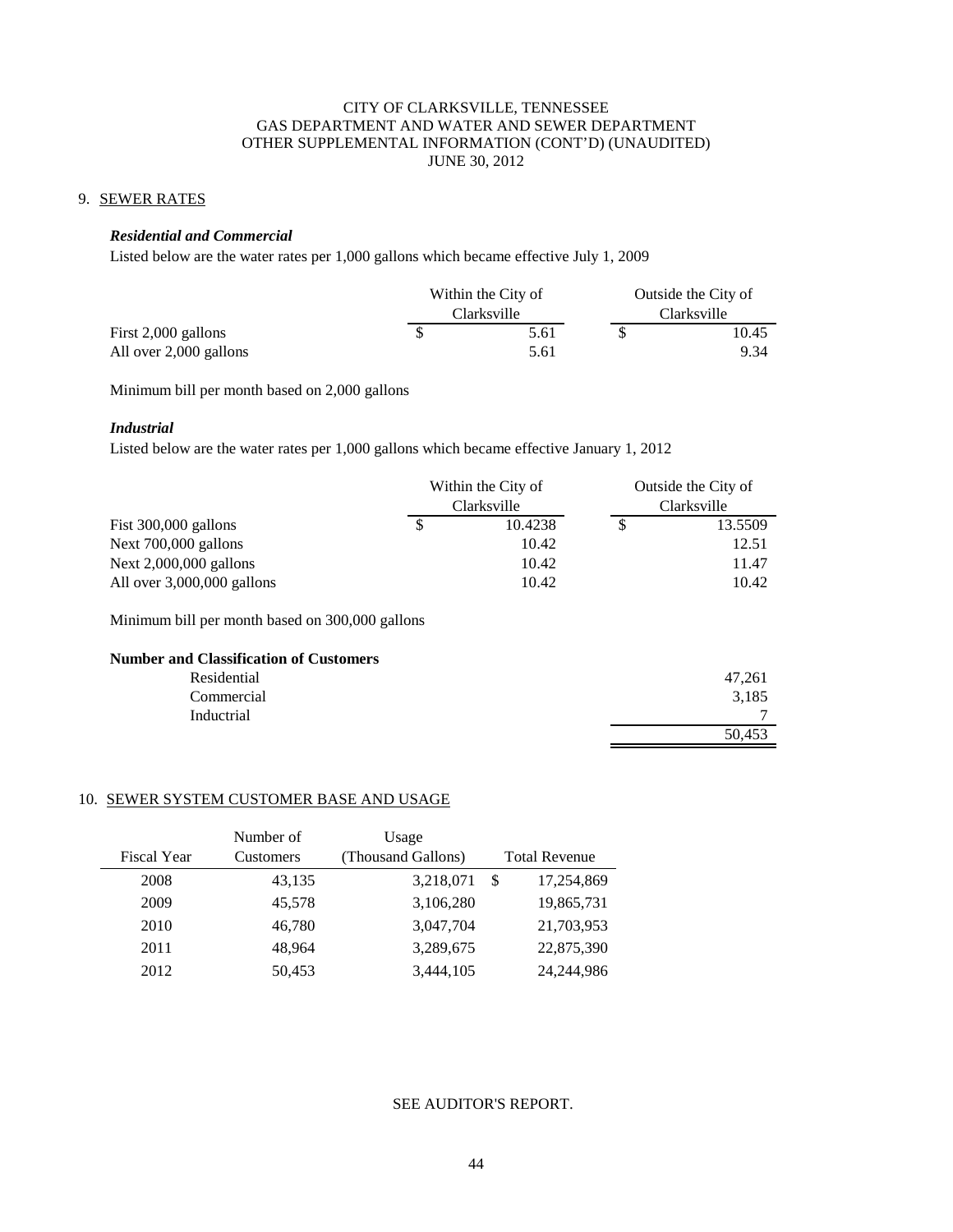CITY OF CLARKSVILLE, TENNESSEE
GAS DEPARTMENT AND WATER AND SEWER DEPARTMENT
OTHER SUPPLEMENTAL INFORMATION (CONT'D) (UNAUDITED)
JUNE 30, 2012

## 9. SEWER RATES

### *Residential and Commercial*

Listed below are the water rates per 1,000 gallons which became effective July 1, 2009

| | Within the City of Clarksville | Outside the City of Clarksville |
|---|---|---|
| First 2,000 gallons | $ 5.61 | $ 10.45 |
| All over 2,000 gallons | 5.61 | 9.34 |

Minimum bill per month based on 2,000 gallons

### *Industrial*

Listed below are the water rates per 1,000 gallons which became effective January 1, 2012

| | Within the City of Clarksville | Outside the City of Clarksville |
|---|---|---|
| Fist 300,000 gallons | $ 10.4238 | $ 13.5509 |
| Next 700,000 gallons | 10.42 | 12.51 |
| Next 2,000,000 gallons | 10.42 | 11.47 |
| All over 3,000,000 gallons | 10.42 | 10.42 |

Minimum bill per month based on 300,000 gallons

**Number and Classification of Customers**

| | |
|---|---|
| Residential | 47,261 |
| Commercial | 3,185 |
| Inductrial | 7 |
| | 50,453 |

## 10. SEWER SYSTEM CUSTOMER BASE AND USAGE

| Fiscal Year | Number of Customers | Usage (Thousand Gallons) | Total Revenue |
|---|---|---|---|
| 2008 | 43,135 | 3,218,071 | $ 17,254,869 |
| 2009 | 45,578 | 3,106,280 | 19,865,731 |
| 2010 | 46,780 | 3,047,704 | 21,703,953 |
| 2011 | 48,964 | 3,289,675 | 22,875,390 |
| 2012 | 50,453 | 3,444,105 | 24,244,986 |

SEE AUDITOR'S REPORT.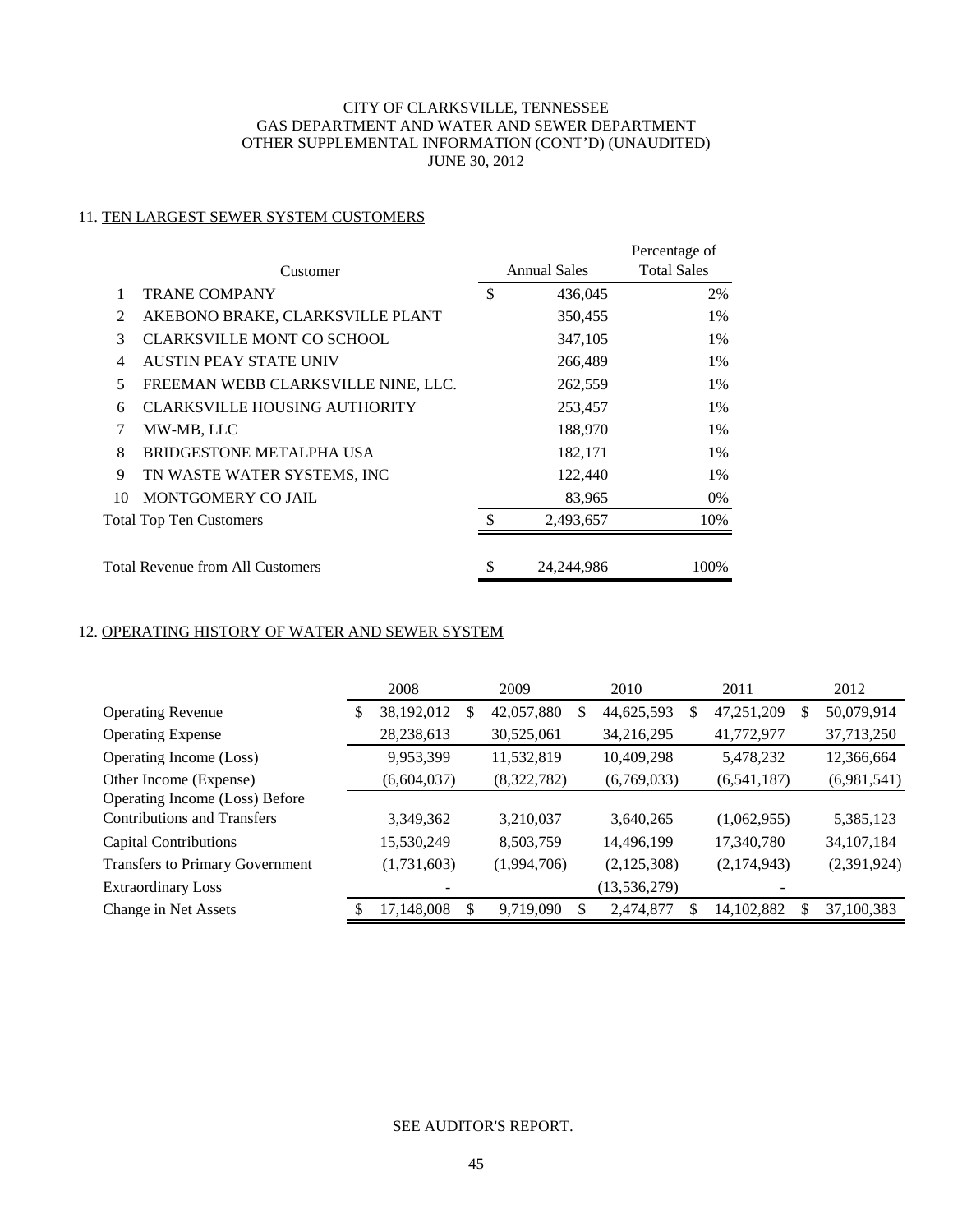CITY OF CLARKSVILLE, TENNESSEE
GAS DEPARTMENT AND WATER AND SEWER DEPARTMENT
OTHER SUPPLEMENTAL INFORMATION (CONT'D) (UNAUDITED)
JUNE 30, 2012

## 11. TEN LARGEST SEWER SYSTEM CUSTOMERS

| | Customer | Annual Sales | Percentage of Total Sales |
|---|---|---|---|
| 1 | TRANE COMPANY | $ 436,045 | 2% |
| 2 | AKEBONO BRAKE, CLARKSVILLE PLANT | 350,455 | 1% |
| 3 | CLARKSVILLE MONT CO SCHOOL | 347,105 | 1% |
| 4 | AUSTIN PEAY STATE UNIV | 266,489 | 1% |
| 5 | FREEMAN WEBB CLARKSVILLE NINE, LLC. | 262,559 | 1% |
| 6 | CLARKSVILLE HOUSING AUTHORITY | 253,457 | 1% |
| 7 | MW-MB, LLC | 188,970 | 1% |
| 8 | BRIDGESTONE METALPHA USA | 182,171 | 1% |
| 9 | TN WASTE WATER SYSTEMS, INC | 122,440 | 1% |
| 10 | MONTGOMERY CO JAIL | 83,965 | 0% |
| Total Top Ten Customers | | $ 2,493,657 | 10% |
| Total Revenue from All Customers | | $ 24,244,986 | 100% |

## 12. OPERATING HISTORY OF WATER AND SEWER SYSTEM

| | 2008 | 2009 | 2010 | 2011 | 2012 |
|---|---|---|---|---|---|
| Operating Revenue | $ 38,192,012 | $ 42,057,880 | $ 44,625,593 | $ 47,251,209 | $ 50,079,914 |
| Operating Expense | 28,238,613 | 30,525,061 | 34,216,295 | 41,772,977 | 37,713,250 |
| Operating Income (Loss) | 9,953,399 | 11,532,819 | 10,409,298 | 5,478,232 | 12,366,664 |
| Other Income (Expense) | (6,604,037) | (8,322,782) | (6,769,033) | (6,541,187) | (6,981,541) |
| Operating Income (Loss) Before Contributions and Transfers | 3,349,362 | 3,210,037 | 3,640,265 | (1,062,955) | 5,385,123 |
| Capital Contributions | 15,530,249 | 8,503,759 | 14,496,199 | 17,340,780 | 34,107,184 |
| Transfers to Primary Government | (1,731,603) | (1,994,706) | (2,125,308) | (2,174,943) | (2,391,924) |
| Extraordinary Loss | - | | (13,536,279) | - | |
| Change in Net Assets | $ 17,148,008 | $ 9,719,090 | $ 2,474,877 | $ 14,102,882 | $ 37,100,383 |

SEE AUDITOR'S REPORT.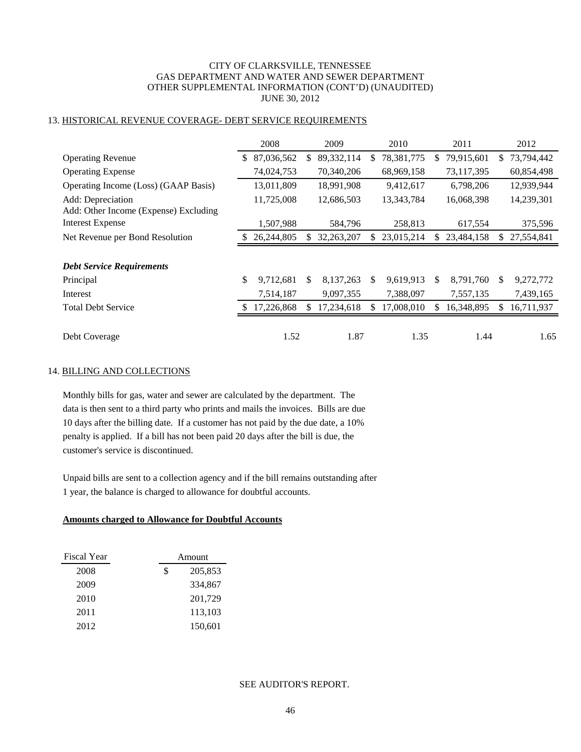CITY OF CLARKSVILLE, TENNESSEE
GAS DEPARTMENT AND WATER AND SEWER DEPARTMENT
OTHER SUPPLEMENTAL INFORMATION (CONT'D) (UNAUDITED)
JUNE 30, 2012

## 13. HISTORICAL REVENUE COVERAGE- DEBT SERVICE REQUIREMENTS

| | 2008 | 2009 | 2010 | 2011 | 2012 |
|---|---|---|---|---|---|
| Operating Revenue | $ 87,036,562 | $ 89,332,114 | $ 78,381,775 | $ 79,915,601 | $ 73,794,442 |
| Operating Expense | 74,024,753 | 70,340,206 | 68,969,158 | 73,117,395 | 60,854,498 |
| Operating Income (Loss) (GAAP Basis) | 13,011,809 | 18,991,908 | 9,412,617 | 6,798,206 | 12,939,944 |
| Add: Depreciation | 11,725,008 | 12,686,503 | 13,343,784 | 16,068,398 | 14,239,301 |
| Add: Other Income (Expense) Excluding Interest Expense | 1,507,988 | 584,796 | 258,813 | 617,554 | 375,596 |
| Net Revenue per Bond Resolution | $ 26,244,805 | $ 32,263,207 | $ 23,015,214 | $ 23,484,158 | $ 27,554,841 |
| ***Debt Service Requirements*** | | | | | |
| Principal | $ 9,712,681 | $ 8,137,263 | $ 9,619,913 | $ 8,791,760 | $ 9,272,772 |
| Interest | 7,514,187 | 9,097,355 | 7,388,097 | 7,557,135 | 7,439,165 |
| Total Debt Service | $ 17,226,868 | $ 17,234,618 | $ 17,008,010 | $ 16,348,895 | $ 16,711,937 |
| Debt Coverage | 1.52 | 1.87 | 1.35 | 1.44 | 1.65 |

## 14. BILLING AND COLLECTIONS

Monthly bills for gas, water and sewer are calculated by the department. The data is then sent to a third party who prints and mails the invoices. Bills are due 10 days after the billing date. If a customer has not paid by the due date, a 10% penalty is applied. If a bill has not been paid 20 days after the bill is due, the customer's service is discontinued.

Unpaid bills are sent to a collection agency and if the bill remains outstanding after 1 year, the balance is charged to allowance for doubtful accounts.

**Amounts charged to Allowance for Doubtful Accounts**

| Fiscal Year | Amount |
|---|---|
| 2008 | $ 205,853 |
| 2009 | 334,867 |
| 2010 | 201,729 |
| 2011 | 113,103 |
| 2012 | 150,601 |

SEE AUDITOR'S REPORT.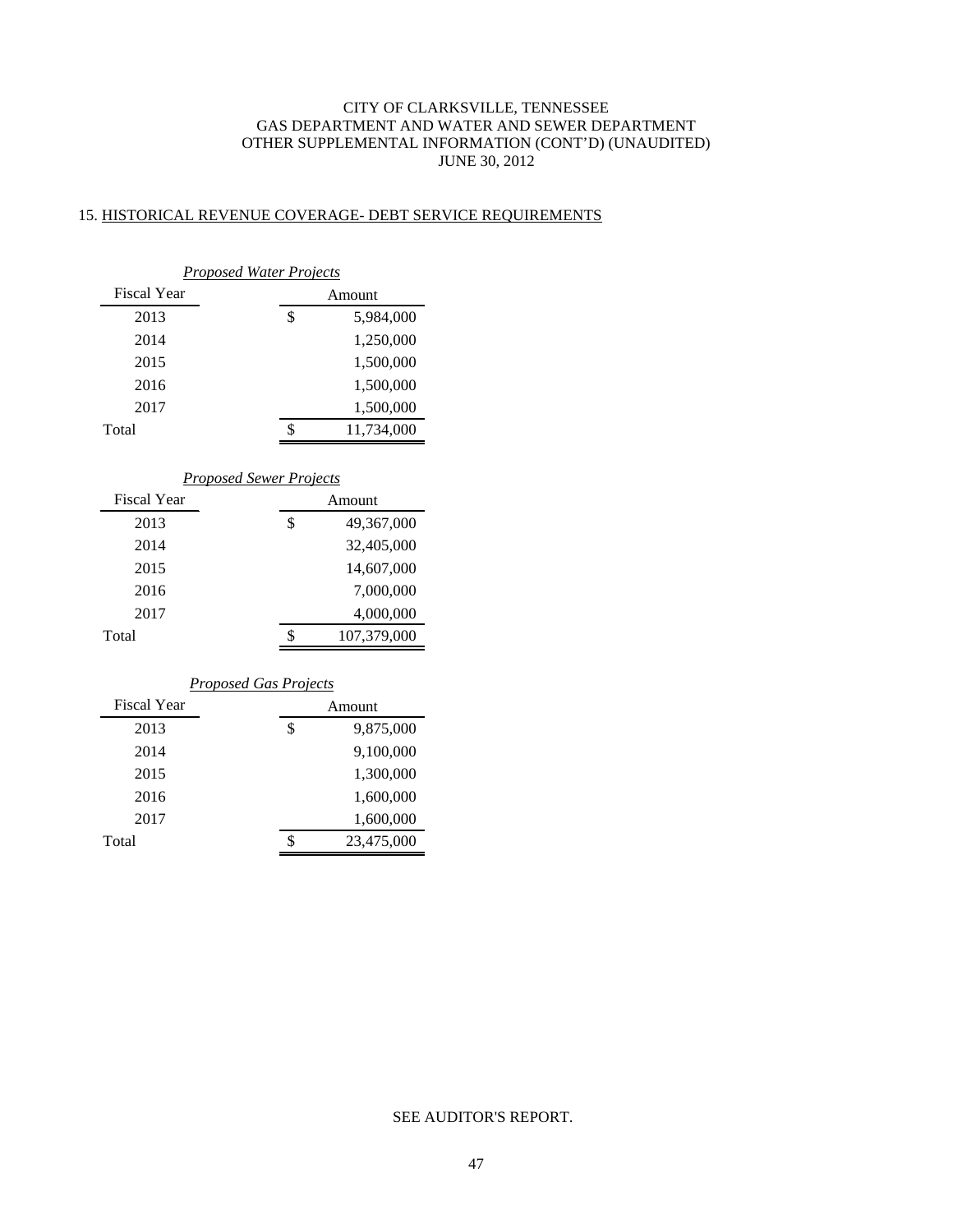CITY OF CLARKSVILLE, TENNESSEE
GAS DEPARTMENT AND WATER AND SEWER DEPARTMENT
OTHER SUPPLEMENTAL INFORMATION (CONT'D) (UNAUDITED)
JUNE 30, 2012

## 15. HISTORICAL REVENUE COVERAGE- DEBT SERVICE REQUIREMENTS

*Proposed Water Projects*

| Fiscal Year | Amount |
|---|---|
| 2013 | $ 5,984,000 |
| 2014 | 1,250,000 |
| 2015 | 1,500,000 |
| 2016 | 1,500,000 |
| 2017 | 1,500,000 |
| Total | $ 11,734,000 |

*Proposed Sewer Projects*

| Fiscal Year | Amount |
|---|---|
| 2013 | $ 49,367,000 |
| 2014 | 32,405,000 |
| 2015 | 14,607,000 |
| 2016 | 7,000,000 |
| 2017 | 4,000,000 |
| Total | $ 107,379,000 |

*Proposed Gas Projects*

| Fiscal Year | Amount |
|---|---|
| 2013 | $ 9,875,000 |
| 2014 | 9,100,000 |
| 2015 | 1,300,000 |
| 2016 | 1,600,000 |
| 2017 | 1,600,000 |
| Total | $ 23,475,000 |

SEE AUDITOR'S REPORT.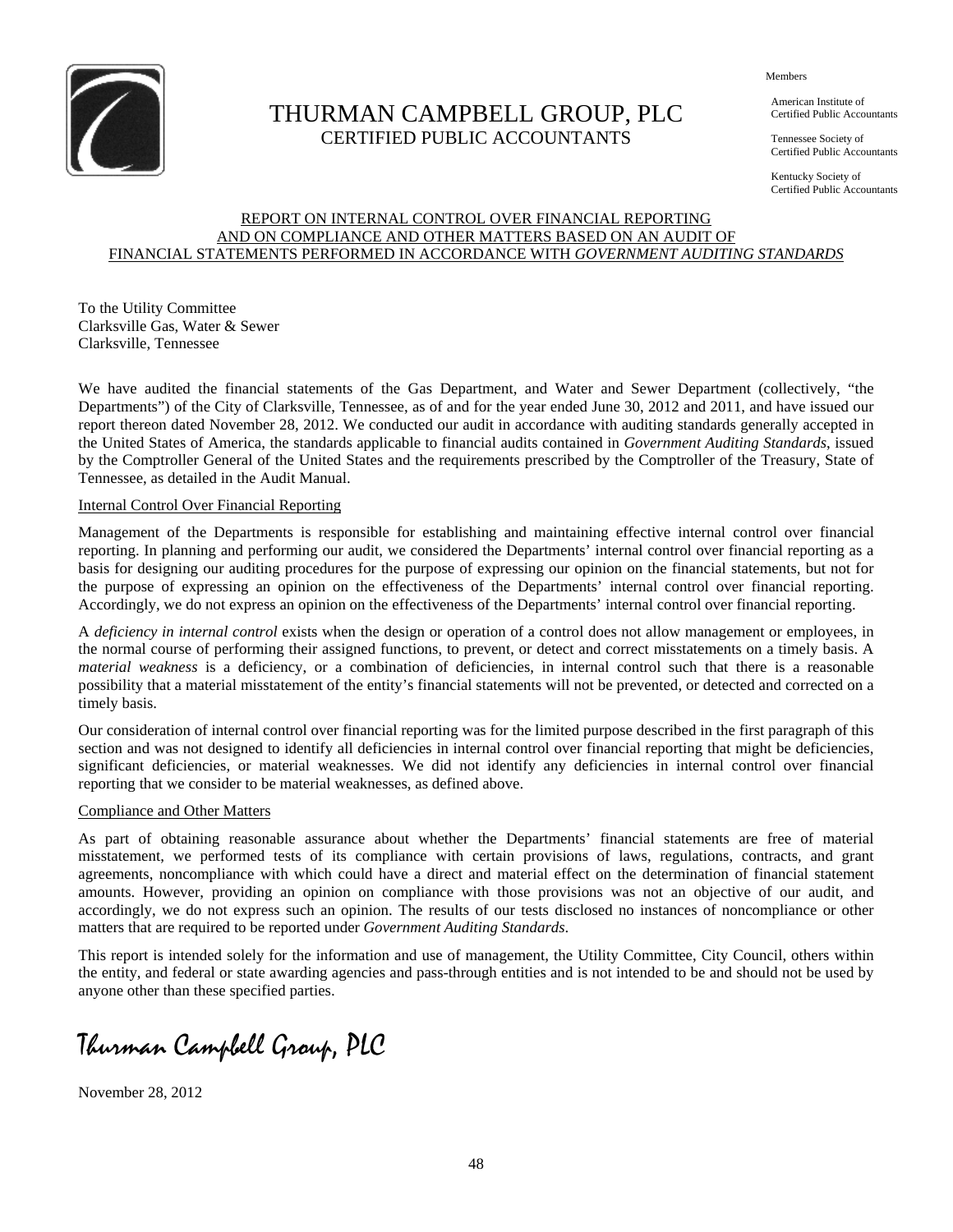# THURMAN CAMPBELL GROUP, PLC

CERTIFIED PUBLIC ACCOUNTANTS

Members

American Institute of Certified Public Accountants

Tennessee Society of Certified Public Accountants

Kentucky Society of Certified Public Accountants

## REPORT ON INTERNAL CONTROL OVER FINANCIAL REPORTING AND ON COMPLIANCE AND OTHER MATTERS BASED ON AN AUDIT OF FINANCIAL STATEMENTS PERFORMED IN ACCORDANCE WITH *GOVERNMENT AUDITING STANDARDS*

To the Utility Committee
Clarksville Gas, Water & Sewer
Clarksville, Tennessee

We have audited the financial statements of the Gas Department, and Water and Sewer Department (collectively, "the Departments") of the City of Clarksville, Tennessee, as of and for the year ended June 30, 2012 and 2011, and have issued our report thereon dated November 28, 2012. We conducted our audit in accordance with auditing standards generally accepted in the United States of America, the standards applicable to financial audits contained in *Government Auditing Standards*, issued by the Comptroller General of the United States and the requirements prescribed by the Comptroller of the Treasury, State of Tennessee, as detailed in the Audit Manual.

### Internal Control Over Financial Reporting

Management of the Departments is responsible for establishing and maintaining effective internal control over financial reporting. In planning and performing our audit, we considered the Departments' internal control over financial reporting as a basis for designing our auditing procedures for the purpose of expressing our opinion on the financial statements, but not for the purpose of expressing an opinion on the effectiveness of the Departments' internal control over financial reporting. Accordingly, we do not express an opinion on the effectiveness of the Departments' internal control over financial reporting.

A *deficiency in internal control* exists when the design or operation of a control does not allow management or employees, in the normal course of performing their assigned functions, to prevent, or detect and correct misstatements on a timely basis. A *material weakness* is a deficiency, or a combination of deficiencies, in internal control such that there is a reasonable possibility that a material misstatement of the entity's financial statements will not be prevented, or detected and corrected on a timely basis.

Our consideration of internal control over financial reporting was for the limited purpose described in the first paragraph of this section and was not designed to identify all deficiencies in internal control over financial reporting that might be deficiencies, significant deficiencies, or material weaknesses. We did not identify any deficiencies in internal control over financial reporting that we consider to be material weaknesses, as defined above.

### Compliance and Other Matters

As part of obtaining reasonable assurance about whether the Departments' financial statements are free of material misstatement, we performed tests of its compliance with certain provisions of laws, regulations, contracts, and grant agreements, noncompliance with which could have a direct and material effect on the determination of financial statement amounts. However, providing an opinion on compliance with those provisions was not an objective of our audit, and accordingly, we do not express such an opinion. The results of our tests disclosed no instances of noncompliance or other matters that are required to be reported under *Government Auditing Standards*.

This report is intended solely for the information and use of management, the Utility Committee, City Council, others within the entity, and federal or state awarding agencies and pass-through entities and is not intended to be and should not be used by anyone other than these specified parties.

*Thurman Campbell Group, PLC*

November 28, 2012